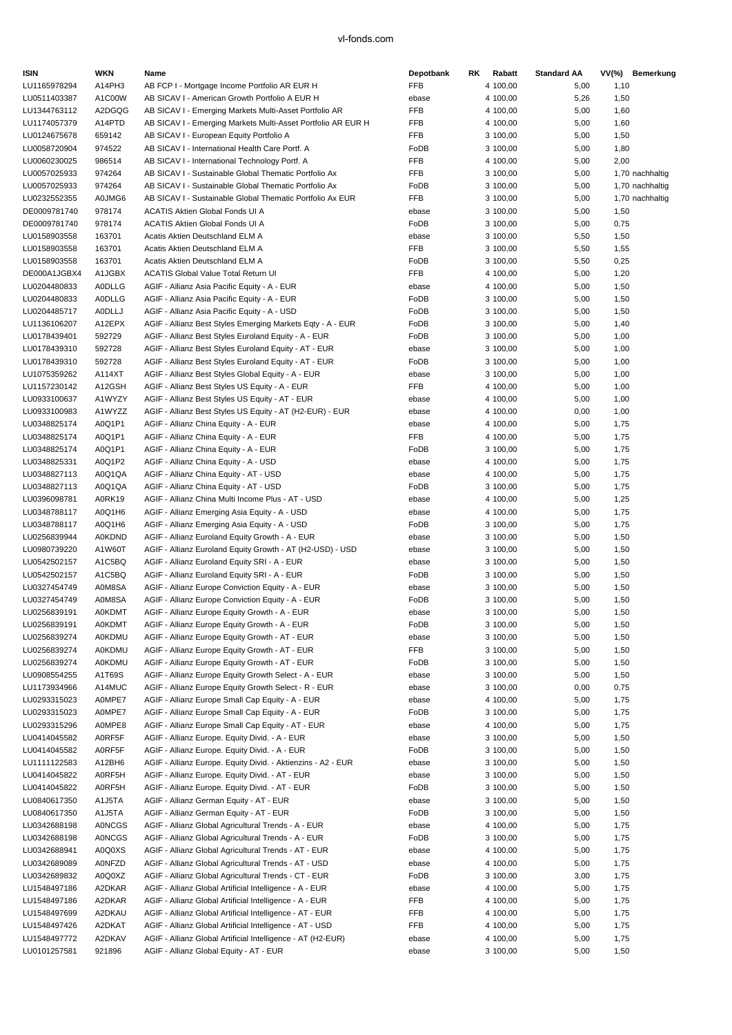| ISIN | WKN | Name | Depotbank | RK | Rabatt | Standard AA | VV(%) | Bemerkung |
|---|---|---|---|---|---|---|---|---|
| LU1165978294 | A14PH3 | AB FCP I - Mortgage Income Portfolio AR EUR H | FFB | 4 | 100,00 | 5,00 | 1,10 | |
| LU0511403387 | A1C00W | AB SICAV I - American Growth Portfolio A EUR H | ebase | 4 | 100,00 | 5,26 | 1,50 | |
| LU1344763112 | A2DGQG | AB SICAV I - Emerging Markets Multi-Asset Portfolio AR | FFB | 4 | 100,00 | 5,00 | 1,60 | |
| LU1174057379 | A14PTD | AB SICAV I - Emerging Markets Multi-Asset Portfolio AR EUR H | FFB | 4 | 100,00 | 5,00 | 1,60 | |
| LU0124675678 | 659142 | AB SICAV I - European Equity Portfolio A | FFB | 3 | 100,00 | 5,00 | 1,50 | |
| LU0058720904 | 974522 | AB SICAV I - International Health Care Portf. A | FoDB | 3 | 100,00 | 5,00 | 1,80 | |
| LU0060230025 | 986514 | AB SICAV I - International Technology Portf. A | FFB | 4 | 100,00 | 5,00 | 2,00 | |
| LU0057025933 | 974264 | AB SICAV I - Sustainable Global Thematic Portfolio Ax | FFB | 3 | 100,00 | 5,00 | 1,70 | nachhaltig |
| LU0057025933 | 974264 | AB SICAV I - Sustainable Global Thematic Portfolio Ax | FoDB | 3 | 100,00 | 5,00 | 1,70 | nachhaltig |
| LU0232552355 | A0JMG6 | AB SICAV I - Sustainable Global Thematic Portfolio Ax EUR | FFB | 3 | 100,00 | 5,00 | 1,70 | nachhaltig |
| DE0009781740 | 978174 | ACATIS Aktien Global Fonds UI A | ebase | 3 | 100,00 | 5,00 | 1,50 | |
| DE0009781740 | 978174 | ACATIS Aktien Global Fonds UI A | FoDB | 3 | 100,00 | 5,00 | 0,75 | |
| LU0158903558 | 163701 | Acatis Aktien Deutschland ELM A | ebase | 3 | 100,00 | 5,50 | 1,50 | |
| LU0158903558 | 163701 | Acatis Aktien Deutschland ELM A | FFB | 3 | 100,00 | 5,50 | 1,55 | |
| LU0158903558 | 163701 | Acatis Aktien Deutschland ELM A | FoDB | 3 | 100,00 | 5,50 | 0,25 | |
| DE000A1JGBX4 | A1JGBX | ACATIS Global Value Total Return UI | FFB | 4 | 100,00 | 5,00 | 1,20 | |
| LU0204480833 | A0DLLG | AGIF - Allianz Asia Pacific Equity - A - EUR | ebase | 4 | 100,00 | 5,00 | 1,50 | |
| LU0204480833 | A0DLLG | AGIF - Allianz Asia Pacific Equity - A - EUR | FoDB | 3 | 100,00 | 5,00 | 1,50 | |
| LU0204485717 | A0DLLJ | AGIF - Allianz Asia Pacific Equity - A - USD | FoDB | 3 | 100,00 | 5,00 | 1,50 | |
| LU1136106207 | A12EPX | AGIF - Allianz Best Styles Emerging Markets Eqty - A - EUR | FoDB | 3 | 100,00 | 5,00 | 1,40 | |
| LU0178439401 | 592729 | AGIF - Allianz Best Styles Euroland Equity - A - EUR | FoDB | 3 | 100,00 | 5,00 | 1,00 | |
| LU0178439310 | 592728 | AGIF - Allianz Best Styles Euroland Equity - AT - EUR | ebase | 3 | 100,00 | 5,00 | 1,00 | |
| LU0178439310 | 592728 | AGIF - Allianz Best Styles Euroland Equity - AT - EUR | FoDB | 3 | 100,00 | 5,00 | 1,00 | |
| LU1075359262 | A114XT | AGIF - Allianz Best Styles Global Equity - A - EUR | ebase | 3 | 100,00 | 5,00 | 1,00 | |
| LU1157230142 | A12GSH | AGIF - Allianz Best Styles US Equity - A - EUR | FFB | 4 | 100,00 | 5,00 | 1,00 | |
| LU0933100637 | A1WYZY | AGIF - Allianz Best Styles US Equity - AT - EUR | ebase | 4 | 100,00 | 5,00 | 1,00 | |
| LU0933100983 | A1WYZZ | AGIF - Allianz Best Styles US Equity - AT (H2-EUR) - EUR | ebase | 4 | 100,00 | 0,00 | 1,00 | |
| LU0348825174 | A0Q1P1 | AGIF - Allianz China Equity - A - EUR | ebase | 4 | 100,00 | 5,00 | 1,75 | |
| LU0348825174 | A0Q1P1 | AGIF - Allianz China Equity - A - EUR | FFB | 4 | 100,00 | 5,00 | 1,75 | |
| LU0348825174 | A0Q1P1 | AGIF - Allianz China Equity - A - EUR | FoDB | 3 | 100,00 | 5,00 | 1,75 | |
| LU0348825331 | A0Q1P2 | AGIF - Allianz China Equity - A - USD | ebase | 4 | 100,00 | 5,00 | 1,75 | |
| LU0348827113 | A0Q1QA | AGIF - Allianz China Equity - AT - USD | ebase | 4 | 100,00 | 5,00 | 1,75 | |
| LU0348827113 | A0Q1QA | AGIF - Allianz China Equity - AT - USD | FoDB | 3 | 100,00 | 5,00 | 1,75 | |
| LU0396098781 | A0RK19 | AGIF - Allianz China Multi Income Plus - AT - USD | ebase | 4 | 100,00 | 5,00 | 1,25 | |
| LU0348788117 | A0Q1H6 | AGIF - Allianz Emerging Asia Equity - A - USD | ebase | 4 | 100,00 | 5,00 | 1,75 | |
| LU0348788117 | A0Q1H6 | AGIF - Allianz Emerging Asia Equity - A - USD | FoDB | 3 | 100,00 | 5,00 | 1,75 | |
| LU0256839944 | A0KDND | AGIF - Allianz Euroland Equity Growth - A - EUR | ebase | 3 | 100,00 | 5,00 | 1,50 | |
| LU0980739220 | A1W60T | AGIF - Allianz Euroland Equity Growth - AT (H2-USD) - USD | ebase | 3 | 100,00 | 5,00 | 1,50 | |
| LU0542502157 | A1C5BQ | AGIF - Allianz Euroland Equity SRI - A - EUR | ebase | 3 | 100,00 | 5,00 | 1,50 | |
| LU0542502157 | A1C5BQ | AGIF - Allianz Euroland Equity SRI - A - EUR | FoDB | 3 | 100,00 | 5,00 | 1,50 | |
| LU0327454749 | A0M8SA | AGIF - Allianz Europe Conviction Equity - A - EUR | ebase | 3 | 100,00 | 5,00 | 1,50 | |
| LU0327454749 | A0M8SA | AGIF - Allianz Europe Conviction Equity - A - EUR | FoDB | 3 | 100,00 | 5,00 | 1,50 | |
| LU0256839191 | A0KDMT | AGIF - Allianz Europe Equity Growth - A - EUR | ebase | 3 | 100,00 | 5,00 | 1,50 | |
| LU0256839191 | A0KDMT | AGIF - Allianz Europe Equity Growth - A - EUR | FoDB | 3 | 100,00 | 5,00 | 1,50 | |
| LU0256839274 | A0KDMU | AGIF - Allianz Europe Equity Growth - AT - EUR | ebase | 3 | 100,00 | 5,00 | 1,50 | |
| LU0256839274 | A0KDMU | AGIF - Allianz Europe Equity Growth - AT - EUR | FFB | 3 | 100,00 | 5,00 | 1,50 | |
| LU0256839274 | A0KDMU | AGIF - Allianz Europe Equity Growth - AT - EUR | FoDB | 3 | 100,00 | 5,00 | 1,50 | |
| LU0908554255 | A1T69S | AGIF - Allianz Europe Equity Growth Select - A - EUR | ebase | 3 | 100,00 | 5,00 | 1,50 | |
| LU1173934966 | A14MUC | AGIF - Allianz Europe Equity Growth Select - R - EUR | ebase | 3 | 100,00 | 0,00 | 0,75 | |
| LU0293315023 | A0MPE7 | AGIF - Allianz Europe Small Cap Equity - A - EUR | ebase | 4 | 100,00 | 5,00 | 1,75 | |
| LU0293315023 | A0MPE7 | AGIF - Allianz Europe Small Cap Equity - A - EUR | FoDB | 3 | 100,00 | 5,00 | 1,75 | |
| LU0293315296 | A0MPE8 | AGIF - Allianz Europe Small Cap Equity - AT - EUR | ebase | 4 | 100,00 | 5,00 | 1,75 | |
| LU0414045582 | A0RF5F | AGIF - Allianz Europe. Equity Divid. - A - EUR | ebase | 3 | 100,00 | 5,00 | 1,50 | |
| LU0414045582 | A0RF5F | AGIF - Allianz Europe. Equity Divid. - A - EUR | FoDB | 3 | 100,00 | 5,00 | 1,50 | |
| LU1111122583 | A12BH6 | AGIF - Allianz Europe. Equity Divid. - Aktienzins - A2 - EUR | ebase | 3 | 100,00 | 5,00 | 1,50 | |
| LU0414045822 | A0RF5H | AGIF - Allianz Europe. Equity Divid. - AT - EUR | ebase | 3 | 100,00 | 5,00 | 1,50 | |
| LU0414045822 | A0RF5H | AGIF - Allianz Europe. Equity Divid. - AT - EUR | FoDB | 3 | 100,00 | 5,00 | 1,50 | |
| LU0840617350 | A1J5TA | AGIF - Allianz German Equity - AT - EUR | ebase | 3 | 100,00 | 5,00 | 1,50 | |
| LU0840617350 | A1J5TA | AGIF - Allianz German Equity - AT - EUR | FoDB | 3 | 100,00 | 5,00 | 1,50 | |
| LU0342688198 | A0NCGS | AGIF - Allianz Global Agricultural Trends - A - EUR | ebase | 4 | 100,00 | 5,00 | 1,75 | |
| LU0342688198 | A0NCGS | AGIF - Allianz Global Agricultural Trends - A - EUR | FoDB | 3 | 100,00 | 5,00 | 1,75 | |
| LU0342688941 | A0Q0XS | AGIF - Allianz Global Agricultural Trends - AT - EUR | ebase | 4 | 100,00 | 5,00 | 1,75 | |
| LU0342689089 | A0NFZD | AGIF - Allianz Global Agricultural Trends - AT - USD | ebase | 4 | 100,00 | 5,00 | 1,75 | |
| LU0342689832 | A0Q0XZ | AGIF - Allianz Global Agricultural Trends - CT - EUR | FoDB | 3 | 100,00 | 3,00 | 1,75 | |
| LU1548497186 | A2DKAR | AGIF - Allianz Global Artificial Intelligence - A - EUR | ebase | 4 | 100,00 | 5,00 | 1,75 | |
| LU1548497186 | A2DKAR | AGIF - Allianz Global Artificial Intelligence - A - EUR | FFB | 4 | 100,00 | 5,00 | 1,75 | |
| LU1548497699 | A2DKAU | AGIF - Allianz Global Artificial Intelligence - AT - EUR | FFB | 4 | 100,00 | 5,00 | 1,75 | |
| LU1548497426 | A2DKAT | AGIF - Allianz Global Artificial Intelligence - AT - USD | FFB | 4 | 100,00 | 5,00 | 1,75 | |
| LU1548497772 | A2DKAV | AGIF - Allianz Global Artificial Intelligence - AT (H2-EUR) | ebase | 4 | 100,00 | 5,00 | 1,75 | |
| LU0101257581 | 921896 | AGIF - Allianz Global Equity - AT - EUR | ebase | 3 | 100,00 | 5,00 | 1,50 | |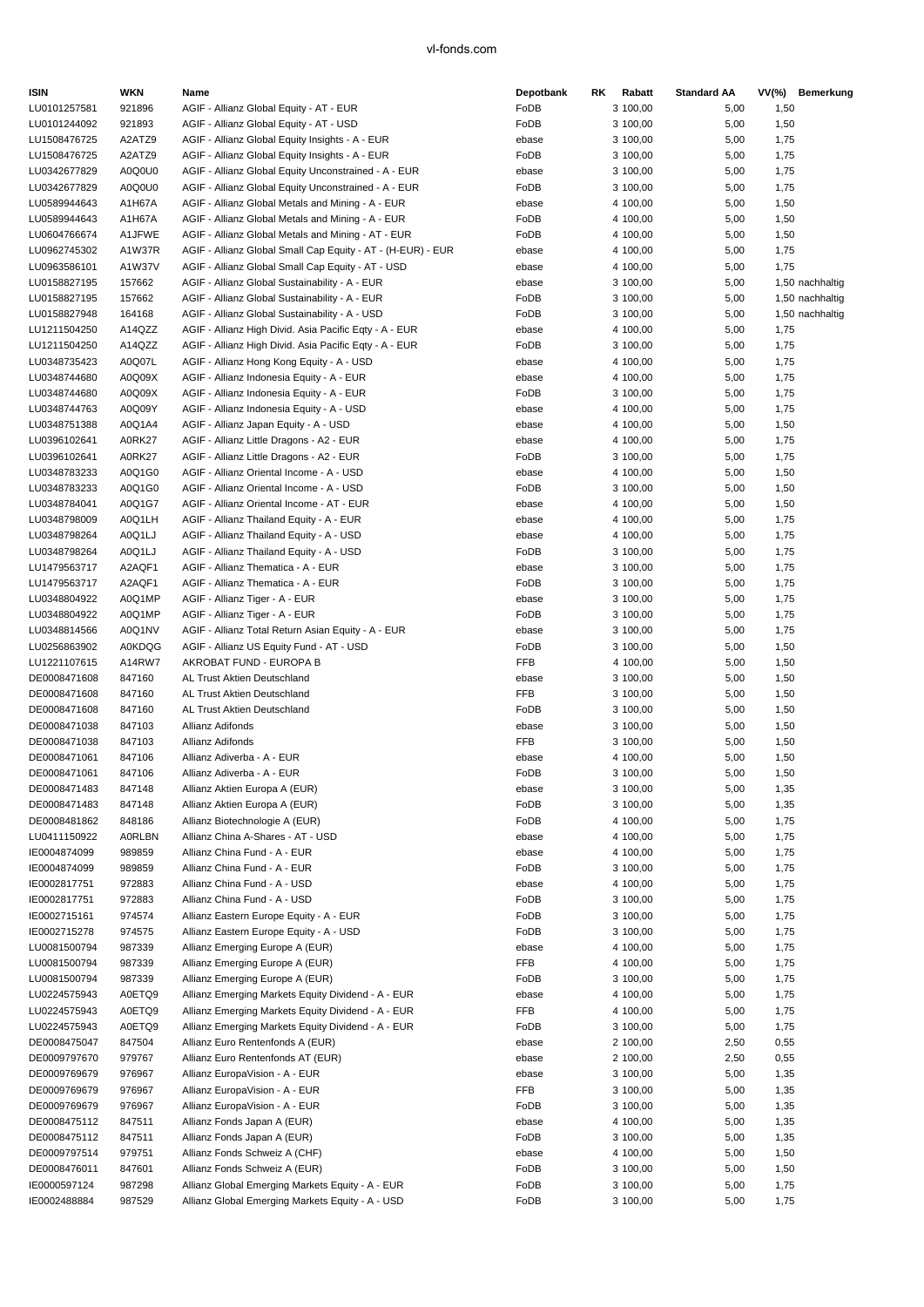| ISIN | WKN | Name | Depotbank | RK | Rabatt | Standard AA | VV(%) | Bemerkung |
|---|---|---|---|---|---|---|---|---|
| LU0101257581 | 921896 | AGIF - Allianz Global Equity - AT - EUR | FoDB | 3 | 100,00 | 5,00 | 1,50 | |
| LU0101244092 | 921893 | AGIF - Allianz Global Equity - AT - USD | FoDB | 3 | 100,00 | 5,00 | 1,50 | |
| LU1508476725 | A2ATZ9 | AGIF - Allianz Global Equity Insights - A - EUR | ebase | 3 | 100,00 | 5,00 | 1,75 | |
| LU1508476725 | A2ATZ9 | AGIF - Allianz Global Equity Insights - A - EUR | FoDB | 3 | 100,00 | 5,00 | 1,75 | |
| LU0342677829 | A0Q0U0 | AGIF - Allianz Global Equity Unconstrained - A - EUR | ebase | 3 | 100,00 | 5,00 | 1,75 | |
| LU0342677829 | A0Q0U0 | AGIF - Allianz Global Equity Unconstrained - A - EUR | FoDB | 3 | 100,00 | 5,00 | 1,75 | |
| LU0589944643 | A1H67A | AGIF - Allianz Global Metals and Mining - A - EUR | ebase | 4 | 100,00 | 5,00 | 1,50 | |
| LU0589944643 | A1H67A | AGIF - Allianz Global Metals and Mining - A - EUR | FoDB | 4 | 100,00 | 5,00 | 1,50 | |
| LU0604766674 | A1JFWE | AGIF - Allianz Global Metals and Mining - AT - EUR | FoDB | 4 | 100,00 | 5,00 | 1,50 | |
| LU0962745302 | A1W37R | AGIF - Allianz Global Small Cap Equity - AT - (H-EUR) - EUR | ebase | 4 | 100,00 | 5,00 | 1,75 | |
| LU0963586101 | A1W37V | AGIF - Allianz Global Small Cap Equity - AT - USD | ebase | 4 | 100,00 | 5,00 | 1,75 | |
| LU0158827195 | 157662 | AGIF - Allianz Global Sustainability - A - EUR | ebase | 3 | 100,00 | 5,00 | 1,50 | nachhaltig |
| LU0158827195 | 157662 | AGIF - Allianz Global Sustainability - A - EUR | FoDB | 3 | 100,00 | 5,00 | 1,50 | nachhaltig |
| LU0158827948 | 164168 | AGIF - Allianz Global Sustainability - A - USD | FoDB | 3 | 100,00 | 5,00 | 1,50 | nachhaltig |
| LU1211504250 | A14QZZ | AGIF - Allianz High Divid. Asia Pacific Eqty - A - EUR | ebase | 4 | 100,00 | 5,00 | 1,75 | |
| LU1211504250 | A14QZZ | AGIF - Allianz High Divid. Asia Pacific Eqty - A - EUR | FoDB | 3 | 100,00 | 5,00 | 1,75 | |
| LU0348735423 | A0Q07L | AGIF - Allianz Hong Kong Equity - A - USD | ebase | 4 | 100,00 | 5,00 | 1,75 | |
| LU0348744680 | A0Q09X | AGIF - Allianz Indonesia Equity - A - EUR | ebase | 4 | 100,00 | 5,00 | 1,75 | |
| LU0348744680 | A0Q09X | AGIF - Allianz Indonesia Equity - A - EUR | FoDB | 3 | 100,00 | 5,00 | 1,75 | |
| LU0348744763 | A0Q09Y | AGIF - Allianz Indonesia Equity - A - USD | ebase | 4 | 100,00 | 5,00 | 1,75 | |
| LU0348751388 | A0Q1A4 | AGIF - Allianz Japan Equity - A - USD | ebase | 4 | 100,00 | 5,00 | 1,50 | |
| LU0396102641 | A0RK27 | AGIF - Allianz Little Dragons - A2 - EUR | ebase | 4 | 100,00 | 5,00 | 1,75 | |
| LU0396102641 | A0RK27 | AGIF - Allianz Little Dragons - A2 - EUR | FoDB | 3 | 100,00 | 5,00 | 1,75 | |
| LU0348783233 | A0Q1G0 | AGIF - Allianz Oriental Income - A - USD | ebase | 4 | 100,00 | 5,00 | 1,50 | |
| LU0348783233 | A0Q1G0 | AGIF - Allianz Oriental Income - A - USD | FoDB | 3 | 100,00 | 5,00 | 1,50 | |
| LU0348784041 | A0Q1G7 | AGIF - Allianz Oriental Income - AT - EUR | ebase | 4 | 100,00 | 5,00 | 1,50 | |
| LU0348798009 | A0Q1LH | AGIF - Allianz Thailand Equity - A - EUR | ebase | 4 | 100,00 | 5,00 | 1,75 | |
| LU0348798264 | A0Q1LJ | AGIF - Allianz Thailand Equity - A - USD | ebase | 4 | 100,00 | 5,00 | 1,75 | |
| LU0348798264 | A0Q1LJ | AGIF - Allianz Thailand Equity - A - USD | FoDB | 3 | 100,00 | 5,00 | 1,75 | |
| LU1479563717 | A2AQF1 | AGIF - Allianz Thematica - A - EUR | ebase | 3 | 100,00 | 5,00 | 1,75 | |
| LU1479563717 | A2AQF1 | AGIF - Allianz Thematica - A - EUR | FoDB | 3 | 100,00 | 5,00 | 1,75 | |
| LU0348804922 | A0Q1MP | AGIF - Allianz Tiger - A - EUR | ebase | 3 | 100,00 | 5,00 | 1,75 | |
| LU0348804922 | A0Q1MP | AGIF - Allianz Tiger - A - EUR | FoDB | 3 | 100,00 | 5,00 | 1,75 | |
| LU0348814566 | A0Q1NV | AGIF - Allianz Total Return Asian Equity - A - EUR | ebase | 3 | 100,00 | 5,00 | 1,75 | |
| LU0256863902 | A0KDQG | AGIF - Allianz US Equity Fund - AT - USD | FoDB | 3 | 100,00 | 5,00 | 1,50 | |
| LU1221107615 | A14RW7 | AKROBAT FUND - EUROPA B | FFB | 4 | 100,00 | 5,00 | 1,50 | |
| DE0008471608 | 847160 | AL Trust Aktien Deutschland | ebase | 3 | 100,00 | 5,00 | 1,50 | |
| DE0008471608 | 847160 | AL Trust Aktien Deutschland | FFB | 3 | 100,00 | 5,00 | 1,50 | |
| DE0008471608 | 847160 | AL Trust Aktien Deutschland | FoDB | 3 | 100,00 | 5,00 | 1,50 | |
| DE0008471038 | 847103 | Allianz Adifonds | ebase | 3 | 100,00 | 5,00 | 1,50 | |
| DE0008471038 | 847103 | Allianz Adifonds | FFB | 3 | 100,00 | 5,00 | 1,50 | |
| DE0008471061 | 847106 | Allianz Adiverba - A - EUR | ebase | 4 | 100,00 | 5,00 | 1,50 | |
| DE0008471061 | 847106 | Allianz Adiverba - A - EUR | FoDB | 3 | 100,00 | 5,00 | 1,50 | |
| DE0008471483 | 847148 | Allianz Aktien Europa A (EUR) | ebase | 3 | 100,00 | 5,00 | 1,35 | |
| DE0008471483 | 847148 | Allianz Aktien Europa A (EUR) | FoDB | 3 | 100,00 | 5,00 | 1,35 | |
| DE0008481862 | 848186 | Allianz Biotechnologie A (EUR) | FoDB | 4 | 100,00 | 5,00 | 1,75 | |
| LU0411150922 | A0RLBN | Allianz China A-Shares - AT - USD | ebase | 4 | 100,00 | 5,00 | 1,75 | |
| IE0004874099 | 989859 | Allianz China Fund - A - EUR | ebase | 4 | 100,00 | 5,00 | 1,75 | |
| IE0004874099 | 989859 | Allianz China Fund - A - EUR | FoDB | 3 | 100,00 | 5,00 | 1,75 | |
| IE0002817751 | 972883 | Allianz China Fund - A - USD | ebase | 4 | 100,00 | 5,00 | 1,75 | |
| IE0002817751 | 972883 | Allianz China Fund - A - USD | FoDB | 3 | 100,00 | 5,00 | 1,75 | |
| IE0002715161 | 974574 | Allianz Eastern Europe Equity - A - EUR | FoDB | 3 | 100,00 | 5,00 | 1,75 | |
| IE0002715278 | 974575 | Allianz Eastern Europe Equity - A - USD | FoDB | 3 | 100,00 | 5,00 | 1,75 | |
| LU0081500794 | 987339 | Allianz Emerging Europe A (EUR) | ebase | 4 | 100,00 | 5,00 | 1,75 | |
| LU0081500794 | 987339 | Allianz Emerging Europe A (EUR) | FFB | 4 | 100,00 | 5,00 | 1,75 | |
| LU0081500794 | 987339 | Allianz Emerging Europe A (EUR) | FoDB | 3 | 100,00 | 5,00 | 1,75 | |
| LU0224575943 | A0ETQ9 | Allianz Emerging Markets Equity Dividend - A - EUR | ebase | 4 | 100,00 | 5,00 | 1,75 | |
| LU0224575943 | A0ETQ9 | Allianz Emerging Markets Equity Dividend - A - EUR | FFB | 4 | 100,00 | 5,00 | 1,75 | |
| LU0224575943 | A0ETQ9 | Allianz Emerging Markets Equity Dividend - A - EUR | FoDB | 3 | 100,00 | 5,00 | 1,75 | |
| DE0008475047 | 847504 | Allianz Euro Rentenfonds A (EUR) | ebase | 2 | 100,00 | 2,50 | 0,55 | |
| DE0009797670 | 979767 | Allianz Euro Rentenfonds AT (EUR) | ebase | 2 | 100,00 | 2,50 | 0,55 | |
| DE0009769679 | 976967 | Allianz EuropaVision - A - EUR | ebase | 3 | 100,00 | 5,00 | 1,35 | |
| DE0009769679 | 976967 | Allianz EuropaVision - A - EUR | FFB | 3 | 100,00 | 5,00 | 1,35 | |
| DE0009769679 | 976967 | Allianz EuropaVision - A - EUR | FoDB | 3 | 100,00 | 5,00 | 1,35 | |
| DE0008475112 | 847511 | Allianz Fonds Japan A (EUR) | ebase | 4 | 100,00 | 5,00 | 1,35 | |
| DE0008475112 | 847511 | Allianz Fonds Japan A (EUR) | FoDB | 3 | 100,00 | 5,00 | 1,35 | |
| DE0009797514 | 979751 | Allianz Fonds Schweiz A (CHF) | ebase | 4 | 100,00 | 5,00 | 1,50 | |
| DE0008476011 | 847601 | Allianz Fonds Schweiz A (EUR) | FoDB | 3 | 100,00 | 5,00 | 1,50 | |
| IE0000597124 | 987298 | Allianz Global Emerging Markets Equity - A - EUR | FoDB | 3 | 100,00 | 5,00 | 1,75 | |
| IE0002488884 | 987529 | Allianz Global Emerging Markets Equity - A - USD | FoDB | 3 | 100,00 | 5,00 | 1,75 | |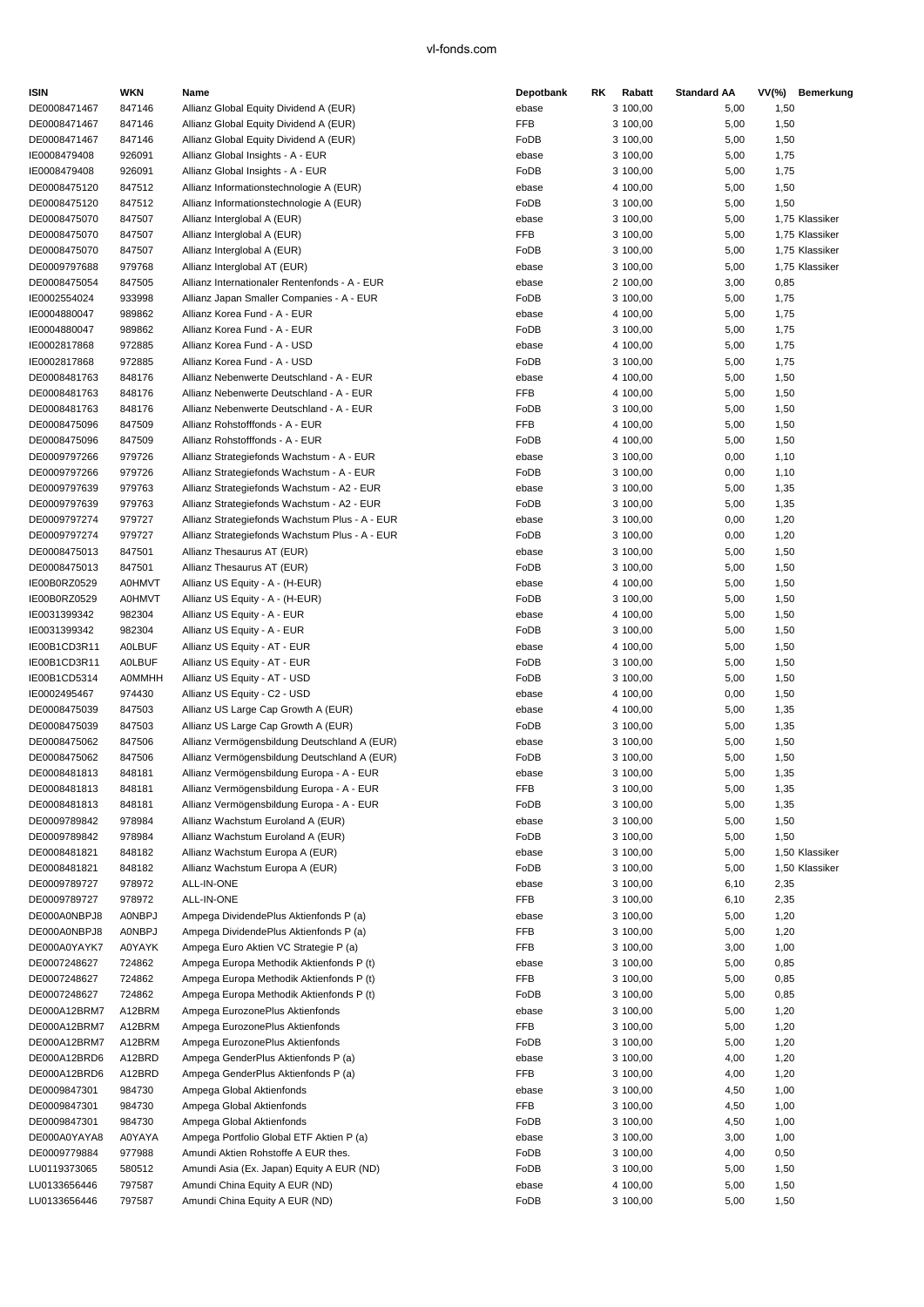| ISIN | WKN | Name | Depotbank | RK | Rabatt | Standard AA | VV(%) | Bemerkung |
|---|---|---|---|---|---|---|---|---|
| DE0008471467 | 847146 | Allianz Global Equity Dividend A (EUR) | ebase | 3 | 100,00 | 5,00 | 1,50 | |
| DE0008471467 | 847146 | Allianz Global Equity Dividend A (EUR) | FFB | 3 | 100,00 | 5,00 | 1,50 | |
| DE0008471467 | 847146 | Allianz Global Equity Dividend A (EUR) | FoDB | 3 | 100,00 | 5,00 | 1,50 | |
| IE0008479408 | 926091 | Allianz Global Insights - A - EUR | ebase | 3 | 100,00 | 5,00 | 1,75 | |
| IE0008479408 | 926091 | Allianz Global Insights - A - EUR | FoDB | 3 | 100,00 | 5,00 | 1,75 | |
| DE0008475120 | 847512 | Allianz Informationstechnologie A (EUR) | ebase | 4 | 100,00 | 5,00 | 1,50 | |
| DE0008475120 | 847512 | Allianz Informationstechnologie A (EUR) | FoDB | 3 | 100,00 | 5,00 | 1,50 | |
| DE0008475070 | 847507 | Allianz Interglobal A (EUR) | ebase | 3 | 100,00 | 5,00 | 1,75 | Klassiker |
| DE0008475070 | 847507 | Allianz Interglobal A (EUR) | FFB | 3 | 100,00 | 5,00 | 1,75 | Klassiker |
| DE0008475070 | 847507 | Allianz Interglobal A (EUR) | FoDB | 3 | 100,00 | 5,00 | 1,75 | Klassiker |
| DE0009797688 | 979768 | Allianz Interglobal AT (EUR) | ebase | 3 | 100,00 | 5,00 | 1,75 | Klassiker |
| DE0008475054 | 847505 | Allianz Internationaler Rentenfonds - A - EUR | ebase | 2 | 100,00 | 3,00 | 0,85 | |
| IE0002554024 | 933998 | Allianz Japan Smaller Companies - A - EUR | FoDB | 3 | 100,00 | 5,00 | 1,75 | |
| IE0004880047 | 989862 | Allianz Korea Fund - A - EUR | ebase | 4 | 100,00 | 5,00 | 1,75 | |
| IE0004880047 | 989862 | Allianz Korea Fund - A - EUR | FoDB | 3 | 100,00 | 5,00 | 1,75 | |
| IE0002817868 | 972885 | Allianz Korea Fund - A - USD | ebase | 4 | 100,00 | 5,00 | 1,75 | |
| IE0002817868 | 972885 | Allianz Korea Fund - A - USD | FoDB | 3 | 100,00 | 5,00 | 1,75 | |
| DE0008481763 | 848176 | Allianz Nebenwerte Deutschland - A - EUR | ebase | 4 | 100,00 | 5,00 | 1,50 | |
| DE0008481763 | 848176 | Allianz Nebenwerte Deutschland - A - EUR | FFB | 4 | 100,00 | 5,00 | 1,50 | |
| DE0008481763 | 848176 | Allianz Nebenwerte Deutschland - A - EUR | FoDB | 3 | 100,00 | 5,00 | 1,50 | |
| DE0008475096 | 847509 | Allianz Rohstofffonds - A - EUR | FFB | 4 | 100,00 | 5,00 | 1,50 | |
| DE0008475096 | 847509 | Allianz Rohstofffonds - A - EUR | FoDB | 4 | 100,00 | 5,00 | 1,50 | |
| DE0009797266 | 979726 | Allianz Strategiefonds Wachstum - A - EUR | ebase | 3 | 100,00 | 0,00 | 1,10 | |
| DE0009797266 | 979726 | Allianz Strategiefonds Wachstum - A - EUR | FoDB | 3 | 100,00 | 0,00 | 1,10 | |
| DE0009797639 | 979763 | Allianz Strategiefonds Wachstum - A2 - EUR | ebase | 3 | 100,00 | 5,00 | 1,35 | |
| DE0009797639 | 979763 | Allianz Strategiefonds Wachstum - A2 - EUR | FoDB | 3 | 100,00 | 5,00 | 1,35 | |
| DE0009797274 | 979727 | Allianz Strategiefonds Wachstum Plus - A - EUR | ebase | 3 | 100,00 | 0,00 | 1,20 | |
| DE0009797274 | 979727 | Allianz Strategiefonds Wachstum Plus - A - EUR | FoDB | 3 | 100,00 | 0,00 | 1,20 | |
| DE0008475013 | 847501 | Allianz Thesaurus AT (EUR) | ebase | 3 | 100,00 | 5,00 | 1,50 | |
| DE0008475013 | 847501 | Allianz Thesaurus AT (EUR) | FoDB | 3 | 100,00 | 5,00 | 1,50 | |
| IE00B0RZ0529 | A0HMVT | Allianz US Equity - A - (H-EUR) | ebase | 4 | 100,00 | 5,00 | 1,50 | |
| IE00B0RZ0529 | A0HMVT | Allianz US Equity - A - (H-EUR) | FoDB | 3 | 100,00 | 5,00 | 1,50 | |
| IE0031399342 | 982304 | Allianz US Equity - A - EUR | ebase | 4 | 100,00 | 5,00 | 1,50 | |
| IE0031399342 | 982304 | Allianz US Equity - A - EUR | FoDB | 3 | 100,00 | 5,00 | 1,50 | |
| IE00B1CD3R11 | A0LBUF | Allianz US Equity - AT - EUR | ebase | 4 | 100,00 | 5,00 | 1,50 | |
| IE00B1CD3R11 | A0LBUF | Allianz US Equity - AT - EUR | FoDB | 3 | 100,00 | 5,00 | 1,50 | |
| IE00B1CD5314 | A0MMHH | Allianz US Equity - AT - USD | FoDB | 3 | 100,00 | 5,00 | 1,50 | |
| IE0002495467 | 974430 | Allianz US Equity - C2 - USD | ebase | 4 | 100,00 | 0,00 | 1,50 | |
| DE0008475039 | 847503 | Allianz US Large Cap Growth A (EUR) | ebase | 4 | 100,00 | 5,00 | 1,35 | |
| DE0008475039 | 847503 | Allianz US Large Cap Growth A (EUR) | FoDB | 3 | 100,00 | 5,00 | 1,35 | |
| DE0008475062 | 847506 | Allianz Vermögensbildung Deutschland A (EUR) | ebase | 3 | 100,00 | 5,00 | 1,50 | |
| DE0008475062 | 847506 | Allianz Vermögensbildung Deutschland A (EUR) | FoDB | 3 | 100,00 | 5,00 | 1,50 | |
| DE0008481813 | 848181 | Allianz Vermögensbildung Europa - A - EUR | ebase | 3 | 100,00 | 5,00 | 1,35 | |
| DE0008481813 | 848181 | Allianz Vermögensbildung Europa - A - EUR | FFB | 3 | 100,00 | 5,00 | 1,35 | |
| DE0008481813 | 848181 | Allianz Vermögensbildung Europa - A - EUR | FoDB | 3 | 100,00 | 5,00 | 1,35 | |
| DE0009789842 | 978984 | Allianz Wachstum Euroland A (EUR) | ebase | 3 | 100,00 | 5,00 | 1,50 | |
| DE0009789842 | 978984 | Allianz Wachstum Euroland A (EUR) | FoDB | 3 | 100,00 | 5,00 | 1,50 | |
| DE0008481821 | 848182 | Allianz Wachstum Europa A (EUR) | ebase | 3 | 100,00 | 5,00 | 1,50 | Klassiker |
| DE0008481821 | 848182 | Allianz Wachstum Europa A (EUR) | FoDB | 3 | 100,00 | 5,00 | 1,50 | Klassiker |
| DE0009789727 | 978972 | ALL-IN-ONE | ebase | 3 | 100,00 | 6,10 | 2,35 | |
| DE0009789727 | 978972 | ALL-IN-ONE | FFB | 3 | 100,00 | 6,10 | 2,35 | |
| DE000A0NBPJ8 | A0NBPJ | Ampega DividendePlus Aktienfonds P (a) | ebase | 3 | 100,00 | 5,00 | 1,20 | |
| DE000A0NBPJ8 | A0NBPJ | Ampega DividendePlus Aktienfonds P (a) | FFB | 3 | 100,00 | 5,00 | 1,20 | |
| DE000A0YAYK7 | A0YAYK | Ampega Euro Aktien VC Strategie P (a) | FFB | 3 | 100,00 | 3,00 | 1,00 | |
| DE0007248627 | 724862 | Ampega Europa Methodik Aktienfonds P (t) | ebase | 3 | 100,00 | 5,00 | 0,85 | |
| DE0007248627 | 724862 | Ampega Europa Methodik Aktienfonds P (t) | FFB | 3 | 100,00 | 5,00 | 0,85 | |
| DE0007248627 | 724862 | Ampega Europa Methodik Aktienfonds P (t) | FoDB | 3 | 100,00 | 5,00 | 0,85 | |
| DE000A12BRM7 | A12BRM | Ampega EurozonePlus Aktienfonds | ebase | 3 | 100,00 | 5,00 | 1,20 | |
| DE000A12BRM7 | A12BRM | Ampega EurozonePlus Aktienfonds | FFB | 3 | 100,00 | 5,00 | 1,20 | |
| DE000A12BRM7 | A12BRM | Ampega EurozonePlus Aktienfonds | FoDB | 3 | 100,00 | 5,00 | 1,20 | |
| DE000A12BRD6 | A12BRD | Ampega GenderPlus Aktienfonds P (a) | ebase | 3 | 100,00 | 4,00 | 1,20 | |
| DE000A12BRD6 | A12BRD | Ampega GenderPlus Aktienfonds P (a) | FFB | 3 | 100,00 | 4,00 | 1,20 | |
| DE0009847301 | 984730 | Ampega Global Aktienfonds | ebase | 3 | 100,00 | 4,50 | 1,00 | |
| DE0009847301 | 984730 | Ampega Global Aktienfonds | FFB | 3 | 100,00 | 4,50 | 1,00 | |
| DE0009847301 | 984730 | Ampega Global Aktienfonds | FoDB | 3 | 100,00 | 4,50 | 1,00 | |
| DE000A0YAYA8 | A0YAYA | Ampega Portfolio Global ETF Aktien P (a) | ebase | 3 | 100,00 | 3,00 | 1,00 | |
| DE0009779884 | 977988 | Amundi Aktien Rohstoffe A EUR thes. | FoDB | 3 | 100,00 | 4,00 | 0,50 | |
| LU0119373065 | 580512 | Amundi Asia (Ex. Japan) Equity A EUR (ND) | FoDB | 3 | 100,00 | 5,00 | 1,50 | |
| LU0133656446 | 797587 | Amundi China Equity A EUR (ND) | ebase | 4 | 100,00 | 5,00 | 1,50 | |
| LU0133656446 | 797587 | Amundi China Equity A EUR (ND) | FoDB | 3 | 100,00 | 5,00 | 1,50 | |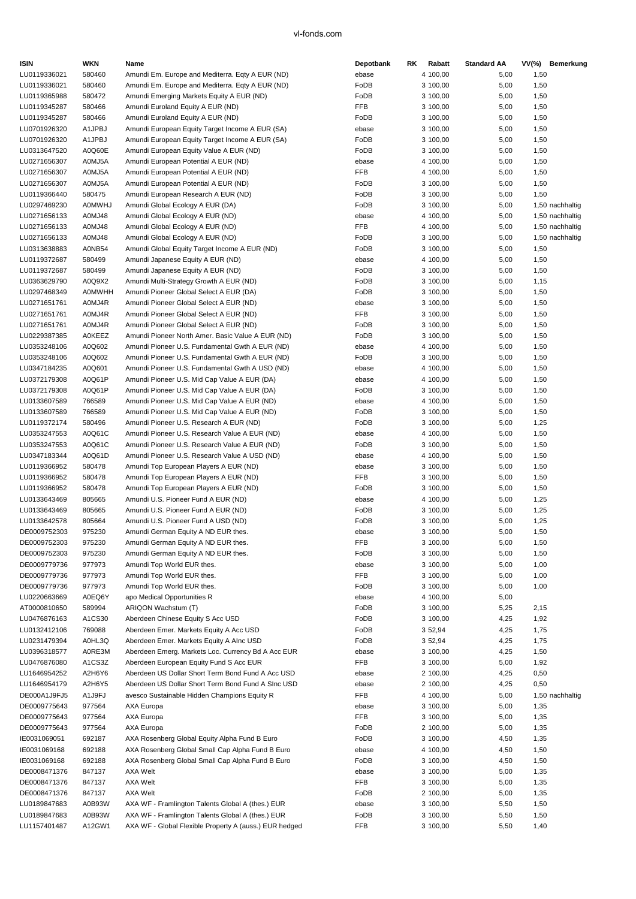| ISIN | WKN | Name | Depotbank | RK | Rabatt | Standard AA | VV(%) | Bemerkung |
|---|---|---|---|---|---|---|---|---|
| LU0119336021 | 580460 | Amundi Em. Europe and Mediterra. Eqty A EUR (ND) | ebase | 4 | 100,00 | 5,00 | 1,50 | |
| LU0119336021 | 580460 | Amundi Em. Europe and Mediterra. Eqty A EUR (ND) | FoDB | 3 | 100,00 | 5,00 | 1,50 | |
| LU0119365988 | 580472 | Amundi Emerging Markets Equity A EUR (ND) | FoDB | 3 | 100,00 | 5,00 | 1,50 | |
| LU0119345287 | 580466 | Amundi Euroland Equity A EUR (ND) | FFB | 3 | 100,00 | 5,00 | 1,50 | |
| LU0119345287 | 580466 | Amundi Euroland Equity A EUR (ND) | FoDB | 3 | 100,00 | 5,00 | 1,50 | |
| LU0701926320 | A1JPBJ | Amundi European Equity Target Income A EUR (SA) | ebase | 3 | 100,00 | 5,00 | 1,50 | |
| LU0701926320 | A1JPBJ | Amundi European Equity Target Income A EUR (SA) | FoDB | 3 | 100,00 | 5,00 | 1,50 | |
| LU0313647520 | A0Q60E | Amundi European Equity Value A EUR (ND) | FoDB | 3 | 100,00 | 5,00 | 1,50 | |
| LU0271656307 | A0MJ5A | Amundi European Potential A EUR (ND) | ebase | 4 | 100,00 | 5,00 | 1,50 | |
| LU0271656307 | A0MJ5A | Amundi European Potential A EUR (ND) | FFB | 4 | 100,00 | 5,00 | 1,50 | |
| LU0271656307 | A0MJ5A | Amundi European Potential A EUR (ND) | FoDB | 3 | 100,00 | 5,00 | 1,50 | |
| LU0119366440 | 580475 | Amundi European Research A EUR (ND) | FoDB | 3 | 100,00 | 5,00 | 1,50 | |
| LU0297469230 | A0MWHJ | Amundi Global Ecology A EUR (DA) | FoDB | 3 | 100,00 | 5,00 | 1,50 | nachhaltig |
| LU0271656133 | A0MJ48 | Amundi Global Ecology A EUR (ND) | ebase | 4 | 100,00 | 5,00 | 1,50 | nachhaltig |
| LU0271656133 | A0MJ48 | Amundi Global Ecology A EUR (ND) | FFB | 4 | 100,00 | 5,00 | 1,50 | nachhaltig |
| LU0271656133 | A0MJ48 | Amundi Global Ecology A EUR (ND) | FoDB | 3 | 100,00 | 5,00 | 1,50 | nachhaltig |
| LU0313638883 | A0NB54 | Amundi Global Equity Target Income A EUR (ND) | FoDB | 3 | 100,00 | 5,00 | 1,50 | |
| LU0119372687 | 580499 | Amundi Japanese Equity A EUR (ND) | ebase | 4 | 100,00 | 5,00 | 1,50 | |
| LU0119372687 | 580499 | Amundi Japanese Equity A EUR (ND) | FoDB | 3 | 100,00 | 5,00 | 1,50 | |
| LU0363629790 | A0Q9X2 | Amundi Multi-Strategy Growth A EUR (ND) | FoDB | 3 | 100,00 | 5,00 | 1,15 | |
| LU0297468349 | A0MWHH | Amundi Pioneer Global Select A EUR (DA) | FoDB | 3 | 100,00 | 5,00 | 1,50 | |
| LU0271651761 | A0MJ4R | Amundi Pioneer Global Select A EUR (ND) | ebase | 3 | 100,00 | 5,00 | 1,50 | |
| LU0271651761 | A0MJ4R | Amundi Pioneer Global Select A EUR (ND) | FFB | 3 | 100,00 | 5,00 | 1,50 | |
| LU0271651761 | A0MJ4R | Amundi Pioneer Global Select A EUR (ND) | FoDB | 3 | 100,00 | 5,00 | 1,50 | |
| LU0229387385 | A0KEEZ | Amundi Pioneer North Amer. Basic Value A EUR (ND) | FoDB | 3 | 100,00 | 5,00 | 1,50 | |
| LU0353248106 | A0Q602 | Amundi Pioneer U.S. Fundamental Gwth A EUR (ND) | ebase | 4 | 100,00 | 5,00 | 1,50 | |
| LU0353248106 | A0Q602 | Amundi Pioneer U.S. Fundamental Gwth A EUR (ND) | FoDB | 3 | 100,00 | 5,00 | 1,50 | |
| LU0347184235 | A0Q601 | Amundi Pioneer U.S. Fundamental Gwth A USD (ND) | ebase | 4 | 100,00 | 5,00 | 1,50 | |
| LU0372179308 | A0Q61P | Amundi Pioneer U.S. Mid Cap Value A EUR (DA) | ebase | 4 | 100,00 | 5,00 | 1,50 | |
| LU0372179308 | A0Q61P | Amundi Pioneer U.S. Mid Cap Value A EUR (DA) | FoDB | 3 | 100,00 | 5,00 | 1,50 | |
| LU0133607589 | 766589 | Amundi Pioneer U.S. Mid Cap Value A EUR (ND) | ebase | 4 | 100,00 | 5,00 | 1,50 | |
| LU0133607589 | 766589 | Amundi Pioneer U.S. Mid Cap Value A EUR (ND) | FoDB | 3 | 100,00 | 5,00 | 1,50 | |
| LU0119372174 | 580496 | Amundi Pioneer U.S. Research A EUR (ND) | FoDB | 3 | 100,00 | 5,00 | 1,25 | |
| LU0353247553 | A0Q61C | Amundi Pioneer U.S. Research Value A EUR (ND) | ebase | 4 | 100,00 | 5,00 | 1,50 | |
| LU0353247553 | A0Q61C | Amundi Pioneer U.S. Research Value A EUR (ND) | FoDB | 3 | 100,00 | 5,00 | 1,50 | |
| LU0347183344 | A0Q61D | Amundi Pioneer U.S. Research Value A USD (ND) | ebase | 4 | 100,00 | 5,00 | 1,50 | |
| LU0119366952 | 580478 | Amundi Top European Players A EUR (ND) | ebase | 3 | 100,00 | 5,00 | 1,50 | |
| LU0119366952 | 580478 | Amundi Top European Players A EUR (ND) | FFB | 3 | 100,00 | 5,00 | 1,50 | |
| LU0119366952 | 580478 | Amundi Top European Players A EUR (ND) | FoDB | 3 | 100,00 | 5,00 | 1,50 | |
| LU0133643469 | 805665 | Amundi U.S. Pioneer Fund A EUR (ND) | ebase | 4 | 100,00 | 5,00 | 1,25 | |
| LU0133643469 | 805665 | Amundi U.S. Pioneer Fund A EUR (ND) | FoDB | 3 | 100,00 | 5,00 | 1,25 | |
| LU0133642578 | 805664 | Amundi U.S. Pioneer Fund A USD (ND) | FoDB | 3 | 100,00 | 5,00 | 1,25 | |
| DE0009752303 | 975230 | Amundi German Equity A ND EUR thes. | ebase | 3 | 100,00 | 5,00 | 1,50 | |
| DE0009752303 | 975230 | Amundi German Equity A ND EUR thes. | FFB | 3 | 100,00 | 5,00 | 1,50 | |
| DE0009752303 | 975230 | Amundi German Equity A ND EUR thes. | FoDB | 3 | 100,00 | 5,00 | 1,50 | |
| DE0009779736 | 977973 | Amundi Top World EUR thes. | ebase | 3 | 100,00 | 5,00 | 1,00 | |
| DE0009779736 | 977973 | Amundi Top World EUR thes. | FFB | 3 | 100,00 | 5,00 | 1,00 | |
| DE0009779736 | 977973 | Amundi Top World EUR thes. | FoDB | 3 | 100,00 | 5,00 | 1,00 | |
| LU0220663669 | A0EQ6Y | apo Medical Opportunities R | ebase | 4 | 100,00 | 5,00 | | |
| AT0000810650 | 589994 | ARIQON Wachstum (T) | FoDB | 3 | 100,00 | 5,25 | 2,15 | |
| LU0476876163 | A1CS30 | Aberdeen Chinese Equity S Acc USD | FoDB | 3 | 100,00 | 4,25 | 1,92 | |
| LU0132412106 | 769088 | Aberdeen Emer. Markets Equity A Acc USD | FoDB | 3 | 52,94 | 4,25 | 1,75 | |
| LU0231479394 | A0HL3Q | Aberdeen Emer. Markets Equity A AInc USD | FoDB | 3 | 52,94 | 4,25 | 1,75 | |
| LU0396318577 | A0RE3M | Aberdeen Emerg. Markets Loc. Currency Bd A Acc EUR | ebase | 3 | 100,00 | 4,25 | 1,50 | |
| LU0476876080 | A1CS3Z | Aberdeen European Equity Fund S Acc EUR | FFB | 3 | 100,00 | 5,00 | 1,92 | |
| LU1646954252 | A2H6Y6 | Aberdeen US Dollar Short Term Bond Fund A Acc USD | ebase | 2 | 100,00 | 4,25 | 0,50 | |
| LU1646954179 | A2H6Y5 | Aberdeen US Dollar Short Term Bond Fund A SInc USD | ebase | 2 | 100,00 | 4,25 | 0,50 | |
| DE000A1J9FJ5 | A1J9FJ | avesco Sustainable Hidden Champions Equity R | FFB | 4 | 100,00 | 5,00 | 1,50 | nachhaltig |
| DE0009775643 | 977564 | AXA Europa | ebase | 3 | 100,00 | 5,00 | 1,35 | |
| DE0009775643 | 977564 | AXA Europa | FFB | 3 | 100,00 | 5,00 | 1,35 | |
| DE0009775643 | 977564 | AXA Europa | FoDB | 2 | 100,00 | 5,00 | 1,35 | |
| IE0031069051 | 692187 | AXA Rosenberg Global Equity Alpha Fund B Euro | FoDB | 3 | 100,00 | 4,50 | 1,35 | |
| IE0031069168 | 692188 | AXA Rosenberg Global Small Cap Alpha Fund B Euro | ebase | 4 | 100,00 | 4,50 | 1,50 | |
| IE0031069168 | 692188 | AXA Rosenberg Global Small Cap Alpha Fund B Euro | FoDB | 3 | 100,00 | 4,50 | 1,50 | |
| DE0008471376 | 847137 | AXA Welt | ebase | 3 | 100,00 | 5,00 | 1,35 | |
| DE0008471376 | 847137 | AXA Welt | FFB | 3 | 100,00 | 5,00 | 1,35 | |
| DE0008471376 | 847137 | AXA Welt | FoDB | 2 | 100,00 | 5,00 | 1,35 | |
| LU0189847683 | A0B93W | AXA WF - Framlington Talents Global A (thes.) EUR | ebase | 3 | 100,00 | 5,50 | 1,50 | |
| LU0189847683 | A0B93W | AXA WF - Framlington Talents Global A (thes.) EUR | FoDB | 3 | 100,00 | 5,50 | 1,50 | |
| LU1157401487 | A12GW1 | AXA WF - Global Flexible Property A (auss.) EUR hedged | FFB | 3 | 100,00 | 5,50 | 1,40 | |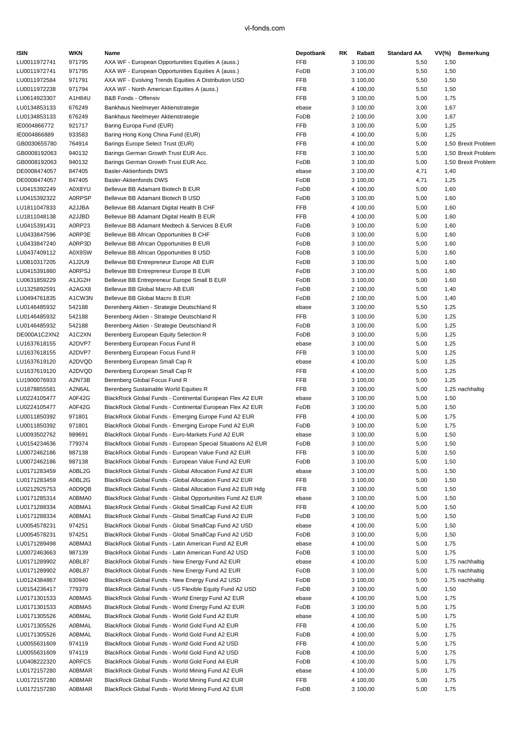| ISIN | WKN | Name | Depotbank | RK | Rabatt | Standard AA | VV(%) | Bemerkung |
|---|---|---|---|---|---|---|---|---|
| LU0011972741 | 971795 | AXA WF - European Opportunities Equities A (auss.) | FFB | 3 | 100,00 | 5,50 | 1,50 | |
| LU0011972741 | 971795 | AXA WF - European Opportunities Equities A (auss.) | FoDB | 3 | 100,00 | 5,50 | 1,50 | |
| LU0011972584 | 971791 | AXA WF - Evolving Trends Equities A Distribution USD | FFB | 3 | 100,00 | 5,50 | 1,50 | |
| LU0011972238 | 971794 | AXA WF - North American Equities A (auss.) | FFB | 4 | 100,00 | 5,50 | 1,50 | |
| LU0614923307 | A1H84U | B&B Fonds - Offensiv | FFB | 3 | 100,00 | 5,00 | 1,75 | |
| LU0134853133 | 676249 | Bankhaus Neelmeyer Aktienstrategie | ebase | 3 | 100,00 | 3,00 | 1,67 | |
| LU0134853133 | 676249 | Bankhaus Neelmeyer Aktienstrategie | FoDB | 2 | 100,00 | 3,00 | 1,67 | |
| IE0004866772 | 921717 | Baring Europa Fund (EUR) | FFB | 3 | 100,00 | 5,00 | 1,25 | |
| IE0004866889 | 933583 | Baring Hong Kong China Fund (EUR) | FFB | 4 | 100,00 | 5,00 | 1,25 | |
| GB0030655780 | 764914 | Barings Europe Select Trust (EUR) | FFB | 4 | 100,00 | 5,00 | 1,50 | Brexit Problem |
| GB0008192063 | 940132 | Barings German Growth Trust EUR Acc. | FFB | 3 | 100,00 | 5,00 | 1,50 | Brexit Problem |
| GB0008192063 | 940132 | Barings German Growth Trust EUR Acc. | FoDB | 3 | 100,00 | 5,00 | 1,50 | Brexit Problem |
| DE0008474057 | 847405 | Basler-Aktienfonds DWS | ebase | 3 | 100,00 | 4,71 | 1,40 | |
| DE0008474057 | 847405 | Basler-Aktienfonds DWS | FoDB | 3 | 100,00 | 4,71 | 1,25 | |
| LU0415392249 | A0X8YU | Bellevue BB Adamant Biotech B EUR | FoDB | 4 | 100,00 | 5,00 | 1,60 | |
| LU0415392322 | A0RPSP | Bellevue BB Adamant Biotech B USD | FoDB | 3 | 100,00 | 5,00 | 1,60 | |
| LU1811047833 | A2JJBA | Bellevue BB Adamant Digital Health B CHF | FFB | 4 | 100,00 | 5,00 | 1,60 | |
| LU1811048138 | A2JJBD | Bellevue BB Adamant Digital Health B EUR | FFB | 4 | 100,00 | 5,00 | 1,60 | |
| LU0415391431 | A0RP23 | Bellevue BB Adamant Medtech & Services B EUR | FoDB | 3 | 100,00 | 5,00 | 1,60 | |
| LU0433847596 | A0RP3E | Bellevue BB African Opportunities B CHF | FoDB | 3 | 100,00 | 5,00 | 1,60 | |
| LU0433847240 | A0RP3D | Bellevue BB African Opportunities B EUR | FoDB | 3 | 100,00 | 5,00 | 1,60 | |
| LU0437409112 | A0X9SW | Bellevue BB African Opportunities B USD | FoDB | 3 | 100,00 | 5,00 | 1,60 | |
| LU0810317205 | A1J2U9 | Bellevue BB Entrepreneur Europe AB EUR | FoDB | 3 | 100,00 | 5,00 | 1,60 | |
| LU0415391860 | A0RPSJ | Bellevue BB Entrepreneur Europe B EUR | FoDB | 3 | 100,00 | 5,00 | 1,60 | |
| LU0631859229 | A1JG2H | Bellevue BB Entrepreneur Europe Small B EUR | FoDB | 3 | 100,00 | 5,00 | 1,60 | |
| LU1325892591 | A2AGX8 | Bellevue BB Global Macro AB EUR | FoDB | 2 | 100,00 | 5,00 | 1,40 | |
| LU0494761835 | A1CW3N | Bellevue BB Global Macro B EUR | FoDB | 2 | 100,00 | 5,00 | 1,40 | |
| LU0146485932 | 542188 | Berenberg Aktien - Strategie Deutschland R | ebase | 3 | 100,00 | 5,50 | 1,25 | |
| LU0146485932 | 542188 | Berenberg Aktien - Strategie Deutschland R | FFB | 3 | 100,00 | 5,00 | 1,25 | |
| LU0146485932 | 542188 | Berenberg Aktien - Strategie Deutschland R | FoDB | 3 | 100,00 | 5,00 | 1,25 | |
| DE000A1C2XN2 | A1C2XN | Berenberg European Equity Selection R | FoDB | 3 | 100,00 | 5,00 | 1,25 | |
| LU1637618155 | A2DVP7 | Berenberg European Focus Fund R | ebase | 3 | 100,00 | 5,00 | 1,25 | |
| LU1637618155 | A2DVP7 | Berenberg European Focus Fund R | FFB | 3 | 100,00 | 5,00 | 1,25 | |
| LU1637619120 | A2DVQD | Berenberg European Small Cap R | ebase | 4 | 100,00 | 5,00 | 1,25 | |
| LU1637619120 | A2DVQD | Berenberg European Small Cap R | FFB | 4 | 100,00 | 5,00 | 1,25 | |
| LU1900076933 | A2N73B | Berenberg Global Focus Fund R | FFB | 3 | 100,00 | 5,00 | 1,25 | |
| LU1878855581 | A2N6AL | Berenberg Sustainable World Equities R | FFB | 3 | 100,00 | 5,00 | 1,25 | nachhaltig |
| LU0224105477 | A0F42G | BlackRock Global Funds - Continental European Flex A2 EUR | ebase | 3 | 100,00 | 5,00 | 1,50 | |
| LU0224105477 | A0F42G | BlackRock Global Funds - Continental European Flex A2 EUR | FoDB | 3 | 100,00 | 5,00 | 1,50 | |
| LU0011850392 | 971801 | BlackRock Global Funds - Emerging Europe Fund A2 EUR | FFB | 4 | 100,00 | 5,00 | 1,75 | |
| LU0011850392 | 971801 | BlackRock Global Funds - Emerging Europe Fund A2 EUR | FoDB | 3 | 100,00 | 5,00 | 1,75 | |
| LU0093502762 | 989691 | BlackRock Global Funds - Euro-Markets Fund A2 EUR | ebase | 3 | 100,00 | 5,00 | 1,50 | |
| LU0154234636 | 779374 | BlackRock Global Funds - European Special Situations A2 EUR | FoDB | 3 | 100,00 | 5,00 | 1,50 | |
| LU0072462186 | 987138 | BlackRock Global Funds - European Value Fund A2 EUR | FFB | 3 | 100,00 | 5,00 | 1,50 | |
| LU0072462186 | 987138 | BlackRock Global Funds - European Value Fund A2 EUR | FoDB | 3 | 100,00 | 5,00 | 1,50 | |
| LU0171283459 | A0BL2G | BlackRock Global Funds - Global Allocation Fund A2 EUR | ebase | 3 | 100,00 | 5,00 | 1,50 | |
| LU0171283459 | A0BL2G | BlackRock Global Funds - Global Allocation Fund A2 EUR | FFB | 3 | 100,00 | 5,00 | 1,50 | |
| LU0212925753 | A0D9QB | BlackRock Global Funds - Global Allocation Fund A2 EUR Hdg | FFB | 3 | 100,00 | 5,00 | 1,50 | |
| LU0171285314 | A0BMA0 | BlackRock Global Funds - Global Opportunities Fund A2 EUR | ebase | 3 | 100,00 | 5,00 | 1,50 | |
| LU0171288334 | A0BMA1 | BlackRock Global Funds - Global SmallCap Fund A2 EUR | FFB | 4 | 100,00 | 5,00 | 1,50 | |
| LU0171288334 | A0BMA1 | BlackRock Global Funds - Global SmallCap Fund A2 EUR | FoDB | 3 | 100,00 | 5,00 | 1,50 | |
| LU0054578231 | 974251 | BlackRock Global Funds - Global SmallCap Fund A2 USD | ebase | 4 | 100,00 | 5,00 | 1,50 | |
| LU0054578231 | 974251 | BlackRock Global Funds - Global SmallCap Fund A2 USD | FoDB | 3 | 100,00 | 5,00 | 1,50 | |
| LU0171289498 | A0BMA3 | BlackRock Global Funds - Latin American Fund A2 EUR | ebase | 4 | 100,00 | 5,00 | 1,75 | |
| LU0072463663 | 987139 | BlackRock Global Funds - Latin American Fund A2 USD | FoDB | 3 | 100,00 | 5,00 | 1,75 | |
| LU0171289902 | A0BL87 | BlackRock Global Funds - New Energy Fund A2 EUR | ebase | 4 | 100,00 | 5,00 | 1,75 | nachhaltig |
| LU0171289902 | A0BL87 | BlackRock Global Funds - New Energy Fund A2 EUR | FoDB | 3 | 100,00 | 5,00 | 1,75 | nachhaltig |
| LU0124384867 | 630940 | BlackRock Global Funds - New Energy Fund A2 USD | FoDB | 3 | 100,00 | 5,00 | 1,75 | nachhaltig |
| LU0154236417 | 779379 | BlackRock Global Funds - US Flexible Equity Fund A2 USD | FoDB | 3 | 100,00 | 5,00 | 1,50 | |
| LU0171301533 | A0BMA5 | BlackRock Global Funds - World Energy Fund A2 EUR | ebase | 4 | 100,00 | 5,00 | 1,75 | |
| LU0171301533 | A0BMA5 | BlackRock Global Funds - World Energy Fund A2 EUR | FoDB | 3 | 100,00 | 5,00 | 1,75 | |
| LU0171305526 | A0BMAL | BlackRock Global Funds - World Gold Fund A2 EUR | ebase | 4 | 100,00 | 5,00 | 1,75 | |
| LU0171305526 | A0BMAL | BlackRock Global Funds - World Gold Fund A2 EUR | FFB | 4 | 100,00 | 5,00 | 1,75 | |
| LU0171305526 | A0BMAL | BlackRock Global Funds - World Gold Fund A2 EUR | FoDB | 4 | 100,00 | 5,00 | 1,75 | |
| LU0055631609 | 974119 | BlackRock Global Funds - World Gold Fund A2 USD | FFB | 4 | 100,00 | 5,00 | 1,75 | |
| LU0055631609 | 974119 | BlackRock Global Funds - World Gold Fund A2 USD | FoDB | 4 | 100,00 | 5,00 | 1,75 | |
| LU0408222320 | A0RFC5 | BlackRock Global Funds - World Gold Fund A4 EUR | FoDB | 4 | 100,00 | 5,00 | 1,75 | |
| LU0172157280 | A0BMAR | BlackRock Global Funds - World Mining Fund A2 EUR | ebase | 4 | 100,00 | 5,00 | 1,75 | |
| LU0172157280 | A0BMAR | BlackRock Global Funds - World Mining Fund A2 EUR | FFB | 4 | 100,00 | 5,00 | 1,75 | |
| LU0172157280 | A0BMAR | BlackRock Global Funds - World Mining Fund A2 EUR | FoDB | 3 | 100,00 | 5,00 | 1,75 | |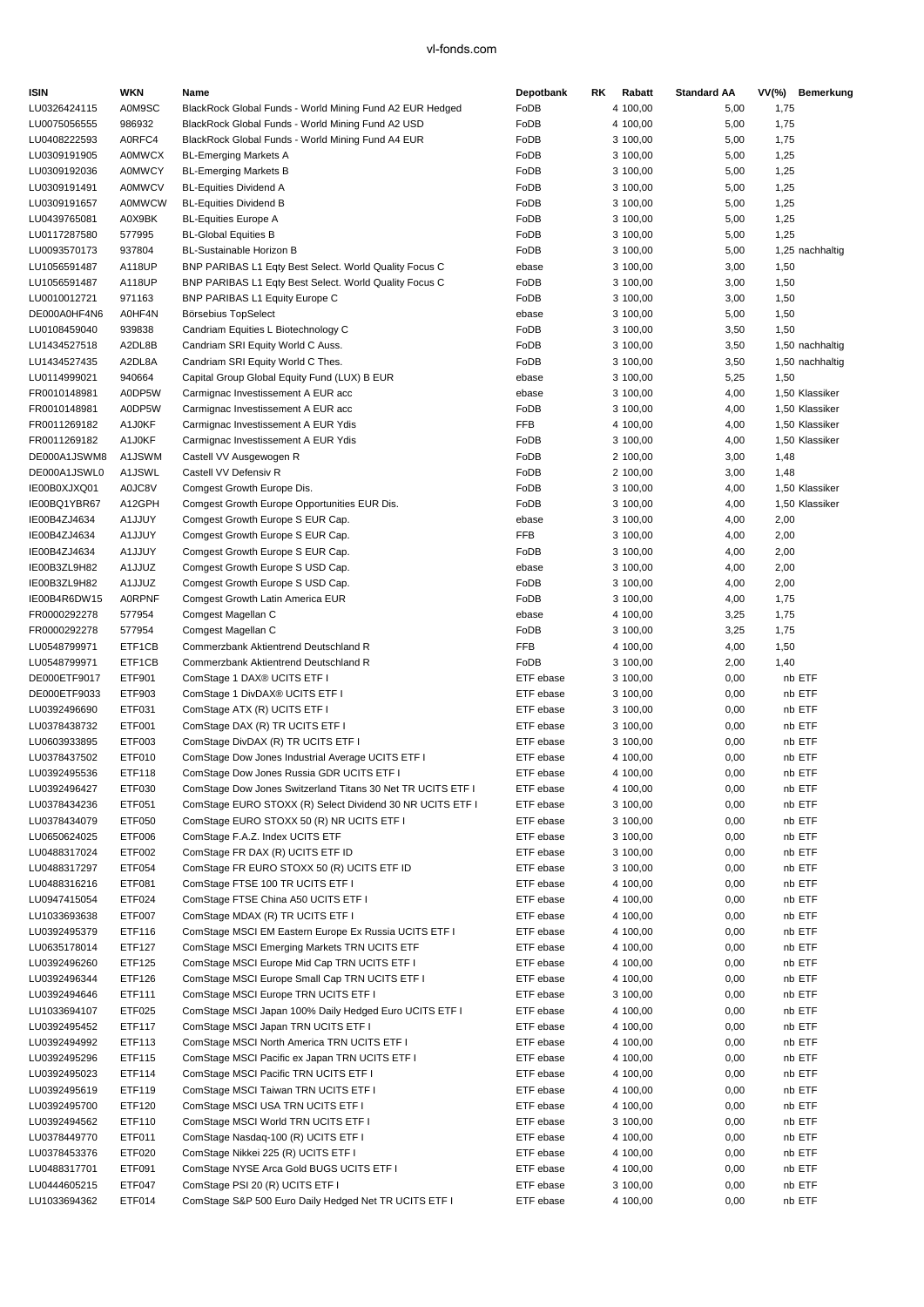| ISIN | WKN | Name | Depotbank | RK | Rabatt | Standard AA | VV(%) | Bemerkung |
|---|---|---|---|---|---|---|---|---|
| LU0326424115 | A0M9SC | BlackRock Global Funds - World Mining Fund A2 EUR Hedged | FoDB | 4 | 100,00 | 5,00 | 1,75 | |
| LU0075056555 | 986932 | BlackRock Global Funds - World Mining Fund A2 USD | FoDB | 4 | 100,00 | 5,00 | 1,75 | |
| LU0408222593 | A0RFC4 | BlackRock Global Funds - World Mining Fund A4 EUR | FoDB | 3 | 100,00 | 5,00 | 1,75 | |
| LU0309191905 | A0MWCX | BL-Emerging Markets A | FoDB | 3 | 100,00 | 5,00 | 1,25 | |
| LU0309192036 | A0MWCY | BL-Emerging Markets B | FoDB | 3 | 100,00 | 5,00 | 1,25 | |
| LU0309191491 | A0MWCV | BL-Equities Dividend A | FoDB | 3 | 100,00 | 5,00 | 1,25 | |
| LU0309191657 | A0MWCW | BL-Equities Dividend B | FoDB | 3 | 100,00 | 5,00 | 1,25 | |
| LU0439765081 | A0X9BK | BL-Equities Europe A | FoDB | 3 | 100,00 | 5,00 | 1,25 | |
| LU0117287580 | 577995 | BL-Global Equities B | FoDB | 3 | 100,00 | 5,00 | 1,25 | |
| LU0093570173 | 937804 | BL-Sustainable Horizon B | FoDB | 3 | 100,00 | 5,00 | 1,25 | nachhaltig |
| LU1056591487 | A118UP | BNP PARIBAS L1 Eqty Best Select. World Quality Focus C | ebase | 3 | 100,00 | 3,00 | 1,50 | |
| LU1056591487 | A118UP | BNP PARIBAS L1 Eqty Best Select. World Quality Focus C | FoDB | 3 | 100,00 | 3,00 | 1,50 | |
| LU0010012721 | 971163 | BNP PARIBAS L1 Equity Europe C | FoDB | 3 | 100,00 | 3,00 | 1,50 | |
| DE000A0HF4N6 | A0HF4N | Börsebius TopSelect | ebase | 3 | 100,00 | 5,00 | 1,50 | |
| LU0108459040 | 939838 | Candriam Equities L Biotechnology C | FoDB | 3 | 100,00 | 3,50 | 1,50 | |
| LU1434527518 | A2DL8B | Candriam SRI Equity World C Auss. | FoDB | 3 | 100,00 | 3,50 | 1,50 | nachhaltig |
| LU1434527435 | A2DL8A | Candriam SRI Equity World C Thes. | FoDB | 3 | 100,00 | 3,50 | 1,50 | nachhaltig |
| LU0114999021 | 940664 | Capital Group Global Equity Fund (LUX) B EUR | ebase | 3 | 100,00 | 5,25 | 1,50 | |
| FR0010148981 | A0DP5W | Carmignac Investissement A EUR acc | ebase | 3 | 100,00 | 4,00 | 1,50 | Klassiker |
| FR0010148981 | A0DP5W | Carmignac Investissement A EUR acc | FoDB | 3 | 100,00 | 4,00 | 1,50 | Klassiker |
| FR0011269182 | A1J0KF | Carmignac Investissement A EUR Ydis | FFB | 4 | 100,00 | 4,00 | 1,50 | Klassiker |
| FR0011269182 | A1J0KF | Carmignac Investissement A EUR Ydis | FoDB | 3 | 100,00 | 4,00 | 1,50 | Klassiker |
| DE000A1JSWM8 | A1JSWM | Castell VV Ausgewogen R | FoDB | 2 | 100,00 | 3,00 | 1,48 | |
| DE000A1JSWL0 | A1JSWL | Castell VV Defensiv R | FoDB | 2 | 100,00 | 3,00 | 1,48 | |
| IE00B0XJXQ01 | A0JC8V | Comgest Growth Europe Dis. | FoDB | 3 | 100,00 | 4,00 | 1,50 | Klassiker |
| IE00BQ1YBR67 | A12GPH | Comgest Growth Europe Opportunities EUR Dis. | FoDB | 3 | 100,00 | 4,00 | 1,50 | Klassiker |
| IE00B4ZJ4634 | A1JJUY | Comgest Growth Europe S EUR Cap. | ebase | 3 | 100,00 | 4,00 | 2,00 | |
| IE00B4ZJ4634 | A1JJUY | Comgest Growth Europe S EUR Cap. | FFB | 3 | 100,00 | 4,00 | 2,00 | |
| IE00B4ZJ4634 | A1JJUY | Comgest Growth Europe S EUR Cap. | FoDB | 3 | 100,00 | 4,00 | 2,00 | |
| IE00B3ZL9H82 | A1JJUZ | Comgest Growth Europe S USD Cap. | ebase | 3 | 100,00 | 4,00 | 2,00 | |
| IE00B3ZL9H82 | A1JJUZ | Comgest Growth Europe S USD Cap. | FoDB | 3 | 100,00 | 4,00 | 2,00 | |
| IE00B4R6DW15 | A0RPNF | Comgest Growth Latin America EUR | FoDB | 3 | 100,00 | 4,00 | 1,75 | |
| FR0000292278 | 577954 | Comgest Magellan C | ebase | 4 | 100,00 | 3,25 | 1,75 | |
| FR0000292278 | 577954 | Comgest Magellan C | FoDB | 3 | 100,00 | 3,25 | 1,75 | |
| LU0548799971 | ETF1CB | Commerzbank Aktientrend Deutschland R | FFB | 4 | 100,00 | 4,00 | 1,50 | |
| LU0548799971 | ETF1CB | Commerzbank Aktientrend Deutschland R | FoDB | 3 | 100,00 | 2,00 | 1,40 | |
| DE000ETF9017 | ETF901 | ComStage 1 DAX® UCITS ETF I | ETF ebase | 3 | 100,00 | 0,00 | nb | ETF |
| DE000ETF9033 | ETF903 | ComStage 1 DivDAX® UCITS ETF I | ETF ebase | 3 | 100,00 | 0,00 | nb | ETF |
| LU0392496690 | ETF031 | ComStage ATX (R) UCITS ETF I | ETF ebase | 3 | 100,00 | 0,00 | nb | ETF |
| LU0378438732 | ETF001 | ComStage DAX (R) TR UCITS ETF I | ETF ebase | 3 | 100,00 | 0,00 | nb | ETF |
| LU0603933895 | ETF003 | ComStage DivDAX (R) TR UCITS ETF I | ETF ebase | 3 | 100,00 | 0,00 | nb | ETF |
| LU0378437502 | ETF010 | ComStage Dow Jones Industrial Average UCITS ETF I | ETF ebase | 4 | 100,00 | 0,00 | nb | ETF |
| LU0392495536 | ETF118 | ComStage Dow Jones Russia GDR UCITS ETF I | ETF ebase | 4 | 100,00 | 0,00 | nb | ETF |
| LU0392496427 | ETF030 | ComStage Dow Jones Switzerland Titans 30 Net TR UCITS ETF I | ETF ebase | 4 | 100,00 | 0,00 | nb | ETF |
| LU0378434236 | ETF051 | ComStage EURO STOXX (R) Select Dividend 30 NR UCITS ETF I | ETF ebase | 3 | 100,00 | 0,00 | nb | ETF |
| LU0378434079 | ETF050 | ComStage EURO STOXX 50 (R) NR UCITS ETF I | ETF ebase | 3 | 100,00 | 0,00 | nb | ETF |
| LU0650624025 | ETF006 | ComStage F.A.Z. Index UCITS ETF | ETF ebase | 3 | 100,00 | 0,00 | nb | ETF |
| LU0488317024 | ETF002 | ComStage FR DAX (R) UCITS ETF ID | ETF ebase | 3 | 100,00 | 0,00 | nb | ETF |
| LU0488317297 | ETF054 | ComStage FR EURO STOXX 50 (R) UCITS ETF ID | ETF ebase | 3 | 100,00 | 0,00 | nb | ETF |
| LU0488316216 | ETF081 | ComStage FTSE 100 TR UCITS ETF I | ETF ebase | 4 | 100,00 | 0,00 | nb | ETF |
| LU0947415054 | ETF024 | ComStage FTSE China A50 UCITS ETF I | ETF ebase | 4 | 100,00 | 0,00 | nb | ETF |
| LU1033693638 | ETF007 | ComStage MDAX (R) TR UCITS ETF I | ETF ebase | 4 | 100,00 | 0,00 | nb | ETF |
| LU0392495379 | ETF116 | ComStage MSCI EM Eastern Europe Ex Russia UCITS ETF I | ETF ebase | 4 | 100,00 | 0,00 | nb | ETF |
| LU0635178014 | ETF127 | ComStage MSCI Emerging Markets TRN UCITS ETF | ETF ebase | 4 | 100,00 | 0,00 | nb | ETF |
| LU0392496260 | ETF125 | ComStage MSCI Europe Mid Cap TRN UCITS ETF I | ETF ebase | 4 | 100,00 | 0,00 | nb | ETF |
| LU0392496344 | ETF126 | ComStage MSCI Europe Small Cap TRN UCITS ETF I | ETF ebase | 4 | 100,00 | 0,00 | nb | ETF |
| LU0392494646 | ETF111 | ComStage MSCI Europe TRN UCITS ETF I | ETF ebase | 3 | 100,00 | 0,00 | nb | ETF |
| LU1033694107 | ETF025 | ComStage MSCI Japan 100% Daily Hedged Euro UCITS ETF I | ETF ebase | 4 | 100,00 | 0,00 | nb | ETF |
| LU0392495452 | ETF117 | ComStage MSCI Japan TRN UCITS ETF I | ETF ebase | 4 | 100,00 | 0,00 | nb | ETF |
| LU0392494992 | ETF113 | ComStage MSCI North America TRN UCITS ETF I | ETF ebase | 4 | 100,00 | 0,00 | nb | ETF |
| LU0392495296 | ETF115 | ComStage MSCI Pacific ex Japan TRN UCITS ETF I | ETF ebase | 4 | 100,00 | 0,00 | nb | ETF |
| LU0392495023 | ETF114 | ComStage MSCI Pacific TRN UCITS ETF I | ETF ebase | 4 | 100,00 | 0,00 | nb | ETF |
| LU0392495619 | ETF119 | ComStage MSCI Taiwan TRN UCITS ETF I | ETF ebase | 4 | 100,00 | 0,00 | nb | ETF |
| LU0392495700 | ETF120 | ComStage MSCI USA TRN UCITS ETF I | ETF ebase | 4 | 100,00 | 0,00 | nb | ETF |
| LU0392494562 | ETF110 | ComStage MSCI World TRN UCITS ETF I | ETF ebase | 3 | 100,00 | 0,00 | nb | ETF |
| LU0378449770 | ETF011 | ComStage Nasdaq-100 (R) UCITS ETF I | ETF ebase | 4 | 100,00 | 0,00 | nb | ETF |
| LU0378453376 | ETF020 | ComStage Nikkei 225 (R) UCITS ETF I | ETF ebase | 4 | 100,00 | 0,00 | nb | ETF |
| LU0488317701 | ETF091 | ComStage NYSE Arca Gold BUGS UCITS ETF I | ETF ebase | 4 | 100,00 | 0,00 | nb | ETF |
| LU0444605215 | ETF047 | ComStage PSI 20 (R) UCITS ETF I | ETF ebase | 3 | 100,00 | 0,00 | nb | ETF |
| LU1033694362 | ETF014 | ComStage S&P 500 Euro Daily Hedged Net TR UCITS ETF I | ETF ebase | 4 | 100,00 | 0,00 | nb | ETF |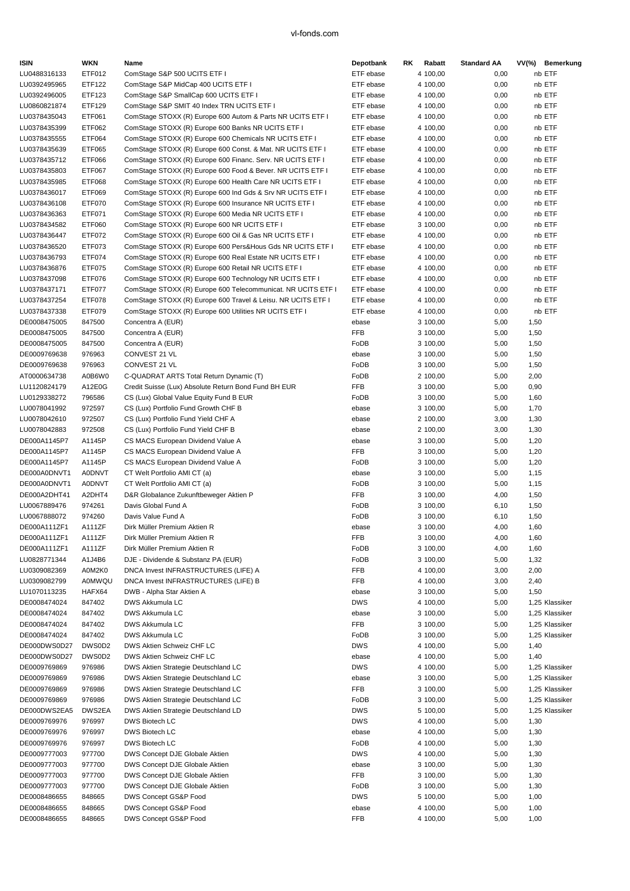| ISIN | WKN | Name | Depotbank | RK | Rabatt | Standard AA | VV(%) | Bemerkung |
|---|---|---|---|---|---|---|---|---|
| LU0488316133 | ETF012 | ComStage S&P 500 UCITS ETF I | ETF ebase | 4 | 100,00 | 0,00 | | nb ETF |
| LU0392495965 | ETF122 | ComStage S&P MidCap 400 UCITS ETF I | ETF ebase | 4 | 100,00 | 0,00 | | nb ETF |
| LU0392496005 | ETF123 | ComStage S&P SmallCap 600 UCITS ETF I | ETF ebase | 4 | 100,00 | 0,00 | | nb ETF |
| LU0860821874 | ETF129 | ComStage S&P SMIT 40 Index TRN UCITS ETF I | ETF ebase | 4 | 100,00 | 0,00 | | nb ETF |
| LU0378435043 | ETF061 | ComStage STOXX (R) Europe 600 Autom & Parts NR UCITS ETF I | ETF ebase | 4 | 100,00 | 0,00 | | nb ETF |
| LU0378435399 | ETF062 | ComStage STOXX (R) Europe 600 Banks NR UCITS ETF I | ETF ebase | 4 | 100,00 | 0,00 | | nb ETF |
| LU0378435555 | ETF064 | ComStage STOXX (R) Europe 600 Chemicals NR UCITS ETF I | ETF ebase | 4 | 100,00 | 0,00 | | nb ETF |
| LU0378435639 | ETF065 | ComStage STOXX (R) Europe 600 Const. & Mat. NR UCITS ETF I | ETF ebase | 4 | 100,00 | 0,00 | | nb ETF |
| LU0378435712 | ETF066 | ComStage STOXX (R) Europe 600 Financ. Serv. NR UCITS ETF I | ETF ebase | 4 | 100,00 | 0,00 | | nb ETF |
| LU0378435803 | ETF067 | ComStage STOXX (R) Europe 600 Food & Bever. NR UCITS ETF I | ETF ebase | 4 | 100,00 | 0,00 | | nb ETF |
| LU0378435985 | ETF068 | ComStage STOXX (R) Europe 600 Health Care NR UCITS ETF I | ETF ebase | 4 | 100,00 | 0,00 | | nb ETF |
| LU0378436017 | ETF069 | ComStage STOXX (R) Europe 600 Ind Gds & Srv NR UCITS ETF I | ETF ebase | 4 | 100,00 | 0,00 | | nb ETF |
| LU0378436108 | ETF070 | ComStage STOXX (R) Europe 600 Insurance NR UCITS ETF I | ETF ebase | 4 | 100,00 | 0,00 | | nb ETF |
| LU0378436363 | ETF071 | ComStage STOXX (R) Europe 600 Media NR UCITS ETF I | ETF ebase | 4 | 100,00 | 0,00 | | nb ETF |
| LU0378434582 | ETF060 | ComStage STOXX (R) Europe 600 NR UCITS ETF I | ETF ebase | 3 | 100,00 | 0,00 | | nb ETF |
| LU0378436447 | ETF072 | ComStage STOXX (R) Europe 600 Oil & Gas NR UCITS ETF I | ETF ebase | 4 | 100,00 | 0,00 | | nb ETF |
| LU0378436520 | ETF073 | ComStage STOXX (R) Europe 600 Pers&Hous Gds NR UCITS ETF I | ETF ebase | 4 | 100,00 | 0,00 | | nb ETF |
| LU0378436793 | ETF074 | ComStage STOXX (R) Europe 600 Real Estate NR UCITS ETF I | ETF ebase | 4 | 100,00 | 0,00 | | nb ETF |
| LU0378436876 | ETF075 | ComStage STOXX (R) Europe 600 Retail NR UCITS ETF I | ETF ebase | 4 | 100,00 | 0,00 | | nb ETF |
| LU0378437098 | ETF076 | ComStage STOXX (R) Europe 600 Technology NR UCITS ETF I | ETF ebase | 4 | 100,00 | 0,00 | | nb ETF |
| LU0378437171 | ETF077 | ComStage STOXX (R) Europe 600 Telecommunicat. NR UCITS ETF I | ETF ebase | 4 | 100,00 | 0,00 | | nb ETF |
| LU0378437254 | ETF078 | ComStage STOXX (R) Europe 600 Travel & Leisu. NR UCITS ETF I | ETF ebase | 4 | 100,00 | 0,00 | | nb ETF |
| LU0378437338 | ETF079 | ComStage STOXX (R) Europe 600 Utilities NR UCITS ETF I | ETF ebase | 4 | 100,00 | 0,00 | | nb ETF |
| DE0008475005 | 847500 | Concentra A (EUR) | ebase | 3 | 100,00 | 5,00 | 1,50 | |
| DE0008475005 | 847500 | Concentra A (EUR) | FFB | 3 | 100,00 | 5,00 | 1,50 | |
| DE0008475005 | 847500 | Concentra A (EUR) | FoDB | 3 | 100,00 | 5,00 | 1,50 | |
| DE0009769638 | 976963 | CONVEST 21 VL | ebase | 3 | 100,00 | 5,00 | 1,50 | |
| DE0009769638 | 976963 | CONVEST 21 VL | FoDB | 3 | 100,00 | 5,00 | 1,50 | |
| AT0000634738 | A0B6W0 | C-QUADRAT ARTS Total Return Dynamic (T) | FoDB | 2 | 100,00 | 5,00 | 2,00 | |
| LU1120824179 | A12E0G | Credit Suisse (Lux) Absolute Return Bond Fund BH EUR | FFB | 3 | 100,00 | 5,00 | 0,90 | |
| LU0129338272 | 796586 | CS (Lux) Global Value Equity Fund B EUR | FoDB | 3 | 100,00 | 5,00 | 1,60 | |
| LU0078041992 | 972597 | CS (Lux) Portfolio Fund Growth CHF B | ebase | 3 | 100,00 | 5,00 | 1,70 | |
| LU0078042610 | 972507 | CS (Lux) Portfolio Fund Yield CHF A | ebase | 2 | 100,00 | 3,00 | 1,30 | |
| LU0078042883 | 972508 | CS (Lux) Portfolio Fund Yield CHF B | ebase | 2 | 100,00 | 3,00 | 1,30 | |
| DE000A1145P7 | A1145P | CS MACS European Dividend Value A | ebase | 3 | 100,00 | 5,00 | 1,20 | |
| DE000A1145P7 | A1145P | CS MACS European Dividend Value A | FFB | 3 | 100,00 | 5,00 | 1,20 | |
| DE000A1145P7 | A1145P | CS MACS European Dividend Value A | FoDB | 3 | 100,00 | 5,00 | 1,20 | |
| DE000A0DNVT1 | A0DNVT | CT Welt Portfolio AMI CT (a) | ebase | 3 | 100,00 | 5,00 | 1,15 | |
| DE000A0DNVT1 | A0DNVT | CT Welt Portfolio AMI CT (a) | FoDB | 3 | 100,00 | 5,00 | 1,15 | |
| DE000A2DHT41 | A2DHT4 | D&R Globalance Zukunftbeweger Aktien P | FFB | 3 | 100,00 | 4,00 | 1,50 | |
| LU0067889476 | 974261 | Davis Global Fund A | FoDB | 3 | 100,00 | 6,10 | 1,50 | |
| LU0067888072 | 974260 | Davis Value Fund A | FoDB | 3 | 100,00 | 6,10 | 1,50 | |
| DE000A111ZF1 | A111ZF | Dirk Müller Premium Aktien R | ebase | 3 | 100,00 | 4,00 | 1,60 | |
| DE000A111ZF1 | A111ZF | Dirk Müller Premium Aktien R | FFB | 3 | 100,00 | 4,00 | 1,60 | |
| DE000A111ZF1 | A111ZF | Dirk Müller Premium Aktien R | FoDB | 3 | 100,00 | 4,00 | 1,60 | |
| LU0828771344 | A1J4B6 | DJE - Dividende & Substanz PA (EUR) | FoDB | 3 | 100,00 | 5,00 | 1,32 | |
| LU0309082369 | A0M2K0 | DNCA Invest INFRASTRUCTURES (LIFE) A | FFB | 4 | 100,00 | 3,00 | 2,00 | |
| LU0309082799 | A0MWQU | DNCA Invest INFRASTRUCTURES (LIFE) B | FFB | 4 | 100,00 | 3,00 | 2,40 | |
| LU1070113235 | HAFX64 | DWB - Alpha Star Aktien A | ebase | 3 | 100,00 | 5,00 | 1,50 | |
| DE0008474024 | 847402 | DWS Akkumula LC | DWS | 4 | 100,00 | 5,00 | 1,25 | Klassiker |
| DE0008474024 | 847402 | DWS Akkumula LC | ebase | 3 | 100,00 | 5,00 | 1,25 | Klassiker |
| DE0008474024 | 847402 | DWS Akkumula LC | FFB | 3 | 100,00 | 5,00 | 1,25 | Klassiker |
| DE0008474024 | 847402 | DWS Akkumula LC | FoDB | 3 | 100,00 | 5,00 | 1,25 | Klassiker |
| DE000DWS0D27 | DWS0D2 | DWS Aktien Schweiz CHF LC | DWS | 4 | 100,00 | 5,00 | 1,40 | |
| DE000DWS0D27 | DWS0D2 | DWS Aktien Schweiz CHF LC | ebase | 4 | 100,00 | 5,00 | 1,40 | |
| DE0009769869 | 976986 | DWS Aktien Strategie Deutschland LC | DWS | 4 | 100,00 | 5,00 | 1,25 | Klassiker |
| DE0009769869 | 976986 | DWS Aktien Strategie Deutschland LC | ebase | 3 | 100,00 | 5,00 | 1,25 | Klassiker |
| DE0009769869 | 976986 | DWS Aktien Strategie Deutschland LC | FFB | 3 | 100,00 | 5,00 | 1,25 | Klassiker |
| DE0009769869 | 976986 | DWS Aktien Strategie Deutschland LC | FoDB | 3 | 100,00 | 5,00 | 1,25 | Klassiker |
| DE000DWS2EA5 | DWS2EA | DWS Aktien Strategie Deutschland LD | DWS | 5 | 100,00 | 5,00 | 1,25 | Klassiker |
| DE0009769976 | 976997 | DWS Biotech LC | DWS | 4 | 100,00 | 5,00 | 1,30 | |
| DE0009769976 | 976997 | DWS Biotech LC | ebase | 4 | 100,00 | 5,00 | 1,30 | |
| DE0009769976 | 976997 | DWS Biotech LC | FoDB | 4 | 100,00 | 5,00 | 1,30 | |
| DE0009777003 | 977700 | DWS Concept DJE Globale Aktien | DWS | 4 | 100,00 | 5,00 | 1,30 | |
| DE0009777003 | 977700 | DWS Concept DJE Globale Aktien | ebase | 3 | 100,00 | 5,00 | 1,30 | |
| DE0009777003 | 977700 | DWS Concept DJE Globale Aktien | FFB | 3 | 100,00 | 5,00 | 1,30 | |
| DE0009777003 | 977700 | DWS Concept DJE Globale Aktien | FoDB | 3 | 100,00 | 5,00 | 1,30 | |
| DE0008486655 | 848665 | DWS Concept GS&P Food | DWS | 5 | 100,00 | 5,00 | 1,00 | |
| DE0008486655 | 848665 | DWS Concept GS&P Food | ebase | 4 | 100,00 | 5,00 | 1,00 | |
| DE0008486655 | 848665 | DWS Concept GS&P Food | FFB | 4 | 100,00 | 5,00 | 1,00 | |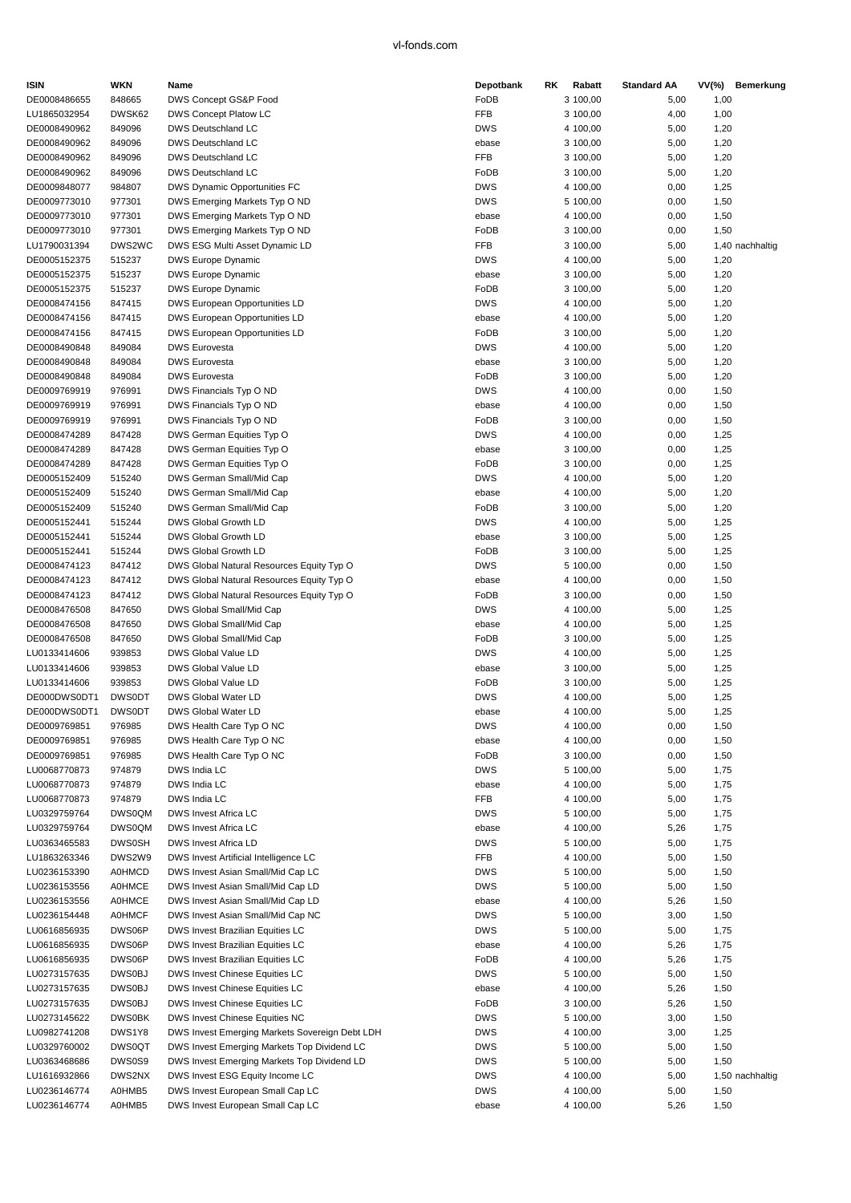| ISIN | WKN | Name | Depotbank | RK | Rabatt | Standard AA | VV(%) | Bemerkung |
|---|---|---|---|---|---|---|---|---|
| DE0008486655 | 848665 | DWS Concept GS&P Food | FoDB | 3 | 100,00 | 5,00 | 1,00 | |
| LU1865032954 | DWSK62 | DWS Concept Platow LC | FFB | 3 | 100,00 | 4,00 | 1,00 | |
| DE0008490962 | 849096 | DWS Deutschland LC | DWS | 4 | 100,00 | 5,00 | 1,20 | |
| DE0008490962 | 849096 | DWS Deutschland LC | ebase | 3 | 100,00 | 5,00 | 1,20 | |
| DE0008490962 | 849096 | DWS Deutschland LC | FFB | 3 | 100,00 | 5,00 | 1,20 | |
| DE0008490962 | 849096 | DWS Deutschland LC | FoDB | 3 | 100,00 | 5,00 | 1,20 | |
| DE0009848077 | 984807 | DWS Dynamic Opportunities FC | DWS | 4 | 100,00 | 0,00 | 1,25 | |
| DE0009773010 | 977301 | DWS Emerging Markets Typ O ND | DWS | 5 | 100,00 | 0,00 | 1,50 | |
| DE0009773010 | 977301 | DWS Emerging Markets Typ O ND | ebase | 4 | 100,00 | 0,00 | 1,50 | |
| DE0009773010 | 977301 | DWS Emerging Markets Typ O ND | FoDB | 3 | 100,00 | 0,00 | 1,50 | |
| LU1790031394 | DWS2WC | DWS ESG Multi Asset Dynamic LD | FFB | 3 | 100,00 | 5,00 | 1,40 | nachhaltig |
| DE0005152375 | 515237 | DWS Europe Dynamic | DWS | 4 | 100,00 | 5,00 | 1,20 | |
| DE0005152375 | 515237 | DWS Europe Dynamic | ebase | 3 | 100,00 | 5,00 | 1,20 | |
| DE0005152375 | 515237 | DWS Europe Dynamic | FoDB | 3 | 100,00 | 5,00 | 1,20 | |
| DE0008474156 | 847415 | DWS European Opportunities LD | DWS | 4 | 100,00 | 5,00 | 1,20 | |
| DE0008474156 | 847415 | DWS European Opportunities LD | ebase | 4 | 100,00 | 5,00 | 1,20 | |
| DE0008474156 | 847415 | DWS European Opportunities LD | FoDB | 3 | 100,00 | 5,00 | 1,20 | |
| DE0008490848 | 849084 | DWS Eurovesta | DWS | 4 | 100,00 | 5,00 | 1,20 | |
| DE0008490848 | 849084 | DWS Eurovesta | ebase | 3 | 100,00 | 5,00 | 1,20 | |
| DE0008490848 | 849084 | DWS Eurovesta | FoDB | 3 | 100,00 | 5,00 | 1,20 | |
| DE0009769919 | 976991 | DWS Financials Typ O ND | DWS | 4 | 100,00 | 0,00 | 1,50 | |
| DE0009769919 | 976991 | DWS Financials Typ O ND | ebase | 4 | 100,00 | 0,00 | 1,50 | |
| DE0009769919 | 976991 | DWS Financials Typ O ND | FoDB | 3 | 100,00 | 0,00 | 1,50 | |
| DE0008474289 | 847428 | DWS German Equities Typ O | DWS | 4 | 100,00 | 0,00 | 1,25 | |
| DE0008474289 | 847428 | DWS German Equities Typ O | ebase | 3 | 100,00 | 0,00 | 1,25 | |
| DE0008474289 | 847428 | DWS German Equities Typ O | FoDB | 3 | 100,00 | 0,00 | 1,25 | |
| DE0005152409 | 515240 | DWS German Small/Mid Cap | DWS | 4 | 100,00 | 5,00 | 1,20 | |
| DE0005152409 | 515240 | DWS German Small/Mid Cap | ebase | 4 | 100,00 | 5,00 | 1,20 | |
| DE0005152409 | 515240 | DWS German Small/Mid Cap | FoDB | 3 | 100,00 | 5,00 | 1,20 | |
| DE0005152441 | 515244 | DWS Global Growth LD | DWS | 4 | 100,00 | 5,00 | 1,25 | |
| DE0005152441 | 515244 | DWS Global Growth LD | ebase | 3 | 100,00 | 5,00 | 1,25 | |
| DE0005152441 | 515244 | DWS Global Growth LD | FoDB | 3 | 100,00 | 5,00 | 1,25 | |
| DE0008474123 | 847412 | DWS Global Natural Resources Equity Typ O | DWS | 5 | 100,00 | 0,00 | 1,50 | |
| DE0008474123 | 847412 | DWS Global Natural Resources Equity Typ O | ebase | 4 | 100,00 | 0,00 | 1,50 | |
| DE0008474123 | 847412 | DWS Global Natural Resources Equity Typ O | FoDB | 3 | 100,00 | 0,00 | 1,50 | |
| DE0008476508 | 847650 | DWS Global Small/Mid Cap | DWS | 4 | 100,00 | 5,00 | 1,25 | |
| DE0008476508 | 847650 | DWS Global Small/Mid Cap | ebase | 4 | 100,00 | 5,00 | 1,25 | |
| DE0008476508 | 847650 | DWS Global Small/Mid Cap | FoDB | 3 | 100,00 | 5,00 | 1,25 | |
| LU0133414606 | 939853 | DWS Global Value LD | DWS | 4 | 100,00 | 5,00 | 1,25 | |
| LU0133414606 | 939853 | DWS Global Value LD | ebase | 3 | 100,00 | 5,00 | 1,25 | |
| LU0133414606 | 939853 | DWS Global Value LD | FoDB | 3 | 100,00 | 5,00 | 1,25 | |
| DE000DWS0DT1 | DWS0DT | DWS Global Water LD | DWS | 4 | 100,00 | 5,00 | 1,25 | |
| DE000DWS0DT1 | DWS0DT | DWS Global Water LD | ebase | 4 | 100,00 | 5,00 | 1,25 | |
| DE0009769851 | 976985 | DWS Health Care Typ O NC | DWS | 4 | 100,00 | 0,00 | 1,50 | |
| DE0009769851 | 976985 | DWS Health Care Typ O NC | ebase | 4 | 100,00 | 0,00 | 1,50 | |
| DE0009769851 | 976985 | DWS Health Care Typ O NC | FoDB | 3 | 100,00 | 0,00 | 1,50 | |
| LU0068770873 | 974879 | DWS India LC | DWS | 5 | 100,00 | 5,00 | 1,75 | |
| LU0068770873 | 974879 | DWS India LC | ebase | 4 | 100,00 | 5,00 | 1,75 | |
| LU0068770873 | 974879 | DWS India LC | FFB | 4 | 100,00 | 5,00 | 1,75 | |
| LU0329759764 | DWS0QM | DWS Invest Africa LC | DWS | 5 | 100,00 | 5,00 | 1,75 | |
| LU0329759764 | DWS0QM | DWS Invest Africa LC | ebase | 4 | 100,00 | 5,26 | 1,75 | |
| LU0363465583 | DWS0SH | DWS Invest Africa LD | DWS | 5 | 100,00 | 5,00 | 1,75 | |
| LU1863263346 | DWS2W9 | DWS Invest Artificial Intelligence LC | FFB | 4 | 100,00 | 5,00 | 1,50 | |
| LU0236153390 | A0HMCD | DWS Invest Asian Small/Mid Cap LC | DWS | 5 | 100,00 | 5,00 | 1,50 | |
| LU0236153556 | A0HMCE | DWS Invest Asian Small/Mid Cap LD | DWS | 5 | 100,00 | 5,00 | 1,50 | |
| LU0236153556 | A0HMCE | DWS Invest Asian Small/Mid Cap LD | ebase | 4 | 100,00 | 5,26 | 1,50 | |
| LU0236154448 | A0HMCF | DWS Invest Asian Small/Mid Cap NC | DWS | 5 | 100,00 | 3,00 | 1,50 | |
| LU0616856935 | DWS06P | DWS Invest Brazilian Equities LC | DWS | 5 | 100,00 | 5,00 | 1,75 | |
| LU0616856935 | DWS06P | DWS Invest Brazilian Equities LC | ebase | 4 | 100,00 | 5,26 | 1,75 | |
| LU0616856935 | DWS06P | DWS Invest Brazilian Equities LC | FoDB | 4 | 100,00 | 5,26 | 1,75 | |
| LU0273157635 | DWS0BJ | DWS Invest Chinese Equities LC | DWS | 5 | 100,00 | 5,00 | 1,50 | |
| LU0273157635 | DWS0BJ | DWS Invest Chinese Equities LC | ebase | 4 | 100,00 | 5,26 | 1,50 | |
| LU0273157635 | DWS0BJ | DWS Invest Chinese Equities LC | FoDB | 3 | 100,00 | 5,26 | 1,50 | |
| LU0273145622 | DWS0BK | DWS Invest Chinese Equities NC | DWS | 5 | 100,00 | 3,00 | 1,50 | |
| LU0982741208 | DWS1Y8 | DWS Invest Emerging Markets Sovereign Debt LDH | DWS | 4 | 100,00 | 3,00 | 1,25 | |
| LU0329760002 | DWS0QT | DWS Invest Emerging Markets Top Dividend LC | DWS | 5 | 100,00 | 5,00 | 1,50 | |
| LU0363468686 | DWS0S9 | DWS Invest Emerging Markets Top Dividend LD | DWS | 5 | 100,00 | 5,00 | 1,50 | |
| LU1616932866 | DWS2NX | DWS Invest ESG Equity Income LC | DWS | 4 | 100,00 | 5,00 | 1,50 | nachhaltig |
| LU0236146774 | A0HMB5 | DWS Invest European Small Cap LC | DWS | 4 | 100,00 | 5,00 | 1,50 | |
| LU0236146774 | A0HMB5 | DWS Invest European Small Cap LC | ebase | 4 | 100,00 | 5,26 | 1,50 | |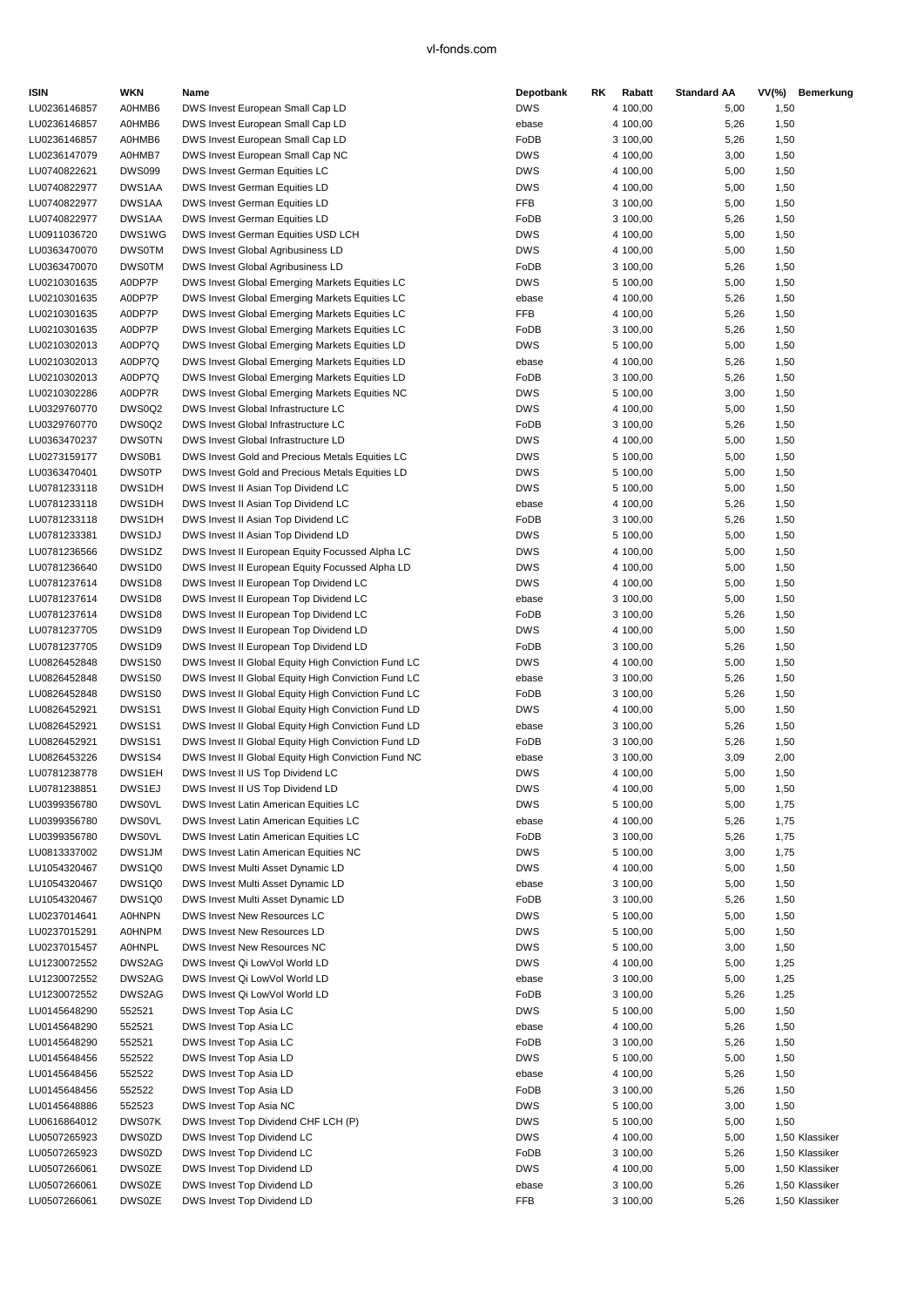| ISIN | WKN | Name | Depotbank | RK | Rabatt | Standard AA | VV(%) | Bemerkung |
|---|---|---|---|---|---|---|---|---|
| LU0236146857 | A0HMB6 | DWS Invest European Small Cap LD | DWS | 4 | 100,00 | 5,00 | 1,50 | |
| LU0236146857 | A0HMB6 | DWS Invest European Small Cap LD | ebase | 4 | 100,00 | 5,26 | 1,50 | |
| LU0236146857 | A0HMB6 | DWS Invest European Small Cap LD | FoDB | 3 | 100,00 | 5,26 | 1,50 | |
| LU0236147079 | A0HMB7 | DWS Invest European Small Cap NC | DWS | 4 | 100,00 | 3,00 | 1,50 | |
| LU0740822621 | DWS099 | DWS Invest German Equities LC | DWS | 4 | 100,00 | 5,00 | 1,50 | |
| LU0740822977 | DWS1AA | DWS Invest German Equities LD | DWS | 4 | 100,00 | 5,00 | 1,50 | |
| LU0740822977 | DWS1AA | DWS Invest German Equities LD | FFB | 3 | 100,00 | 5,00 | 1,50 | |
| LU0740822977 | DWS1AA | DWS Invest German Equities LD | FoDB | 3 | 100,00 | 5,26 | 1,50 | |
| LU0911036720 | DWS1WG | DWS Invest German Equities USD LCH | DWS | 4 | 100,00 | 5,00 | 1,50 | |
| LU0363470070 | DWS0TM | DWS Invest Global Agribusiness LD | DWS | 4 | 100,00 | 5,00 | 1,50 | |
| LU0363470070 | DWS0TM | DWS Invest Global Agribusiness LD | FoDB | 3 | 100,00 | 5,26 | 1,50 | |
| LU0210301635 | A0DP7P | DWS Invest Global Emerging Markets Equities LC | DWS | 5 | 100,00 | 5,00 | 1,50 | |
| LU0210301635 | A0DP7P | DWS Invest Global Emerging Markets Equities LC | ebase | 4 | 100,00 | 5,26 | 1,50 | |
| LU0210301635 | A0DP7P | DWS Invest Global Emerging Markets Equities LC | FFB | 4 | 100,00 | 5,26 | 1,50 | |
| LU0210301635 | A0DP7P | DWS Invest Global Emerging Markets Equities LC | FoDB | 3 | 100,00 | 5,26 | 1,50 | |
| LU0210302013 | A0DP7Q | DWS Invest Global Emerging Markets Equities LD | DWS | 5 | 100,00 | 5,00 | 1,50 | |
| LU0210302013 | A0DP7Q | DWS Invest Global Emerging Markets Equities LD | ebase | 4 | 100,00 | 5,26 | 1,50 | |
| LU0210302013 | A0DP7Q | DWS Invest Global Emerging Markets Equities LD | FoDB | 3 | 100,00 | 5,26 | 1,50 | |
| LU0210302286 | A0DP7R | DWS Invest Global Emerging Markets Equities NC | DWS | 5 | 100,00 | 3,00 | 1,50 | |
| LU0329760770 | DWS0Q2 | DWS Invest Global Infrastructure LC | DWS | 4 | 100,00 | 5,00 | 1,50 | |
| LU0329760770 | DWS0Q2 | DWS Invest Global Infrastructure LC | FoDB | 3 | 100,00 | 5,26 | 1,50 | |
| LU0363470237 | DWS0TN | DWS Invest Global Infrastructure LD | DWS | 4 | 100,00 | 5,00 | 1,50 | |
| LU0273159177 | DWS0B1 | DWS Invest Gold and Precious Metals Equities LC | DWS | 5 | 100,00 | 5,00 | 1,50 | |
| LU0363470401 | DWS0TP | DWS Invest Gold and Precious Metals Equities LD | DWS | 5 | 100,00 | 5,00 | 1,50 | |
| LU0781233118 | DWS1DH | DWS Invest II Asian Top Dividend LC | DWS | 5 | 100,00 | 5,00 | 1,50 | |
| LU0781233118 | DWS1DH | DWS Invest II Asian Top Dividend LC | ebase | 4 | 100,00 | 5,26 | 1,50 | |
| LU0781233118 | DWS1DH | DWS Invest II Asian Top Dividend LC | FoDB | 3 | 100,00 | 5,26 | 1,50 | |
| LU0781233381 | DWS1DJ | DWS Invest II Asian Top Dividend LD | DWS | 5 | 100,00 | 5,00 | 1,50 | |
| LU0781236566 | DWS1DZ | DWS Invest II European Equity Focussed Alpha LC | DWS | 4 | 100,00 | 5,00 | 1,50 | |
| LU0781236640 | DWS1D0 | DWS Invest II European Equity Focussed Alpha LD | DWS | 4 | 100,00 | 5,00 | 1,50 | |
| LU0781237614 | DWS1D8 | DWS Invest II European Top Dividend LC | DWS | 4 | 100,00 | 5,00 | 1,50 | |
| LU0781237614 | DWS1D8 | DWS Invest II European Top Dividend LC | ebase | 3 | 100,00 | 5,00 | 1,50 | |
| LU0781237614 | DWS1D8 | DWS Invest II European Top Dividend LC | FoDB | 3 | 100,00 | 5,26 | 1,50 | |
| LU0781237705 | DWS1D9 | DWS Invest II European Top Dividend LD | DWS | 4 | 100,00 | 5,00 | 1,50 | |
| LU0781237705 | DWS1D9 | DWS Invest II European Top Dividend LD | FoDB | 3 | 100,00 | 5,26 | 1,50 | |
| LU0826452848 | DWS1S0 | DWS Invest II Global Equity High Conviction Fund LC | DWS | 4 | 100,00 | 5,00 | 1,50 | |
| LU0826452848 | DWS1S0 | DWS Invest II Global Equity High Conviction Fund LC | ebase | 3 | 100,00 | 5,26 | 1,50 | |
| LU0826452848 | DWS1S0 | DWS Invest II Global Equity High Conviction Fund LC | FoDB | 3 | 100,00 | 5,26 | 1,50 | |
| LU0826452921 | DWS1S1 | DWS Invest II Global Equity High Conviction Fund LD | DWS | 4 | 100,00 | 5,00 | 1,50 | |
| LU0826452921 | DWS1S1 | DWS Invest II Global Equity High Conviction Fund LD | ebase | 3 | 100,00 | 5,26 | 1,50 | |
| LU0826452921 | DWS1S1 | DWS Invest II Global Equity High Conviction Fund LD | FoDB | 3 | 100,00 | 5,26 | 1,50 | |
| LU0826453226 | DWS1S4 | DWS Invest II Global Equity High Conviction Fund NC | ebase | 3 | 100,00 | 3,09 | 2,00 | |
| LU0781238778 | DWS1EH | DWS Invest II US Top Dividend LC | DWS | 4 | 100,00 | 5,00 | 1,50 | |
| LU0781238851 | DWS1EJ | DWS Invest II US Top Dividend LD | DWS | 4 | 100,00 | 5,00 | 1,50 | |
| LU0399356780 | DWS0VL | DWS Invest Latin American Equities LC | DWS | 5 | 100,00 | 5,00 | 1,75 | |
| LU0399356780 | DWS0VL | DWS Invest Latin American Equities LC | ebase | 4 | 100,00 | 5,26 | 1,75 | |
| LU0399356780 | DWS0VL | DWS Invest Latin American Equities LC | FoDB | 3 | 100,00 | 5,26 | 1,75 | |
| LU0813337002 | DWS1JM | DWS Invest Latin American Equities NC | DWS | 5 | 100,00 | 3,00 | 1,75 | |
| LU1054320467 | DWS1Q0 | DWS Invest Multi Asset Dynamic LD | DWS | 4 | 100,00 | 5,00 | 1,50 | |
| LU1054320467 | DWS1Q0 | DWS Invest Multi Asset Dynamic LD | ebase | 3 | 100,00 | 5,00 | 1,50 | |
| LU1054320467 | DWS1Q0 | DWS Invest Multi Asset Dynamic LD | FoDB | 3 | 100,00 | 5,26 | 1,50 | |
| LU0237014641 | A0HNPN | DWS Invest New Resources LC | DWS | 5 | 100,00 | 5,00 | 1,50 | |
| LU0237015291 | A0HNPM | DWS Invest New Resources LD | DWS | 5 | 100,00 | 5,00 | 1,50 | |
| LU0237015457 | A0HNPL | DWS Invest New Resources NC | DWS | 5 | 100,00 | 3,00 | 1,50 | |
| LU1230072552 | DWS2AG | DWS Invest Qi LowVol World LD | DWS | 4 | 100,00 | 5,00 | 1,25 | |
| LU1230072552 | DWS2AG | DWS Invest Qi LowVol World LD | ebase | 3 | 100,00 | 5,00 | 1,25 | |
| LU1230072552 | DWS2AG | DWS Invest Qi LowVol World LD | FoDB | 3 | 100,00 | 5,26 | 1,25 | |
| LU0145648290 | 552521 | DWS Invest Top Asia LC | DWS | 5 | 100,00 | 5,00 | 1,50 | |
| LU0145648290 | 552521 | DWS Invest Top Asia LC | ebase | 4 | 100,00 | 5,26 | 1,50 | |
| LU0145648290 | 552521 | DWS Invest Top Asia LC | FoDB | 3 | 100,00 | 5,26 | 1,50 | |
| LU0145648456 | 552522 | DWS Invest Top Asia LD | DWS | 5 | 100,00 | 5,00 | 1,50 | |
| LU0145648456 | 552522 | DWS Invest Top Asia LD | ebase | 4 | 100,00 | 5,26 | 1,50 | |
| LU0145648456 | 552522 | DWS Invest Top Asia LD | FoDB | 3 | 100,00 | 5,26 | 1,50 | |
| LU0145648886 | 552523 | DWS Invest Top Asia NC | DWS | 5 | 100,00 | 3,00 | 1,50 | |
| LU0616864012 | DWS07K | DWS Invest Top Dividend CHF LCH (P) | DWS | 5 | 100,00 | 5,00 | 1,50 | |
| LU0507265923 | DWS0ZD | DWS Invest Top Dividend LC | DWS | 4 | 100,00 | 5,00 | 1,50 | Klassiker |
| LU0507265923 | DWS0ZD | DWS Invest Top Dividend LC | FoDB | 3 | 100,00 | 5,26 | 1,50 | Klassiker |
| LU0507266061 | DWS0ZE | DWS Invest Top Dividend LD | DWS | 4 | 100,00 | 5,00 | 1,50 | Klassiker |
| LU0507266061 | DWS0ZE | DWS Invest Top Dividend LD | ebase | 3 | 100,00 | 5,26 | 1,50 | Klassiker |
| LU0507266061 | DWS0ZE | DWS Invest Top Dividend LD | FFB | 3 | 100,00 | 5,26 | 1,50 | Klassiker |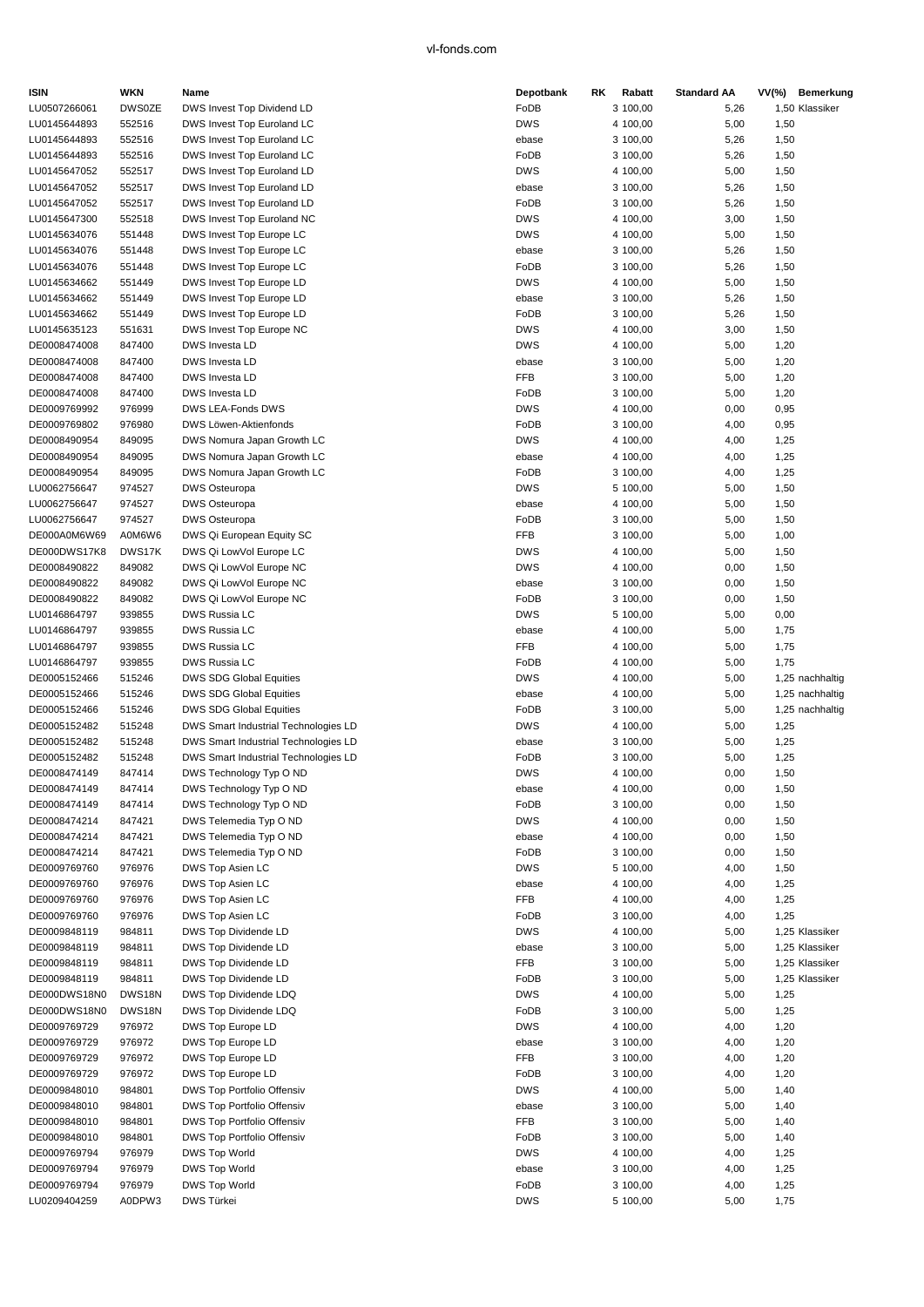| ISIN | WKN | Name | Depotbank | RK | Rabatt | Standard AA | VV(%) | Bemerkung |
|---|---|---|---|---|---|---|---|---|
| LU0507266061 | DWS0ZE | DWS Invest Top Dividend LD | FoDB | 3 | 100,00 | 5,26 | 1,50 | Klassiker |
| LU0145644893 | 552516 | DWS Invest Top Euroland LC | DWS | 4 | 100,00 | 5,00 | 1,50 | |
| LU0145644893 | 552516 | DWS Invest Top Euroland LC | ebase | 3 | 100,00 | 5,26 | 1,50 | |
| LU0145644893 | 552516 | DWS Invest Top Euroland LC | FoDB | 3 | 100,00 | 5,26 | 1,50 | |
| LU0145647052 | 552517 | DWS Invest Top Euroland LD | DWS | 4 | 100,00 | 5,00 | 1,50 | |
| LU0145647052 | 552517 | DWS Invest Top Euroland LD | ebase | 3 | 100,00 | 5,26 | 1,50 | |
| LU0145647052 | 552517 | DWS Invest Top Euroland LD | FoDB | 3 | 100,00 | 5,26 | 1,50 | |
| LU0145647300 | 552518 | DWS Invest Top Euroland NC | DWS | 4 | 100,00 | 3,00 | 1,50 | |
| LU0145634076 | 551448 | DWS Invest Top Europe LC | DWS | 4 | 100,00 | 5,00 | 1,50 | |
| LU0145634076 | 551448 | DWS Invest Top Europe LC | ebase | 3 | 100,00 | 5,26 | 1,50 | |
| LU0145634076 | 551448 | DWS Invest Top Europe LC | FoDB | 3 | 100,00 | 5,26 | 1,50 | |
| LU0145634662 | 551449 | DWS Invest Top Europe LD | DWS | 4 | 100,00 | 5,00 | 1,50 | |
| LU0145634662 | 551449 | DWS Invest Top Europe LD | ebase | 3 | 100,00 | 5,26 | 1,50 | |
| LU0145634662 | 551449 | DWS Invest Top Europe LD | FoDB | 3 | 100,00 | 5,26 | 1,50 | |
| LU0145635123 | 551631 | DWS Invest Top Europe NC | DWS | 4 | 100,00 | 3,00 | 1,50 | |
| DE0008474008 | 847400 | DWS Investa LD | DWS | 4 | 100,00 | 5,00 | 1,20 | |
| DE0008474008 | 847400 | DWS Investa LD | ebase | 3 | 100,00 | 5,00 | 1,20 | |
| DE0008474008 | 847400 | DWS Investa LD | FFB | 3 | 100,00 | 5,00 | 1,20 | |
| DE0008474008 | 847400 | DWS Investa LD | FoDB | 3 | 100,00 | 5,00 | 1,20 | |
| DE0009769992 | 976999 | DWS LEA-Fonds DWS | DWS | 4 | 100,00 | 0,00 | 0,95 | |
| DE0009769802 | 976980 | DWS Löwen-Aktienfonds | FoDB | 3 | 100,00 | 4,00 | 0,95 | |
| DE0008490954 | 849095 | DWS Nomura Japan Growth LC | DWS | 4 | 100,00 | 4,00 | 1,25 | |
| DE0008490954 | 849095 | DWS Nomura Japan Growth LC | ebase | 4 | 100,00 | 4,00 | 1,25 | |
| DE0008490954 | 849095 | DWS Nomura Japan Growth LC | FoDB | 3 | 100,00 | 4,00 | 1,25 | |
| LU0062756647 | 974527 | DWS Osteuropa | DWS | 5 | 100,00 | 5,00 | 1,50 | |
| LU0062756647 | 974527 | DWS Osteuropa | ebase | 4 | 100,00 | 5,00 | 1,50 | |
| LU0062756647 | 974527 | DWS Osteuropa | FoDB | 3 | 100,00 | 5,00 | 1,50 | |
| DE000A0M6W69 | A0M6W6 | DWS Qi European Equity SC | FFB | 3 | 100,00 | 5,00 | 1,00 | |
| DE000DWS17K8 | DWS17K | DWS Qi LowVol Europe LC | DWS | 4 | 100,00 | 5,00 | 1,50 | |
| DE0008490822 | 849082 | DWS Qi LowVol Europe NC | DWS | 4 | 100,00 | 0,00 | 1,50 | |
| DE0008490822 | 849082 | DWS Qi LowVol Europe NC | ebase | 3 | 100,00 | 0,00 | 1,50 | |
| DE0008490822 | 849082 | DWS Qi LowVol Europe NC | FoDB | 3 | 100,00 | 0,00 | 1,50 | |
| LU0146864797 | 939855 | DWS Russia LC | DWS | 5 | 100,00 | 5,00 | 0,00 | |
| LU0146864797 | 939855 | DWS Russia LC | ebase | 4 | 100,00 | 5,00 | 1,75 | |
| LU0146864797 | 939855 | DWS Russia LC | FFB | 4 | 100,00 | 5,00 | 1,75 | |
| LU0146864797 | 939855 | DWS Russia LC | FoDB | 4 | 100,00 | 5,00 | 1,75 | |
| DE0005152466 | 515246 | DWS SDG Global Equities | DWS | 4 | 100,00 | 5,00 | 1,25 | nachhaltig |
| DE0005152466 | 515246 | DWS SDG Global Equities | ebase | 4 | 100,00 | 5,00 | 1,25 | nachhaltig |
| DE0005152466 | 515246 | DWS SDG Global Equities | FoDB | 3 | 100,00 | 5,00 | 1,25 | nachhaltig |
| DE0005152482 | 515248 | DWS Smart Industrial Technologies LD | DWS | 4 | 100,00 | 5,00 | 1,25 | |
| DE0005152482 | 515248 | DWS Smart Industrial Technologies LD | ebase | 3 | 100,00 | 5,00 | 1,25 | |
| DE0005152482 | 515248 | DWS Smart Industrial Technologies LD | FoDB | 3 | 100,00 | 5,00 | 1,25 | |
| DE0008474149 | 847414 | DWS Technology Typ O ND | DWS | 4 | 100,00 | 0,00 | 1,50 | |
| DE0008474149 | 847414 | DWS Technology Typ O ND | ebase | 4 | 100,00 | 0,00 | 1,50 | |
| DE0008474149 | 847414 | DWS Technology Typ O ND | FoDB | 3 | 100,00 | 0,00 | 1,50 | |
| DE0008474214 | 847421 | DWS Telemedia Typ O ND | DWS | 4 | 100,00 | 0,00 | 1,50 | |
| DE0008474214 | 847421 | DWS Telemedia Typ O ND | ebase | 4 | 100,00 | 0,00 | 1,50 | |
| DE0008474214 | 847421 | DWS Telemedia Typ O ND | FoDB | 3 | 100,00 | 0,00 | 1,50 | |
| DE0009769760 | 976976 | DWS Top Asien LC | DWS | 5 | 100,00 | 4,00 | 1,50 | |
| DE0009769760 | 976976 | DWS Top Asien LC | ebase | 4 | 100,00 | 4,00 | 1,25 | |
| DE0009769760 | 976976 | DWS Top Asien LC | FFB | 4 | 100,00 | 4,00 | 1,25 | |
| DE0009769760 | 976976 | DWS Top Asien LC | FoDB | 3 | 100,00 | 4,00 | 1,25 | |
| DE0009848119 | 984811 | DWS Top Dividende LD | DWS | 4 | 100,00 | 5,00 | 1,25 | Klassiker |
| DE0009848119 | 984811 | DWS Top Dividende LD | ebase | 3 | 100,00 | 5,00 | 1,25 | Klassiker |
| DE0009848119 | 984811 | DWS Top Dividende LD | FFB | 3 | 100,00 | 5,00 | 1,25 | Klassiker |
| DE0009848119 | 984811 | DWS Top Dividende LD | FoDB | 3 | 100,00 | 5,00 | 1,25 | Klassiker |
| DE000DWS18N0 | DWS18N | DWS Top Dividende LDQ | DWS | 4 | 100,00 | 5,00 | 1,25 | |
| DE000DWS18N0 | DWS18N | DWS Top Dividende LDQ | FoDB | 3 | 100,00 | 5,00 | 1,25 | |
| DE0009769729 | 976972 | DWS Top Europe LD | DWS | 4 | 100,00 | 4,00 | 1,20 | |
| DE0009769729 | 976972 | DWS Top Europe LD | ebase | 3 | 100,00 | 4,00 | 1,20 | |
| DE0009769729 | 976972 | DWS Top Europe LD | FFB | 3 | 100,00 | 4,00 | 1,20 | |
| DE0009769729 | 976972 | DWS Top Europe LD | FoDB | 3 | 100,00 | 4,00 | 1,20 | |
| DE0009848010 | 984801 | DWS Top Portfolio Offensiv | DWS | 4 | 100,00 | 5,00 | 1,40 | |
| DE0009848010 | 984801 | DWS Top Portfolio Offensiv | ebase | 3 | 100,00 | 5,00 | 1,40 | |
| DE0009848010 | 984801 | DWS Top Portfolio Offensiv | FFB | 3 | 100,00 | 5,00 | 1,40 | |
| DE0009848010 | 984801 | DWS Top Portfolio Offensiv | FoDB | 3 | 100,00 | 5,00 | 1,40 | |
| DE0009769794 | 976979 | DWS Top World | DWS | 4 | 100,00 | 4,00 | 1,25 | |
| DE0009769794 | 976979 | DWS Top World | ebase | 3 | 100,00 | 4,00 | 1,25 | |
| DE0009769794 | 976979 | DWS Top World | FoDB | 3 | 100,00 | 4,00 | 1,25 | |
| LU0209404259 | A0DPW3 | DWS Türkei | DWS | 5 | 100,00 | 5,00 | 1,75 | |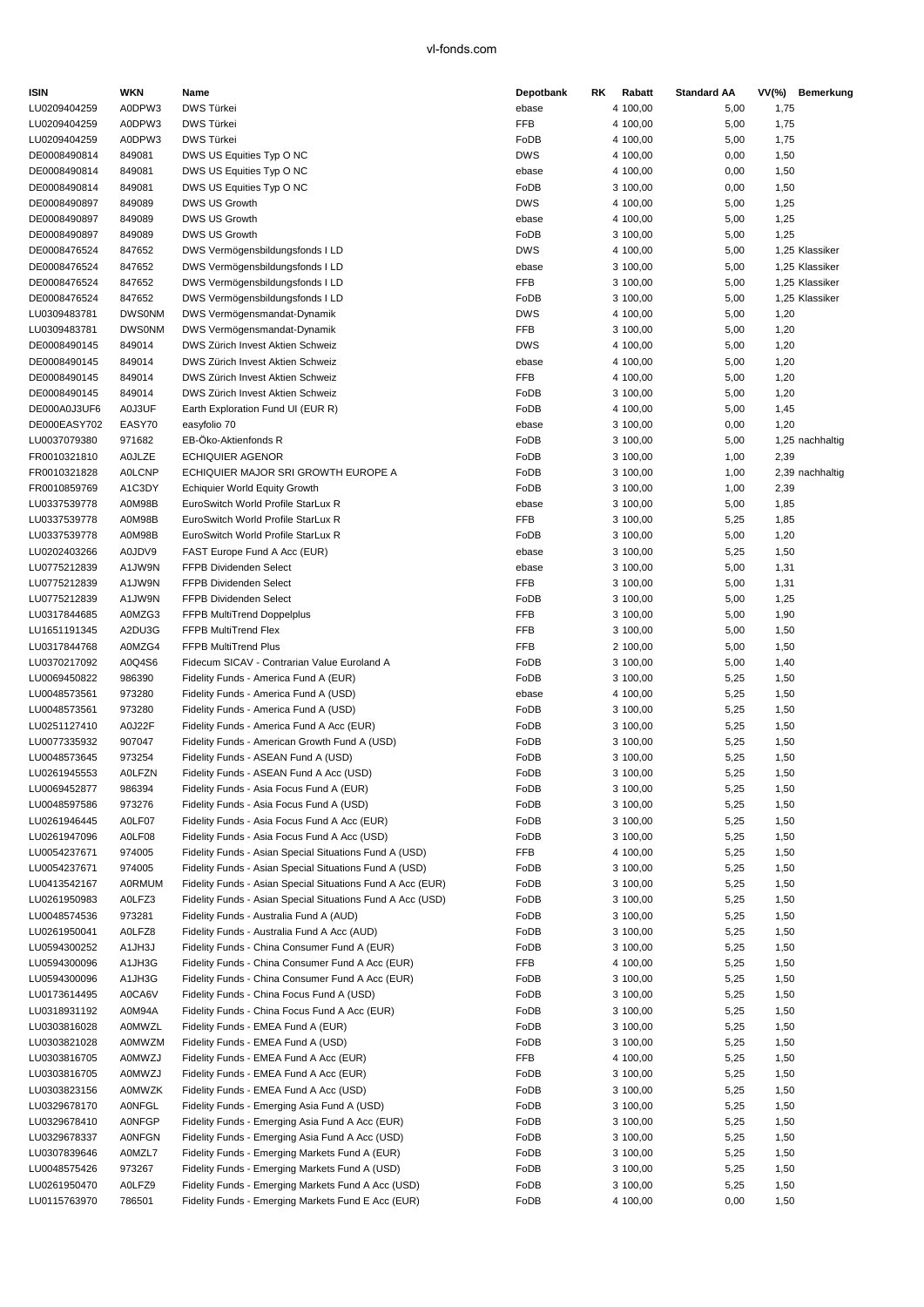| ISIN | WKN | Name | Depotbank | RK | Rabatt | Standard AA | VV(%) | Bemerkung |
|---|---|---|---|---|---|---|---|---|
| LU0209404259 | A0DPW3 | DWS Türkei | ebase | 4 | 100,00 | 5,00 | 1,75 | |
| LU0209404259 | A0DPW3 | DWS Türkei | FFB | 4 | 100,00 | 5,00 | 1,75 | |
| LU0209404259 | A0DPW3 | DWS Türkei | FoDB | 4 | 100,00 | 5,00 | 1,75 | |
| DE0008490814 | 849081 | DWS US Equities Typ O NC | DWS | 4 | 100,00 | 0,00 | 1,50 | |
| DE0008490814 | 849081 | DWS US Equities Typ O NC | ebase | 4 | 100,00 | 0,00 | 1,50 | |
| DE0008490814 | 849081 | DWS US Equities Typ O NC | FoDB | 3 | 100,00 | 0,00 | 1,50 | |
| DE0008490897 | 849089 | DWS US Growth | DWS | 4 | 100,00 | 5,00 | 1,25 | |
| DE0008490897 | 849089 | DWS US Growth | ebase | 4 | 100,00 | 5,00 | 1,25 | |
| DE0008490897 | 849089 | DWS US Growth | FoDB | 3 | 100,00 | 5,00 | 1,25 | |
| DE0008476524 | 847652 | DWS Vermögensbildungsfonds I LD | DWS | 4 | 100,00 | 5,00 | 1,25 | Klassiker |
| DE0008476524 | 847652 | DWS Vermögensbildungsfonds I LD | ebase | 3 | 100,00 | 5,00 | 1,25 | Klassiker |
| DE0008476524 | 847652 | DWS Vermögensbildungsfonds I LD | FFB | 3 | 100,00 | 5,00 | 1,25 | Klassiker |
| DE0008476524 | 847652 | DWS Vermögensbildungsfonds I LD | FoDB | 3 | 100,00 | 5,00 | 1,25 | Klassiker |
| LU0309483781 | DWS0NM | DWS Vermögensmandat-Dynamik | DWS | 4 | 100,00 | 5,00 | 1,20 | |
| LU0309483781 | DWS0NM | DWS Vermögensmandat-Dynamik | FFB | 3 | 100,00 | 5,00 | 1,20 | |
| DE0008490145 | 849014 | DWS Zürich Invest Aktien Schweiz | DWS | 4 | 100,00 | 5,00 | 1,20 | |
| DE0008490145 | 849014 | DWS Zürich Invest Aktien Schweiz | ebase | 4 | 100,00 | 5,00 | 1,20 | |
| DE0008490145 | 849014 | DWS Zürich Invest Aktien Schweiz | FFB | 4 | 100,00 | 5,00 | 1,20 | |
| DE0008490145 | 849014 | DWS Zürich Invest Aktien Schweiz | FoDB | 3 | 100,00 | 5,00 | 1,20 | |
| DE000A0J3UF6 | A0J3UF | Earth Exploration Fund UI (EUR R) | FoDB | 4 | 100,00 | 5,00 | 1,45 | |
| DE000EASY702 | EASY70 | easyfolio 70 | ebase | 3 | 100,00 | 0,00 | 1,20 | |
| LU0037079380 | 971682 | EB-Öko-Aktienfonds R | FoDB | 3 | 100,00 | 5,00 | 1,25 | nachhaltig |
| FR0010321810 | A0LJZE | ECHIQUIER AGENOR | FoDB | 3 | 100,00 | 1,00 | 2,39 | |
| FR0010321828 | A0LCNP | ECHIQUIER MAJOR SRI GROWTH EUROPE A | FoDB | 3 | 100,00 | 1,00 | 2,39 | nachhaltig |
| FR0010859769 | A1C3DY | Echiquier World Equity Growth | FoDB | 3 | 100,00 | 1,00 | 2,39 | |
| LU0337539778 | A0M98B | EuroSwitch World Profile StarLux R | ebase | 3 | 100,00 | 5,00 | 1,85 | |
| LU0337539778 | A0M98B | EuroSwitch World Profile StarLux R | FFB | 3 | 100,00 | 5,25 | 1,85 | |
| LU0337539778 | A0M98B | EuroSwitch World Profile StarLux R | FoDB | 3 | 100,00 | 5,00 | 1,20 | |
| LU0202403266 | A0JDV9 | FAST Europe Fund A Acc (EUR) | ebase | 3 | 100,00 | 5,25 | 1,50 | |
| LU0775212839 | A1JW9N | FFPB Dividenden Select | ebase | 3 | 100,00 | 5,00 | 1,31 | |
| LU0775212839 | A1JW9N | FFPB Dividenden Select | FFB | 3 | 100,00 | 5,00 | 1,31 | |
| LU0775212839 | A1JW9N | FFPB Dividenden Select | FoDB | 3 | 100,00 | 5,00 | 1,25 | |
| LU0317844685 | A0MZG3 | FFPB MultiTrend Doppelplus | FFB | 3 | 100,00 | 5,00 | 1,90 | |
| LU1651191345 | A2DU3G | FFPB MultiTrend Flex | FFB | 3 | 100,00 | 5,00 | 1,50 | |
| LU0317844768 | A0MZG4 | FFPB MultiTrend Plus | FFB | 2 | 100,00 | 5,00 | 1,50 | |
| LU0370217092 | A0Q4S6 | Fidecum SICAV - Contrarian Value Euroland A | FoDB | 3 | 100,00 | 5,00 | 1,40 | |
| LU0069450822 | 986390 | Fidelity Funds - America Fund A (EUR) | FoDB | 3 | 100,00 | 5,25 | 1,50 | |
| LU0048573561 | 973280 | Fidelity Funds - America Fund A (USD) | ebase | 4 | 100,00 | 5,25 | 1,50 | |
| LU0048573561 | 973280 | Fidelity Funds - America Fund A (USD) | FoDB | 3 | 100,00 | 5,25 | 1,50 | |
| LU0251127410 | A0J22F | Fidelity Funds - America Fund A Acc (EUR) | FoDB | 3 | 100,00 | 5,25 | 1,50 | |
| LU0077335932 | 907047 | Fidelity Funds - American Growth Fund A (USD) | FoDB | 3 | 100,00 | 5,25 | 1,50 | |
| LU0048573645 | 973254 | Fidelity Funds - ASEAN Fund A (USD) | FoDB | 3 | 100,00 | 5,25 | 1,50 | |
| LU0261945553 | A0LFZN | Fidelity Funds - ASEAN Fund A Acc (USD) | FoDB | 3 | 100,00 | 5,25 | 1,50 | |
| LU0069452877 | 986394 | Fidelity Funds - Asia Focus Fund A (EUR) | FoDB | 3 | 100,00 | 5,25 | 1,50 | |
| LU0048597586 | 973276 | Fidelity Funds - Asia Focus Fund A (USD) | FoDB | 3 | 100,00 | 5,25 | 1,50 | |
| LU0261946445 | A0LF07 | Fidelity Funds - Asia Focus Fund A Acc (EUR) | FoDB | 3 | 100,00 | 5,25 | 1,50 | |
| LU0261947096 | A0LF08 | Fidelity Funds - Asia Focus Fund A Acc (USD) | FoDB | 3 | 100,00 | 5,25 | 1,50 | |
| LU0054237671 | 974005 | Fidelity Funds - Asian Special Situations Fund A (USD) | FFB | 4 | 100,00 | 5,25 | 1,50 | |
| LU0054237671 | 974005 | Fidelity Funds - Asian Special Situations Fund A (USD) | FoDB | 3 | 100,00 | 5,25 | 1,50 | |
| LU0413542167 | A0RMUM | Fidelity Funds - Asian Special Situations Fund A Acc (EUR) | FoDB | 3 | 100,00 | 5,25 | 1,50 | |
| LU0261950983 | A0LFZ3 | Fidelity Funds - Asian Special Situations Fund A Acc (USD) | FoDB | 3 | 100,00 | 5,25 | 1,50 | |
| LU0048574536 | 973281 | Fidelity Funds - Australia Fund A (AUD) | FoDB | 3 | 100,00 | 5,25 | 1,50 | |
| LU0261950041 | A0LFZ8 | Fidelity Funds - Australia Fund A Acc (AUD) | FoDB | 3 | 100,00 | 5,25 | 1,50 | |
| LU0594300252 | A1JH3J | Fidelity Funds - China Consumer Fund A (EUR) | FoDB | 3 | 100,00 | 5,25 | 1,50 | |
| LU0594300096 | A1JH3G | Fidelity Funds - China Consumer Fund A Acc (EUR) | FFB | 4 | 100,00 | 5,25 | 1,50 | |
| LU0594300096 | A1JH3G | Fidelity Funds - China Consumer Fund A Acc (EUR) | FoDB | 3 | 100,00 | 5,25 | 1,50 | |
| LU0173614495 | A0CA6V | Fidelity Funds - China Focus Fund A (USD) | FoDB | 3 | 100,00 | 5,25 | 1,50 | |
| LU0318931192 | A0M94A | Fidelity Funds - China Focus Fund A Acc (EUR) | FoDB | 3 | 100,00 | 5,25 | 1,50 | |
| LU0303816028 | A0MWZL | Fidelity Funds - EMEA Fund A (EUR) | FoDB | 3 | 100,00 | 5,25 | 1,50 | |
| LU0303821028 | A0MWZM | Fidelity Funds - EMEA Fund A (USD) | FoDB | 3 | 100,00 | 5,25 | 1,50 | |
| LU0303816705 | A0MWZJ | Fidelity Funds - EMEA Fund A Acc (EUR) | FFB | 4 | 100,00 | 5,25 | 1,50 | |
| LU0303816705 | A0MWZJ | Fidelity Funds - EMEA Fund A Acc (EUR) | FoDB | 3 | 100,00 | 5,25 | 1,50 | |
| LU0303823156 | A0MWZK | Fidelity Funds - EMEA Fund A Acc (USD) | FoDB | 3 | 100,00 | 5,25 | 1,50 | |
| LU0329678170 | A0NFGL | Fidelity Funds - Emerging Asia Fund A (USD) | FoDB | 3 | 100,00 | 5,25 | 1,50 | |
| LU0329678410 | A0NFGP | Fidelity Funds - Emerging Asia Fund A Acc (EUR) | FoDB | 3 | 100,00 | 5,25 | 1,50 | |
| LU0329678337 | A0NFGN | Fidelity Funds - Emerging Asia Fund A Acc (USD) | FoDB | 3 | 100,00 | 5,25 | 1,50 | |
| LU0307839646 | A0MZL7 | Fidelity Funds - Emerging Markets Fund A (EUR) | FoDB | 3 | 100,00 | 5,25 | 1,50 | |
| LU0048575426 | 973267 | Fidelity Funds - Emerging Markets Fund A (USD) | FoDB | 3 | 100,00 | 5,25 | 1,50 | |
| LU0261950470 | A0LFZ9 | Fidelity Funds - Emerging Markets Fund A Acc (USD) | FoDB | 3 | 100,00 | 5,25 | 1,50 | |
| LU0115763970 | 786501 | Fidelity Funds - Emerging Markets Fund E Acc (EUR) | FoDB | 4 | 100,00 | 0,00 | 1,50 | |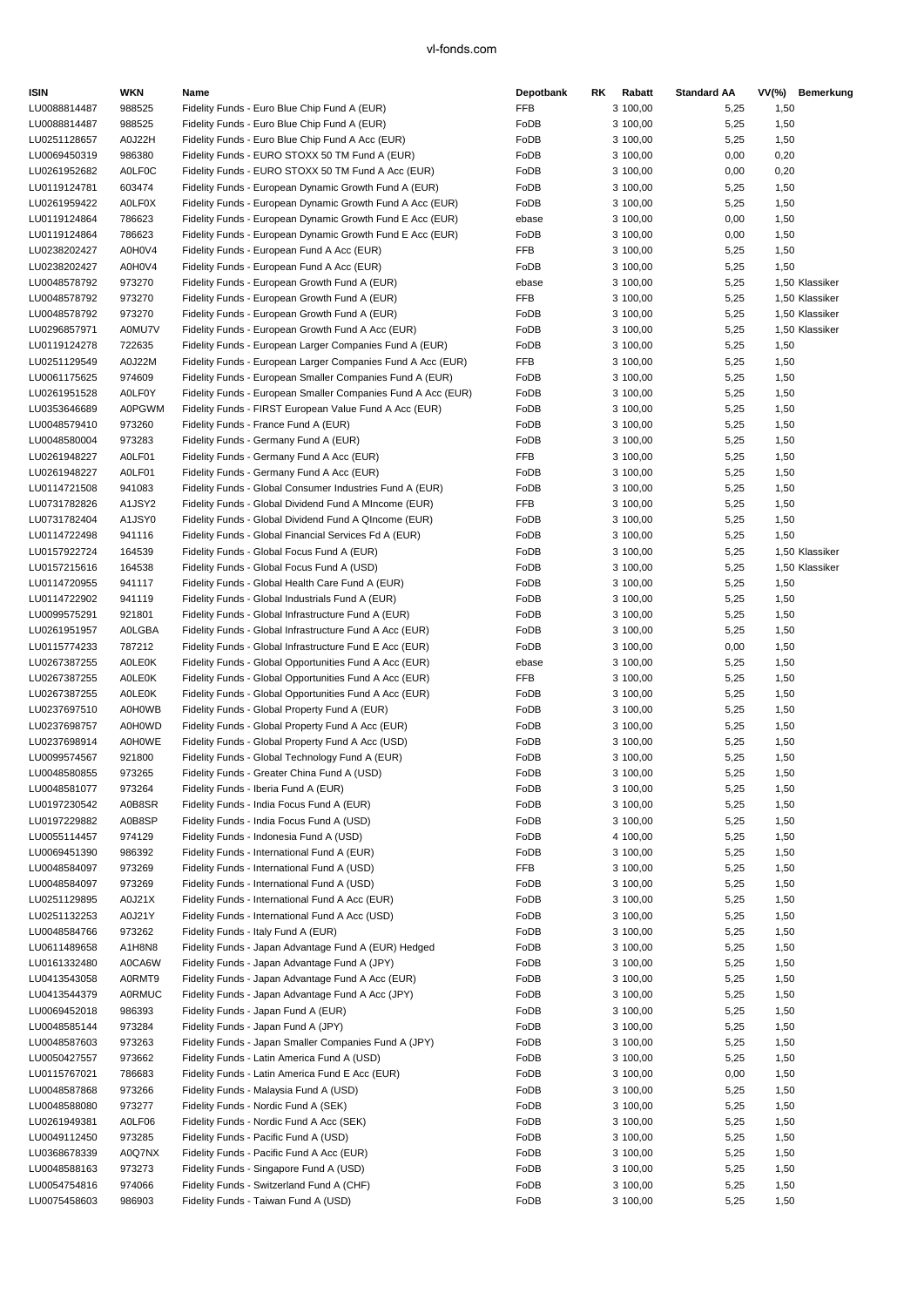| ISIN | WKN | Name | Depotbank | RK | Rabatt | Standard AA | VV(%) | Bemerkung |
|---|---|---|---|---|---|---|---|---|
| LU0088814487 | 988525 | Fidelity Funds - Euro Blue Chip Fund A (EUR) | FFB | | 3 100,00 | 5,25 | 1,50 | |
| LU0088814487 | 988525 | Fidelity Funds - Euro Blue Chip Fund A (EUR) | FoDB | | 3 100,00 | 5,25 | 1,50 | |
| LU0251128657 | A0J22H | Fidelity Funds - Euro Blue Chip Fund A Acc (EUR) | FoDB | | 3 100,00 | 5,25 | 1,50 | |
| LU0069450319 | 986380 | Fidelity Funds - EURO STOXX 50 TM Fund A (EUR) | FoDB | | 3 100,00 | 0,00 | 0,20 | |
| LU0261952682 | A0LF0C | Fidelity Funds - EURO STOXX 50 TM Fund A Acc (EUR) | FoDB | | 3 100,00 | 0,00 | 0,20 | |
| LU0119124781 | 603474 | Fidelity Funds - European Dynamic Growth Fund A (EUR) | FoDB | | 3 100,00 | 5,25 | 1,50 | |
| LU0261959422 | A0LF0X | Fidelity Funds - European Dynamic Growth Fund A Acc (EUR) | FoDB | | 3 100,00 | 5,25 | 1,50 | |
| LU0119124864 | 786623 | Fidelity Funds - European Dynamic Growth Fund E Acc (EUR) | ebase | | 3 100,00 | 0,00 | 1,50 | |
| LU0119124864 | 786623 | Fidelity Funds - European Dynamic Growth Fund E Acc (EUR) | FoDB | | 3 100,00 | 0,00 | 1,50 | |
| LU0238202427 | A0H0V4 | Fidelity Funds - European Fund A Acc (EUR) | FFB | | 3 100,00 | 5,25 | 1,50 | |
| LU0238202427 | A0H0V4 | Fidelity Funds - European Fund A Acc (EUR) | FoDB | | 3 100,00 | 5,25 | 1,50 | |
| LU0048578792 | 973270 | Fidelity Funds - European Growth Fund A (EUR) | ebase | | 3 100,00 | 5,25 | 1,50 | Klassiker |
| LU0048578792 | 973270 | Fidelity Funds - European Growth Fund A (EUR) | FFB | | 3 100,00 | 5,25 | 1,50 | Klassiker |
| LU0048578792 | 973270 | Fidelity Funds - European Growth Fund A (EUR) | FoDB | | 3 100,00 | 5,25 | 1,50 | Klassiker |
| LU0296857971 | A0MU7V | Fidelity Funds - European Growth Fund A Acc (EUR) | FoDB | | 3 100,00 | 5,25 | 1,50 | Klassiker |
| LU0119124278 | 722635 | Fidelity Funds - European Larger Companies Fund A (EUR) | FoDB | | 3 100,00 | 5,25 | 1,50 | |
| LU0251129549 | A0J22M | Fidelity Funds - European Larger Companies Fund A Acc (EUR) | FFB | | 3 100,00 | 5,25 | 1,50 | |
| LU0061175625 | 974609 | Fidelity Funds - European Smaller Companies Fund A (EUR) | FoDB | | 3 100,00 | 5,25 | 1,50 | |
| LU0261951528 | A0LF0Y | Fidelity Funds - European Smaller Companies Fund A Acc (EUR) | FoDB | | 3 100,00 | 5,25 | 1,50 | |
| LU0353646689 | A0PGWM | Fidelity Funds - FIRST European Value Fund A Acc (EUR) | FoDB | | 3 100,00 | 5,25 | 1,50 | |
| LU0048579410 | 973260 | Fidelity Funds - France Fund A (EUR) | FoDB | | 3 100,00 | 5,25 | 1,50 | |
| LU0048580004 | 973283 | Fidelity Funds - Germany Fund A (EUR) | FoDB | | 3 100,00 | 5,25 | 1,50 | |
| LU0261948227 | A0LF01 | Fidelity Funds - Germany Fund A Acc (EUR) | FFB | | 3 100,00 | 5,25 | 1,50 | |
| LU0261948227 | A0LF01 | Fidelity Funds - Germany Fund A Acc (EUR) | FoDB | | 3 100,00 | 5,25 | 1,50 | |
| LU0114721508 | 941083 | Fidelity Funds - Global Consumer Industries Fund A (EUR) | FoDB | | 3 100,00 | 5,25 | 1,50 | |
| LU0731782826 | A1JSY2 | Fidelity Funds - Global Dividend Fund A MIncome (EUR) | FFB | | 3 100,00 | 5,25 | 1,50 | |
| LU0731782404 | A1JSY0 | Fidelity Funds - Global Dividend Fund A QIncome (EUR) | FoDB | | 3 100,00 | 5,25 | 1,50 | |
| LU0114722498 | 941116 | Fidelity Funds - Global Financial Services Fd A (EUR) | FoDB | | 3 100,00 | 5,25 | 1,50 | |
| LU0157922724 | 164539 | Fidelity Funds - Global Focus Fund A (EUR) | FoDB | | 3 100,00 | 5,25 | 1,50 | Klassiker |
| LU0157215616 | 164538 | Fidelity Funds - Global Focus Fund A (USD) | FoDB | | 3 100,00 | 5,25 | 1,50 | Klassiker |
| LU0114720955 | 941117 | Fidelity Funds - Global Health Care Fund A (EUR) | FoDB | | 3 100,00 | 5,25 | 1,50 | |
| LU0114722902 | 941119 | Fidelity Funds - Global Industrials Fund A (EUR) | FoDB | | 3 100,00 | 5,25 | 1,50 | |
| LU0099575291 | 921801 | Fidelity Funds - Global Infrastructure Fund A (EUR) | FoDB | | 3 100,00 | 5,25 | 1,50 | |
| LU0261951957 | A0LGBA | Fidelity Funds - Global Infrastructure Fund A Acc (EUR) | FoDB | | 3 100,00 | 5,25 | 1,50 | |
| LU0115774233 | 787212 | Fidelity Funds - Global Infrastructure Fund E Acc (EUR) | FoDB | | 3 100,00 | 0,00 | 1,50 | |
| LU0267387255 | A0LE0K | Fidelity Funds - Global Opportunities Fund A Acc (EUR) | ebase | | 3 100,00 | 5,25 | 1,50 | |
| LU0267387255 | A0LE0K | Fidelity Funds - Global Opportunities Fund A Acc (EUR) | FFB | | 3 100,00 | 5,25 | 1,50 | |
| LU0267387255 | A0LE0K | Fidelity Funds - Global Opportunities Fund A Acc (EUR) | FoDB | | 3 100,00 | 5,25 | 1,50 | |
| LU0237697510 | A0H0WB | Fidelity Funds - Global Property Fund A (EUR) | FoDB | | 3 100,00 | 5,25 | 1,50 | |
| LU0237698757 | A0H0WD | Fidelity Funds - Global Property Fund A Acc (EUR) | FoDB | | 3 100,00 | 5,25 | 1,50 | |
| LU0237698914 | A0H0WE | Fidelity Funds - Global Property Fund A Acc (USD) | FoDB | | 3 100,00 | 5,25 | 1,50 | |
| LU0099574567 | 921800 | Fidelity Funds - Global Technology Fund A (EUR) | FoDB | | 3 100,00 | 5,25 | 1,50 | |
| LU0048580855 | 973265 | Fidelity Funds - Greater China Fund A (USD) | FoDB | | 3 100,00 | 5,25 | 1,50 | |
| LU0048581077 | 973264 | Fidelity Funds - Iberia Fund A (EUR) | FoDB | | 3 100,00 | 5,25 | 1,50 | |
| LU0197230542 | A0B8SR | Fidelity Funds - India Focus Fund A (EUR) | FoDB | | 3 100,00 | 5,25 | 1,50 | |
| LU0197229882 | A0B8SP | Fidelity Funds - India Focus Fund A (USD) | FoDB | | 3 100,00 | 5,25 | 1,50 | |
| LU0055114457 | 974129 | Fidelity Funds - Indonesia Fund A (USD) | FoDB | | 4 100,00 | 5,25 | 1,50 | |
| LU0069451390 | 986392 | Fidelity Funds - International Fund A (EUR) | FoDB | | 3 100,00 | 5,25 | 1,50 | |
| LU0048584097 | 973269 | Fidelity Funds - International Fund A (USD) | FFB | | 3 100,00 | 5,25 | 1,50 | |
| LU0048584097 | 973269 | Fidelity Funds - International Fund A (USD) | FoDB | | 3 100,00 | 5,25 | 1,50 | |
| LU0251129895 | A0J21X | Fidelity Funds - International Fund A Acc (EUR) | FoDB | | 3 100,00 | 5,25 | 1,50 | |
| LU0251132253 | A0J21Y | Fidelity Funds - International Fund A Acc (USD) | FoDB | | 3 100,00 | 5,25 | 1,50 | |
| LU0048584766 | 973262 | Fidelity Funds - Italy Fund A (EUR) | FoDB | | 3 100,00 | 5,25 | 1,50 | |
| LU0611489658 | A1H8N8 | Fidelity Funds - Japan Advantage Fund A (EUR) Hedged | FoDB | | 3 100,00 | 5,25 | 1,50 | |
| LU0161332480 | A0CA6W | Fidelity Funds - Japan Advantage Fund A (JPY) | FoDB | | 3 100,00 | 5,25 | 1,50 | |
| LU0413543058 | A0RMT9 | Fidelity Funds - Japan Advantage Fund A Acc (EUR) | FoDB | | 3 100,00 | 5,25 | 1,50 | |
| LU0413544379 | A0RMUC | Fidelity Funds - Japan Advantage Fund A Acc (JPY) | FoDB | | 3 100,00 | 5,25 | 1,50 | |
| LU0069452018 | 986393 | Fidelity Funds - Japan Fund A (EUR) | FoDB | | 3 100,00 | 5,25 | 1,50 | |
| LU0048585144 | 973284 | Fidelity Funds - Japan Fund A (JPY) | FoDB | | 3 100,00 | 5,25 | 1,50 | |
| LU0048587603 | 973263 | Fidelity Funds - Japan Smaller Companies Fund A (JPY) | FoDB | | 3 100,00 | 5,25 | 1,50 | |
| LU0050427557 | 973662 | Fidelity Funds - Latin America Fund A (USD) | FoDB | | 3 100,00 | 5,25 | 1,50 | |
| LU0115767021 | 786683 | Fidelity Funds - Latin America Fund E Acc (EUR) | FoDB | | 3 100,00 | 0,00 | 1,50 | |
| LU0048587868 | 973266 | Fidelity Funds - Malaysia Fund A (USD) | FoDB | | 3 100,00 | 5,25 | 1,50 | |
| LU0048588080 | 973277 | Fidelity Funds - Nordic Fund A (SEK) | FoDB | | 3 100,00 | 5,25 | 1,50 | |
| LU0261949381 | A0LF06 | Fidelity Funds - Nordic Fund A Acc (SEK) | FoDB | | 3 100,00 | 5,25 | 1,50 | |
| LU0049112450 | 973285 | Fidelity Funds - Pacific Fund A (USD) | FoDB | | 3 100,00 | 5,25 | 1,50 | |
| LU0368678339 | A0Q7NX | Fidelity Funds - Pacific Fund A Acc (EUR) | FoDB | | 3 100,00 | 5,25 | 1,50 | |
| LU0048588163 | 973273 | Fidelity Funds - Singapore Fund A (USD) | FoDB | | 3 100,00 | 5,25 | 1,50 | |
| LU0054754816 | 974066 | Fidelity Funds - Switzerland Fund A (CHF) | FoDB | | 3 100,00 | 5,25 | 1,50 | |
| LU0075458603 | 986903 | Fidelity Funds - Taiwan Fund A (USD) | FoDB | | 3 100,00 | 5,25 | 1,50 | |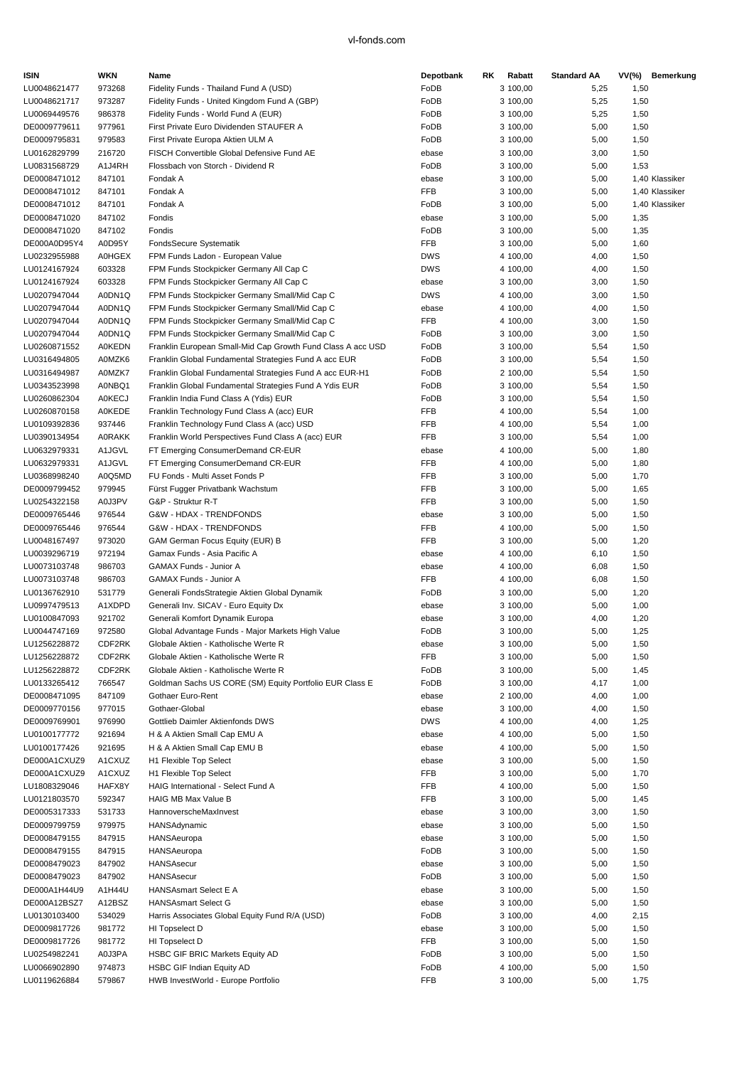| ISIN | WKN | Name | Depotbank | RK | Rabatt | Standard AA | VV(%) | Bemerkung |
|---|---|---|---|---|---|---|---|---|
| LU0048621477 | 973268 | Fidelity Funds - Thailand Fund A (USD) | FoDB | 3 | 100,00 | 5,25 | 1,50 | |
| LU0048621717 | 973287 | Fidelity Funds - United Kingdom Fund A (GBP) | FoDB | 3 | 100,00 | 5,25 | 1,50 | |
| LU0069449576 | 986378 | Fidelity Funds - World Fund A (EUR) | FoDB | 3 | 100,00 | 5,25 | 1,50 | |
| DE0009779611 | 977961 | First Private Euro Dividenden STAUFER A | FoDB | 3 | 100,00 | 5,00 | 1,50 | |
| DE0009795831 | 979583 | First Private Europa Aktien ULM A | FoDB | 3 | 100,00 | 5,00 | 1,50 | |
| LU0162829799 | 216720 | FISCH Convertible Global Defensive Fund AE | ebase | 3 | 100,00 | 3,00 | 1,50 | |
| LU0831568729 | A1J4RH | Flossbach von Storch - Dividend R | FoDB | 3 | 100,00 | 5,00 | 1,53 | |
| DE0008471012 | 847101 | Fondak A | ebase | 3 | 100,00 | 5,00 | 1,40 | Klassiker |
| DE0008471012 | 847101 | Fondak A | FFB | 3 | 100,00 | 5,00 | 1,40 | Klassiker |
| DE0008471012 | 847101 | Fondak A | FoDB | 3 | 100,00 | 5,00 | 1,40 | Klassiker |
| DE0008471020 | 847102 | Fondis | ebase | 3 | 100,00 | 5,00 | 1,35 | |
| DE0008471020 | 847102 | Fondis | FoDB | 3 | 100,00 | 5,00 | 1,35 | |
| DE000A0D95Y4 | A0D95Y | FondsSecure Systematik | FFB | 3 | 100,00 | 5,00 | 1,60 | |
| LU0232955988 | A0HGEX | FPM Funds Ladon - European Value | DWS | 4 | 100,00 | 4,00 | 1,50 | |
| LU0124167924 | 603328 | FPM Funds Stockpicker Germany All Cap C | DWS | 4 | 100,00 | 4,00 | 1,50 | |
| LU0124167924 | 603328 | FPM Funds Stockpicker Germany All Cap C | ebase | 3 | 100,00 | 3,00 | 1,50 | |
| LU0207947044 | A0DN1Q | FPM Funds Stockpicker Germany Small/Mid Cap C | DWS | 4 | 100,00 | 3,00 | 1,50 | |
| LU0207947044 | A0DN1Q | FPM Funds Stockpicker Germany Small/Mid Cap C | ebase | 4 | 100,00 | 4,00 | 1,50 | |
| LU0207947044 | A0DN1Q | FPM Funds Stockpicker Germany Small/Mid Cap C | FFB | 4 | 100,00 | 3,00 | 1,50 | |
| LU0207947044 | A0DN1Q | FPM Funds Stockpicker Germany Small/Mid Cap C | FoDB | 3 | 100,00 | 3,00 | 1,50 | |
| LU0260871552 | A0KEDN | Franklin European Small-Mid Cap Growth Fund Class A acc USD | FoDB | 3 | 100,00 | 5,54 | 1,50 | |
| LU0316494805 | A0MZK6 | Franklin Global Fundamental Strategies Fund A acc EUR | FoDB | 3 | 100,00 | 5,54 | 1,50 | |
| LU0316494987 | A0MZK7 | Franklin Global Fundamental Strategies Fund A acc EUR-H1 | FoDB | 2 | 100,00 | 5,54 | 1,50 | |
| LU0343523998 | A0NBQ1 | Franklin Global Fundamental Strategies Fund A Ydis EUR | FoDB | 3 | 100,00 | 5,54 | 1,50 | |
| LU0260862304 | A0KECJ | Franklin India Fund Class A (Ydis) EUR | FoDB | 3 | 100,00 | 5,54 | 1,50 | |
| LU0260870158 | A0KEDE | Franklin Technology Fund Class A (acc) EUR | FFB | 4 | 100,00 | 5,54 | 1,00 | |
| LU0109392836 | 937446 | Franklin Technology Fund Class A (acc) USD | FFB | 4 | 100,00 | 5,54 | 1,00 | |
| LU0390134954 | A0RAKK | Franklin World Perspectives Fund Class A (acc) EUR | FFB | 3 | 100,00 | 5,54 | 1,00 | |
| LU0632979331 | A1JGVL | FT Emerging ConsumerDemand CR-EUR | ebase | 4 | 100,00 | 5,00 | 1,80 | |
| LU0632979331 | A1JGVL | FT Emerging ConsumerDemand CR-EUR | FFB | 4 | 100,00 | 5,00 | 1,80 | |
| LU0368998240 | A0Q5MD | FU Fonds - Multi Asset Fonds P | FFB | 3 | 100,00 | 5,00 | 1,70 | |
| DE0009799452 | 979945 | Fürst Fugger Privatbank Wachstum | FFB | 3 | 100,00 | 5,00 | 1,65 | |
| LU0254322158 | A0J3PV | G&P - Struktur R-T | FFB | 3 | 100,00 | 5,00 | 1,50 | |
| DE0009765446 | 976544 | G&W - HDAX - TRENDFONDS | ebase | 3 | 100,00 | 5,00 | 1,50 | |
| DE0009765446 | 976544 | G&W - HDAX - TRENDFONDS | FFB | 4 | 100,00 | 5,00 | 1,50 | |
| LU0048167497 | 973020 | GAM German Focus Equity (EUR) B | FFB | 3 | 100,00 | 5,00 | 1,20 | |
| LU0039296719 | 972194 | Gamax Funds - Asia Pacific A | ebase | 4 | 100,00 | 6,10 | 1,50 | |
| LU0073103748 | 986703 | GAMAX Funds - Junior A | ebase | 4 | 100,00 | 6,08 | 1,50 | |
| LU0073103748 | 986703 | GAMAX Funds - Junior A | FFB | 4 | 100,00 | 6,08 | 1,50 | |
| LU0136762910 | 531779 | Generali FondsStrategie Aktien Global Dynamik | FoDB | 3 | 100,00 | 5,00 | 1,20 | |
| LU0997479513 | A1XDPD | Generali Inv. SICAV - Euro Equity Dx | ebase | 3 | 100,00 | 5,00 | 1,00 | |
| LU0100847093 | 921702 | Generali Komfort Dynamik Europa | ebase | 3 | 100,00 | 4,00 | 1,20 | |
| LU0044747169 | 972580 | Global Advantage Funds - Major Markets High Value | FoDB | 3 | 100,00 | 5,00 | 1,25 | |
| LU1256228872 | CDF2RK | Globale Aktien - Katholische Werte R | ebase | 3 | 100,00 | 5,00 | 1,50 | |
| LU1256228872 | CDF2RK | Globale Aktien - Katholische Werte R | FFB | 3 | 100,00 | 5,00 | 1,50 | |
| LU1256228872 | CDF2RK | Globale Aktien - Katholische Werte R | FoDB | 3 | 100,00 | 5,00 | 1,45 | |
| LU0133265412 | 766547 | Goldman Sachs US CORE (SM) Equity Portfolio EUR Class E | FoDB | 3 | 100,00 | 4,17 | 1,00 | |
| DE0008471095 | 847109 | Gothaer Euro-Rent | ebase | 2 | 100,00 | 4,00 | 1,00 | |
| DE0009770156 | 977015 | Gothaer-Global | ebase | 3 | 100,00 | 4,00 | 1,50 | |
| DE0009769901 | 976990 | Gottlieb Daimler Aktienfonds DWS | DWS | 4 | 100,00 | 4,00 | 1,25 | |
| LU0100177772 | 921694 | H & A Aktien Small Cap EMU A | ebase | 4 | 100,00 | 5,00 | 1,50 | |
| LU0100177426 | 921695 | H & A Aktien Small Cap EMU B | ebase | 4 | 100,00 | 5,00 | 1,50 | |
| DE000A1CXUZ9 | A1CXUZ | H1 Flexible Top Select | ebase | 3 | 100,00 | 5,00 | 1,50 | |
| DE000A1CXUZ9 | A1CXUZ | H1 Flexible Top Select | FFB | 3 | 100,00 | 5,00 | 1,70 | |
| LU1808329046 | HAFX8Y | HAIG International - Select Fund A | FFB | 4 | 100,00 | 5,00 | 1,50 | |
| LU0121803570 | 592347 | HAIG MB Max Value B | FFB | 3 | 100,00 | 5,00 | 1,45 | |
| DE0005317333 | 531733 | HannoverscheMaxInvest | ebase | 3 | 100,00 | 3,00 | 1,50 | |
| DE0009799759 | 979975 | HANSAdynamic | ebase | 3 | 100,00 | 5,00 | 1,50 | |
| DE0008479155 | 847915 | HANSAeuropa | ebase | 3 | 100,00 | 5,00 | 1,50 | |
| DE0008479155 | 847915 | HANSAeuropa | FoDB | 3 | 100,00 | 5,00 | 1,50 | |
| DE0008479023 | 847902 | HANSAsecur | ebase | 3 | 100,00 | 5,00 | 1,50 | |
| DE0008479023 | 847902 | HANSAsecur | FoDB | 3 | 100,00 | 5,00 | 1,50 | |
| DE000A1H44U9 | A1H44U | HANSAsmart Select E A | ebase | 3 | 100,00 | 5,00 | 1,50 | |
| DE000A12BSZ7 | A12BSZ | HANSAsmart Select G | ebase | 3 | 100,00 | 5,00 | 1,50 | |
| LU0130103400 | 534029 | Harris Associates Global Equity Fund R/A (USD) | FoDB | 3 | 100,00 | 4,00 | 2,15 | |
| DE0009817726 | 981772 | HI Topselect D | ebase | 3 | 100,00 | 5,00 | 1,50 | |
| DE0009817726 | 981772 | HI Topselect D | FFB | 3 | 100,00 | 5,00 | 1,50 | |
| LU0254982241 | A0J3PA | HSBC GIF BRIC Markets Equity AD | FoDB | 3 | 100,00 | 5,00 | 1,50 | |
| LU0066902890 | 974873 | HSBC GIF Indian Equity AD | FoDB | 4 | 100,00 | 5,00 | 1,50 | |
| LU0119626884 | 579867 | HWB InvestWorld - Europe Portfolio | FFB | 3 | 100,00 | 5,00 | 1,75 | |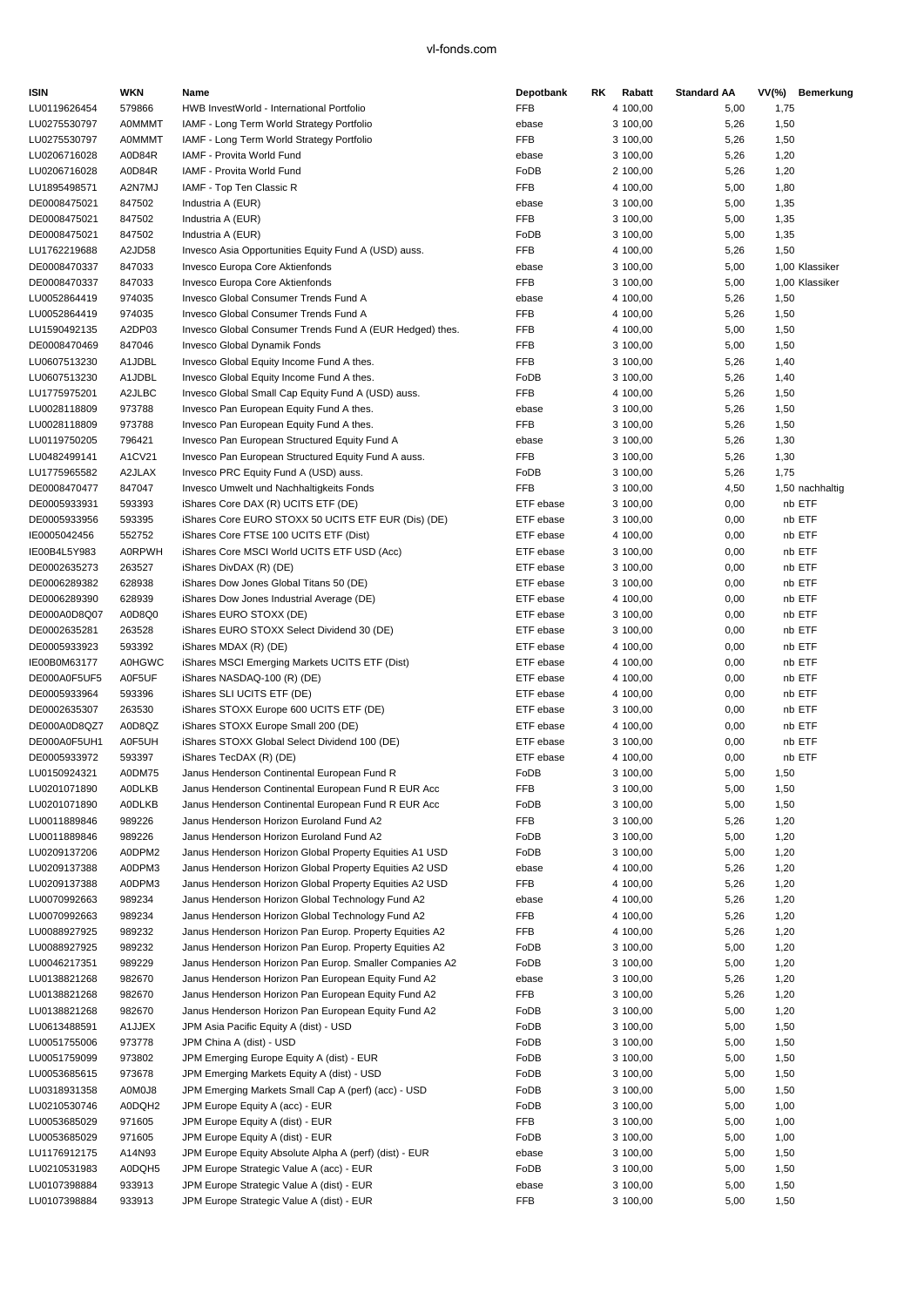| ISIN | WKN | Name | Depotbank | RK | Rabatt | Standard AA | VV(%) | Bemerkung |
|---|---|---|---|---|---|---|---|---|
| LU0119626454 | 579866 | HWB InvestWorld - International Portfolio | FFB | 4 | 100,00 | 5,00 | 1,75 | |
| LU0275530797 | A0MMMT | IAMF - Long Term World Strategy Portfolio | ebase | 3 | 100,00 | 5,26 | 1,50 | |
| LU0275530797 | A0MMMT | IAMF - Long Term World Strategy Portfolio | FFB | 3 | 100,00 | 5,26 | 1,50 | |
| LU0206716028 | A0D84R | IAMF - Provita World Fund | ebase | 3 | 100,00 | 5,26 | 1,20 | |
| LU0206716028 | A0D84R | IAMF - Provita World Fund | FoDB | 2 | 100,00 | 5,26 | 1,20 | |
| LU1895498571 | A2N7MJ | IAMF - Top Ten Classic R | FFB | 4 | 100,00 | 5,00 | 1,80 | |
| DE0008475021 | 847502 | Industria A (EUR) | ebase | 3 | 100,00 | 5,00 | 1,35 | |
| DE0008475021 | 847502 | Industria A (EUR) | FFB | 3 | 100,00 | 5,00 | 1,35 | |
| DE0008475021 | 847502 | Industria A (EUR) | FoDB | 3 | 100,00 | 5,00 | 1,35 | |
| LU1762219688 | A2JD58 | Invesco Asia Opportunities Equity Fund A (USD) auss. | FFB | 4 | 100,00 | 5,26 | 1,50 | |
| DE0008470337 | 847033 | Invesco Europa Core Aktienfonds | ebase | 3 | 100,00 | 5,00 | 1,00 | Klassiker |
| DE0008470337 | 847033 | Invesco Europa Core Aktienfonds | FFB | 3 | 100,00 | 5,00 | 1,00 | Klassiker |
| LU0052864419 | 974035 | Invesco Global Consumer Trends Fund A | ebase | 4 | 100,00 | 5,26 | 1,50 | |
| LU0052864419 | 974035 | Invesco Global Consumer Trends Fund A | FFB | 4 | 100,00 | 5,26 | 1,50 | |
| LU1590492135 | A2DP03 | Invesco Global Consumer Trends Fund A (EUR Hedged) thes. | FFB | 4 | 100,00 | 5,00 | 1,50 | |
| DE0008470469 | 847046 | Invesco Global Dynamik Fonds | FFB | 3 | 100,00 | 5,00 | 1,50 | |
| LU0607513230 | A1JDBL | Invesco Global Equity Income Fund A thes. | FFB | 3 | 100,00 | 5,26 | 1,40 | |
| LU0607513230 | A1JDBL | Invesco Global Equity Income Fund A thes. | FoDB | 3 | 100,00 | 5,26 | 1,40 | |
| LU1775975201 | A2JLBC | Invesco Global Small Cap Equity Fund A (USD) auss. | FFB | 4 | 100,00 | 5,26 | 1,50 | |
| LU0028118809 | 973788 | Invesco Pan European Equity Fund A thes. | ebase | 3 | 100,00 | 5,26 | 1,50 | |
| LU0028118809 | 973788 | Invesco Pan European Equity Fund A thes. | FFB | 3 | 100,00 | 5,26 | 1,50 | |
| LU0119750205 | 796421 | Invesco Pan European Structured Equity Fund A | ebase | 3 | 100,00 | 5,26 | 1,30 | |
| LU0482499141 | A1CV21 | Invesco Pan European Structured Equity Fund A auss. | FFB | 3 | 100,00 | 5,26 | 1,30 | |
| LU1775965582 | A2JLAX | Invesco PRC Equity Fund A (USD) auss. | FoDB | 3 | 100,00 | 5,26 | 1,75 | |
| DE0008470477 | 847047 | Invesco Umwelt und Nachhaltigkeits Fonds | FFB | 3 | 100,00 | 4,50 | 1,50 | nachhaltig |
| DE0005933931 | 593393 | iShares Core DAX (R) UCITS ETF (DE) | ETF ebase | 3 | 100,00 | 0,00 | nb | ETF |
| DE0005933956 | 593395 | iShares Core EURO STOXX 50 UCITS ETF EUR (Dis) (DE) | ETF ebase | 3 | 100,00 | 0,00 | nb | ETF |
| IE0005042456 | 552752 | iShares Core FTSE 100 UCITS ETF (Dist) | ETF ebase | 4 | 100,00 | 0,00 | nb | ETF |
| IE00B4L5Y983 | A0RPWH | iShares Core MSCI World UCITS ETF USD (Acc) | ETF ebase | 3 | 100,00 | 0,00 | nb | ETF |
| DE0002635273 | 263527 | iShares DivDAX (R) (DE) | ETF ebase | 3 | 100,00 | 0,00 | nb | ETF |
| DE0006289382 | 628938 | iShares Dow Jones Global Titans 50 (DE) | ETF ebase | 3 | 100,00 | 0,00 | nb | ETF |
| DE0006289390 | 628939 | iShares Dow Jones Industrial Average (DE) | ETF ebase | 4 | 100,00 | 0,00 | nb | ETF |
| DE000A0D8Q07 | A0D8Q0 | iShares EURO STOXX (DE) | ETF ebase | 3 | 100,00 | 0,00 | nb | ETF |
| DE0002635281 | 263528 | iShares EURO STOXX Select Dividend 30 (DE) | ETF ebase | 3 | 100,00 | 0,00 | nb | ETF |
| DE0005933923 | 593392 | iShares MDAX (R) (DE) | ETF ebase | 4 | 100,00 | 0,00 | nb | ETF |
| IE00B0M63177 | A0HGWC | iShares MSCI Emerging Markets UCITS ETF (Dist) | ETF ebase | 4 | 100,00 | 0,00 | nb | ETF |
| DE000A0F5UF5 | A0F5UF | iShares NASDAQ-100 (R) (DE) | ETF ebase | 4 | 100,00 | 0,00 | nb | ETF |
| DE0005933964 | 593396 | iShares SLI UCITS ETF (DE) | ETF ebase | 4 | 100,00 | 0,00 | nb | ETF |
| DE0002635307 | 263530 | iShares STOXX Europe 600 UCITS ETF (DE) | ETF ebase | 3 | 100,00 | 0,00 | nb | ETF |
| DE000A0D8QZ7 | A0D8QZ | iShares STOXX Europe Small 200 (DE) | ETF ebase | 4 | 100,00 | 0,00 | nb | ETF |
| DE000A0F5UH1 | A0F5UH | iShares STOXX Global Select Dividend 100 (DE) | ETF ebase | 3 | 100,00 | 0,00 | nb | ETF |
| DE0005933972 | 593397 | iShares TecDAX (R) (DE) | ETF ebase | 4 | 100,00 | 0,00 | nb | ETF |
| LU0150924321 | A0DM75 | Janus Henderson Continental European Fund R | FoDB | 3 | 100,00 | 5,00 | 1,50 | |
| LU0201071890 | A0DLKB | Janus Henderson Continental European Fund R EUR Acc | FFB | 3 | 100,00 | 5,00 | 1,50 | |
| LU0201071890 | A0DLKB | Janus Henderson Continental European Fund R EUR Acc | FoDB | 3 | 100,00 | 5,00 | 1,50 | |
| LU0011889846 | 989226 | Janus Henderson Horizon Euroland Fund A2 | FFB | 3 | 100,00 | 5,26 | 1,20 | |
| LU0011889846 | 989226 | Janus Henderson Horizon Euroland Fund A2 | FoDB | 3 | 100,00 | 5,00 | 1,20 | |
| LU0209137206 | A0DPM2 | Janus Henderson Horizon Global Property Equities A1 USD | FoDB | 3 | 100,00 | 5,00 | 1,20 | |
| LU0209137388 | A0DPM3 | Janus Henderson Horizon Global Property Equities A2 USD | ebase | 4 | 100,00 | 5,26 | 1,20 | |
| LU0209137388 | A0DPM3 | Janus Henderson Horizon Global Property Equities A2 USD | FFB | 4 | 100,00 | 5,26 | 1,20 | |
| LU0070992663 | 989234 | Janus Henderson Horizon Global Technology Fund A2 | ebase | 4 | 100,00 | 5,26 | 1,20 | |
| LU0070992663 | 989234 | Janus Henderson Horizon Global Technology Fund A2 | FFB | 4 | 100,00 | 5,26 | 1,20 | |
| LU0088927925 | 989232 | Janus Henderson Horizon Pan Europ. Property Equities A2 | FFB | 4 | 100,00 | 5,26 | 1,20 | |
| LU0088927925 | 989232 | Janus Henderson Horizon Pan Europ. Property Equities A2 | FoDB | 3 | 100,00 | 5,00 | 1,20 | |
| LU0046217351 | 989229 | Janus Henderson Horizon Pan Europ. Smaller Companies A2 | FoDB | 3 | 100,00 | 5,00 | 1,20 | |
| LU0138821268 | 982670 | Janus Henderson Horizon Pan European Equity Fund A2 | ebase | 3 | 100,00 | 5,26 | 1,20 | |
| LU0138821268 | 982670 | Janus Henderson Horizon Pan European Equity Fund A2 | FFB | 3 | 100,00 | 5,26 | 1,20 | |
| LU0138821268 | 982670 | Janus Henderson Horizon Pan European Equity Fund A2 | FoDB | 3 | 100,00 | 5,00 | 1,20 | |
| LU0613488591 | A1JJEX | JPM Asia Pacific Equity A (dist) - USD | FoDB | 3 | 100,00 | 5,00 | 1,50 | |
| LU0051755006 | 973778 | JPM China A (dist) - USD | FoDB | 3 | 100,00 | 5,00 | 1,50 | |
| LU0051759099 | 973802 | JPM Emerging Europe Equity A (dist) - EUR | FoDB | 3 | 100,00 | 5,00 | 1,50 | |
| LU0053685615 | 973678 | JPM Emerging Markets Equity A (dist) - USD | FoDB | 3 | 100,00 | 5,00 | 1,50 | |
| LU0318931358 | A0M0J8 | JPM Emerging Markets Small Cap A (perf) (acc) - USD | FoDB | 3 | 100,00 | 5,00 | 1,50 | |
| LU0210530746 | A0DQH2 | JPM Europe Equity A (acc) - EUR | FoDB | 3 | 100,00 | 5,00 | 1,00 | |
| LU0053685029 | 971605 | JPM Europe Equity A (dist) - EUR | FFB | 3 | 100,00 | 5,00 | 1,00 | |
| LU0053685029 | 971605 | JPM Europe Equity A (dist) - EUR | FoDB | 3 | 100,00 | 5,00 | 1,00 | |
| LU1176912175 | A14N93 | JPM Europe Equity Absolute Alpha A (perf) (dist) - EUR | ebase | 3 | 100,00 | 5,00 | 1,50 | |
| LU0210531983 | A0DQH5 | JPM Europe Strategic Value A (acc) - EUR | FoDB | 3 | 100,00 | 5,00 | 1,50 | |
| LU0107398884 | 933913 | JPM Europe Strategic Value A (dist) - EUR | ebase | 3 | 100,00 | 5,00 | 1,50 | |
| LU0107398884 | 933913 | JPM Europe Strategic Value A (dist) - EUR | FFB | 3 | 100,00 | 5,00 | 1,50 | |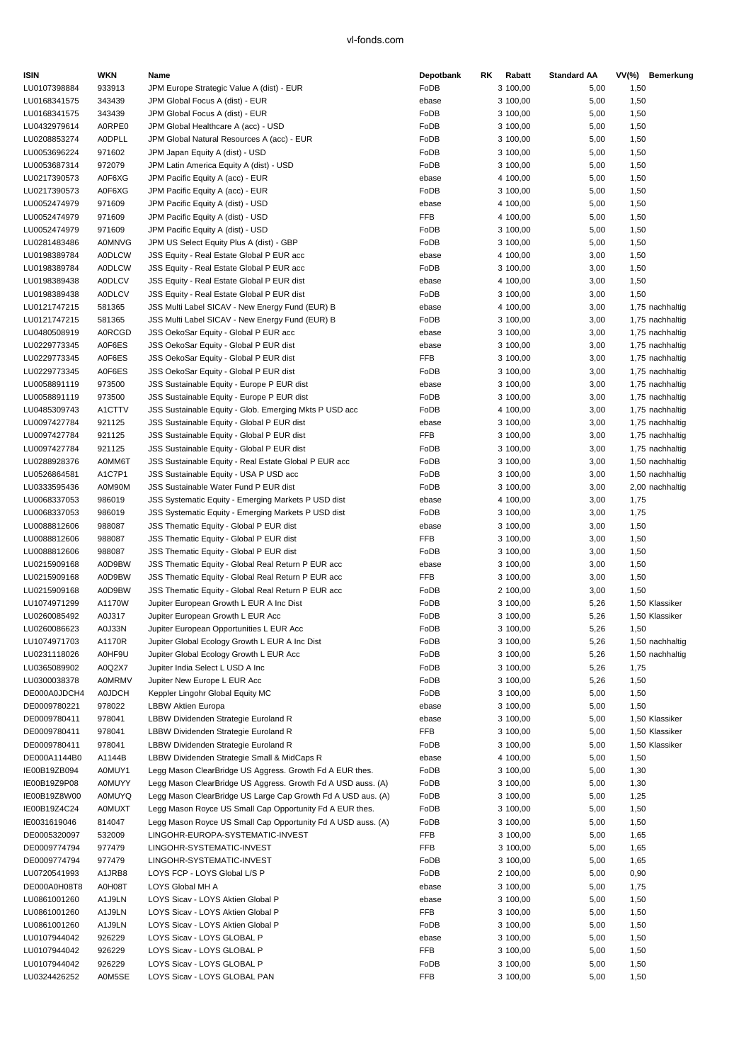| ISIN | WKN | Name | Depotbank | RK | Rabatt | Standard AA | VV(%) | Bemerkung |
|---|---|---|---|---|---|---|---|---|
| LU0107398884 | 933913 | JPM Europe Strategic Value A (dist) - EUR | FoDB | 3 | 100,00 | 5,00 | 1,50 | |
| LU0168341575 | 343439 | JPM Global Focus A (dist) - EUR | ebase | 3 | 100,00 | 5,00 | 1,50 | |
| LU0168341575 | 343439 | JPM Global Focus A (dist) - EUR | FoDB | 3 | 100,00 | 5,00 | 1,50 | |
| LU0432979614 | A0RPE0 | JPM Global Healthcare A (acc) - USD | FoDB | 3 | 100,00 | 5,00 | 1,50 | |
| LU0208853274 | A0DPLL | JPM Global Natural Resources A (acc) - EUR | FoDB | 3 | 100,00 | 5,00 | 1,50 | |
| LU0053696224 | 971602 | JPM Japan Equity A (dist) - USD | FoDB | 3 | 100,00 | 5,00 | 1,50 | |
| LU0053687314 | 972079 | JPM Latin America Equity A (dist) - USD | FoDB | 3 | 100,00 | 5,00 | 1,50 | |
| LU0217390573 | A0F6XG | JPM Pacific Equity A (acc) - EUR | ebase | 4 | 100,00 | 5,00 | 1,50 | |
| LU0217390573 | A0F6XG | JPM Pacific Equity A (acc) - EUR | FoDB | 3 | 100,00 | 5,00 | 1,50 | |
| LU0052474979 | 971609 | JPM Pacific Equity A (dist) - USD | ebase | 4 | 100,00 | 5,00 | 1,50 | |
| LU0052474979 | 971609 | JPM Pacific Equity A (dist) - USD | FFB | 4 | 100,00 | 5,00 | 1,50 | |
| LU0052474979 | 971609 | JPM Pacific Equity A (dist) - USD | FoDB | 3 | 100,00 | 5,00 | 1,50 | |
| LU0281483486 | A0MNVG | JPM US Select Equity Plus A (dist) - GBP | FoDB | 3 | 100,00 | 5,00 | 1,50 | |
| LU0198389784 | A0DLCW | JSS Equity - Real Estate Global P EUR acc | ebase | 4 | 100,00 | 3,00 | 1,50 | |
| LU0198389784 | A0DLCW | JSS Equity - Real Estate Global P EUR acc | FoDB | 3 | 100,00 | 3,00 | 1,50 | |
| LU0198389438 | A0DLCV | JSS Equity - Real Estate Global P EUR dist | ebase | 4 | 100,00 | 3,00 | 1,50 | |
| LU0198389438 | A0DLCV | JSS Equity - Real Estate Global P EUR dist | FoDB | 3 | 100,00 | 3,00 | 1,50 | |
| LU0121747215 | 581365 | JSS Multi Label SICAV - New Energy Fund (EUR) B | ebase | 4 | 100,00 | 3,00 | 1,75 | nachhaltig |
| LU0121747215 | 581365 | JSS Multi Label SICAV - New Energy Fund (EUR) B | FoDB | 3 | 100,00 | 3,00 | 1,75 | nachhaltig |
| LU0480508919 | A0RCGD | JSS OekoSar Equity - Global P EUR acc | ebase | 3 | 100,00 | 3,00 | 1,75 | nachhaltig |
| LU0229773345 | A0F6ES | JSS OekoSar Equity - Global P EUR dist | ebase | 3 | 100,00 | 3,00 | 1,75 | nachhaltig |
| LU0229773345 | A0F6ES | JSS OekoSar Equity - Global P EUR dist | FFB | 3 | 100,00 | 3,00 | 1,75 | nachhaltig |
| LU0229773345 | A0F6ES | JSS OekoSar Equity - Global P EUR dist | FoDB | 3 | 100,00 | 3,00 | 1,75 | nachhaltig |
| LU0058891119 | 973500 | JSS Sustainable Equity - Europe P EUR dist | ebase | 3 | 100,00 | 3,00 | 1,75 | nachhaltig |
| LU0058891119 | 973500 | JSS Sustainable Equity - Europe P EUR dist | FoDB | 3 | 100,00 | 3,00 | 1,75 | nachhaltig |
| LU0485309743 | A1CTTV | JSS Sustainable Equity - Glob. Emerging Mkts P USD acc | FoDB | 4 | 100,00 | 3,00 | 1,75 | nachhaltig |
| LU0097427784 | 921125 | JSS Sustainable Equity - Global P EUR dist | ebase | 3 | 100,00 | 3,00 | 1,75 | nachhaltig |
| LU0097427784 | 921125 | JSS Sustainable Equity - Global P EUR dist | FFB | 3 | 100,00 | 3,00 | 1,75 | nachhaltig |
| LU0097427784 | 921125 | JSS Sustainable Equity - Global P EUR dist | FoDB | 3 | 100,00 | 3,00 | 1,75 | nachhaltig |
| LU0288928376 | A0MM6T | JSS Sustainable Equity - Real Estate Global P EUR acc | FoDB | 3 | 100,00 | 3,00 | 1,50 | nachhaltig |
| LU0526864581 | A1C7P1 | JSS Sustainable Equity - USA P USD acc | FoDB | 3 | 100,00 | 3,00 | 1,50 | nachhaltig |
| LU0333595436 | A0M90M | JSS Sustainable Water Fund P EUR dist | FoDB | 3 | 100,00 | 3,00 | 2,00 | nachhaltig |
| LU0068337053 | 986019 | JSS Systematic Equity - Emerging Markets P USD dist | ebase | 4 | 100,00 | 3,00 | 1,75 | |
| LU0068337053 | 986019 | JSS Systematic Equity - Emerging Markets P USD dist | FoDB | 3 | 100,00 | 3,00 | 1,75 | |
| LU0088812606 | 988087 | JSS Thematic Equity - Global P EUR dist | ebase | 3 | 100,00 | 3,00 | 1,50 | |
| LU0088812606 | 988087 | JSS Thematic Equity - Global P EUR dist | FFB | 3 | 100,00 | 3,00 | 1,50 | |
| LU0088812606 | 988087 | JSS Thematic Equity - Global P EUR dist | FoDB | 3 | 100,00 | 3,00 | 1,50 | |
| LU0215909168 | A0D9BW | JSS Thematic Equity - Global Real Return P EUR acc | ebase | 3 | 100,00 | 3,00 | 1,50 | |
| LU0215909168 | A0D9BW | JSS Thematic Equity - Global Real Return P EUR acc | FFB | 3 | 100,00 | 3,00 | 1,50 | |
| LU0215909168 | A0D9BW | JSS Thematic Equity - Global Real Return P EUR acc | FoDB | 2 | 100,00 | 3,00 | 1,50 | |
| LU1074971299 | A1170W | Jupiter European Growth L EUR A Inc Dist | FoDB | 3 | 100,00 | 5,26 | 1,50 | Klassiker |
| LU0260085492 | A0J317 | Jupiter European Growth L EUR Acc | FoDB | 3 | 100,00 | 5,26 | 1,50 | Klassiker |
| LU0260086623 | A0J33N | Jupiter European Opportunities L EUR Acc | FoDB | 3 | 100,00 | 5,26 | 1,50 | |
| LU1074971703 | A1170R | Jupiter Global Ecology Growth L EUR A Inc Dist | FoDB | 3 | 100,00 | 5,26 | 1,50 | nachhaltig |
| LU0231118026 | A0HF9U | Jupiter Global Ecology Growth L EUR Acc | FoDB | 3 | 100,00 | 5,26 | 1,50 | nachhaltig |
| LU0365089902 | A0Q2X7 | Jupiter India Select L USD A Inc | FoDB | 3 | 100,00 | 5,26 | 1,75 | |
| LU0300038378 | A0MRMV | Jupiter New Europe L EUR Acc | FoDB | 3 | 100,00 | 5,26 | 1,50 | |
| DE000A0JDCH4 | A0JDCH | Keppler Lingohr Global Equity MC | FoDB | 3 | 100,00 | 5,00 | 1,50 | |
| DE0009780221 | 978022 | LBBW Aktien Europa | ebase | 3 | 100,00 | 5,00 | 1,50 | |
| DE0009780411 | 978041 | LBBW Dividenden Strategie Euroland R | ebase | 3 | 100,00 | 5,00 | 1,50 | Klassiker |
| DE0009780411 | 978041 | LBBW Dividenden Strategie Euroland R | FFB | 3 | 100,00 | 5,00 | 1,50 | Klassiker |
| DE0009780411 | 978041 | LBBW Dividenden Strategie Euroland R | FoDB | 3 | 100,00 | 5,00 | 1,50 | Klassiker |
| DE000A1144B0 | A1144B | LBBW Dividenden Strategie Small & MidCaps R | ebase | 4 | 100,00 | 5,00 | 1,50 | |
| IE00B19ZB094 | A0MUY1 | Legg Mason ClearBridge US Aggress. Growth Fd A EUR thes. | FoDB | 3 | 100,00 | 5,00 | 1,30 | |
| IE00B19Z9P08 | A0MUYY | Legg Mason ClearBridge US Aggress. Growth Fd A USD auss. (A) | FoDB | 3 | 100,00 | 5,00 | 1,30 | |
| IE00B19Z8W00 | A0MUYQ | Legg Mason ClearBridge US Large Cap Growth Fd A USD aus. (A) | FoDB | 3 | 100,00 | 5,00 | 1,25 | |
| IE00B19Z4C24 | A0MUXT | Legg Mason Royce US Small Cap Opportunity Fd A EUR thes. | FoDB | 3 | 100,00 | 5,00 | 1,50 | |
| IE0031619046 | 814047 | Legg Mason Royce US Small Cap Opportunity Fd A USD auss. (A) | FoDB | 3 | 100,00 | 5,00 | 1,50 | |
| DE0005320097 | 532009 | LINGOHR-EUROPA-SYSTEMATIC-INVEST | FFB | 3 | 100,00 | 5,00 | 1,65 | |
| DE0009774794 | 977479 | LINGOHR-SYSTEMATIC-INVEST | FFB | 3 | 100,00 | 5,00 | 1,65 | |
| DE0009774794 | 977479 | LINGOHR-SYSTEMATIC-INVEST | FoDB | 3 | 100,00 | 5,00 | 1,65 | |
| LU0720541993 | A1JRB8 | LOYS FCP - LOYS Global L/S P | FoDB | 2 | 100,00 | 5,00 | 0,90 | |
| DE000A0H08T8 | A0H08T | LOYS Global MH A | ebase | 3 | 100,00 | 5,00 | 1,75 | |
| LU0861001260 | A1J9LN | LOYS Sicav - LOYS Aktien Global P | ebase | 3 | 100,00 | 5,00 | 1,50 | |
| LU0861001260 | A1J9LN | LOYS Sicav - LOYS Aktien Global P | FFB | 3 | 100,00 | 5,00 | 1,50 | |
| LU0861001260 | A1J9LN | LOYS Sicav - LOYS Aktien Global P | FoDB | 3 | 100,00 | 5,00 | 1,50 | |
| LU0107944042 | 926229 | LOYS Sicav - LOYS GLOBAL P | ebase | 3 | 100,00 | 5,00 | 1,50 | |
| LU0107944042 | 926229 | LOYS Sicav - LOYS GLOBAL P | FFB | 3 | 100,00 | 5,00 | 1,50 | |
| LU0107944042 | 926229 | LOYS Sicav - LOYS GLOBAL P | FoDB | 3 | 100,00 | 5,00 | 1,50 | |
| LU0324426252 | A0M5SE | LOYS Sicav - LOYS GLOBAL PAN | FFB | 3 | 100,00 | 5,00 | 1,50 | |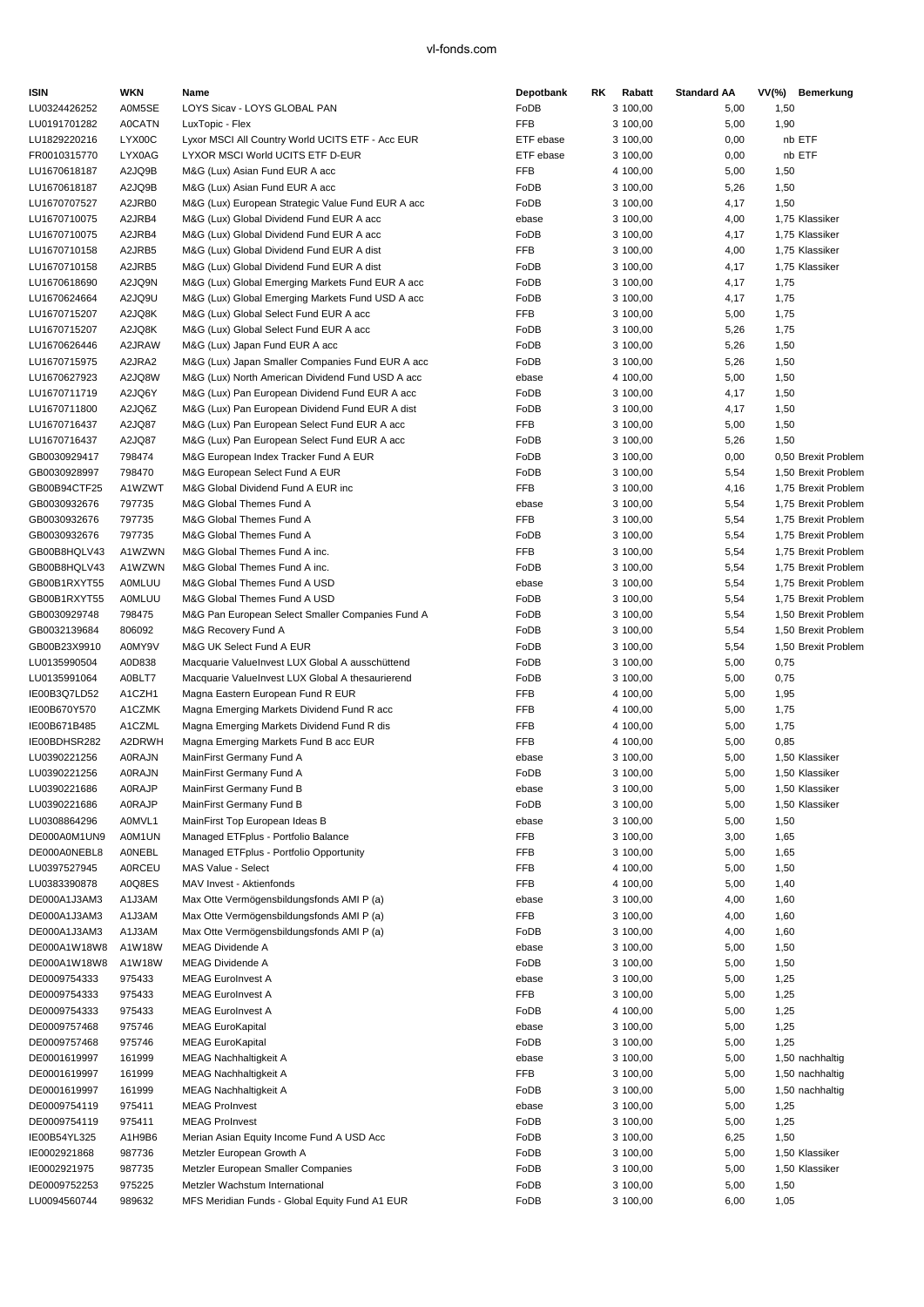| ISIN | WKN | Name | Depotbank | RK | Rabatt | Standard AA | VV(%) | Bemerkung |
|---|---|---|---|---|---|---|---|---|
| LU0324426252 | A0M5SE | LOYS Sicav - LOYS GLOBAL PAN | FoDB | 3 | 100,00 | 5,00 | 1,50 | |
| LU0191701282 | A0CATN | LuxTopic - Flex | FFB | 3 | 100,00 | 5,00 | 1,90 | |
| LU1829220216 | LYX00C | Lyxor MSCI All Country World UCITS ETF - Acc EUR | ETF ebase | 3 | 100,00 | 0,00 | nb | ETF |
| FR0010315770 | LYX0AG | LYXOR MSCI World UCITS ETF D-EUR | ETF ebase | 3 | 100,00 | 0,00 | nb | ETF |
| LU1670618187 | A2JQ9B | M&G (Lux) Asian Fund EUR A acc | FFB | 4 | 100,00 | 5,00 | 1,50 | |
| LU1670618187 | A2JQ9B | M&G (Lux) Asian Fund EUR A acc | FoDB | 3 | 100,00 | 5,26 | 1,50 | |
| LU1670707527 | A2JRB0 | M&G (Lux) European Strategic Value Fund EUR A acc | FoDB | 3 | 100,00 | 4,17 | 1,50 | |
| LU1670710075 | A2JRB4 | M&G (Lux) Global Dividend Fund EUR A acc | ebase | 3 | 100,00 | 4,00 | 1,75 | Klassiker |
| LU1670710075 | A2JRB4 | M&G (Lux) Global Dividend Fund EUR A acc | FoDB | 3 | 100,00 | 4,17 | 1,75 | Klassiker |
| LU1670710158 | A2JRB5 | M&G (Lux) Global Dividend Fund EUR A dist | FFB | 3 | 100,00 | 4,00 | 1,75 | Klassiker |
| LU1670710158 | A2JRB5 | M&G (Lux) Global Dividend Fund EUR A dist | FoDB | 3 | 100,00 | 4,17 | 1,75 | Klassiker |
| LU1670618690 | A2JQ9N | M&G (Lux) Global Emerging Markets Fund EUR A acc | FoDB | 3 | 100,00 | 4,17 | 1,75 | |
| LU1670624664 | A2JQ9U | M&G (Lux) Global Emerging Markets Fund USD A acc | FoDB | 3 | 100,00 | 4,17 | 1,75 | |
| LU1670715207 | A2JQ8K | M&G (Lux) Global Select Fund EUR A acc | FFB | 3 | 100,00 | 5,00 | 1,75 | |
| LU1670715207 | A2JQ8K | M&G (Lux) Global Select Fund EUR A acc | FoDB | 3 | 100,00 | 5,26 | 1,75 | |
| LU1670626446 | A2JRAW | M&G (Lux) Japan Fund EUR A acc | FoDB | 3 | 100,00 | 5,26 | 1,50 | |
| LU1670715975 | A2JRA2 | M&G (Lux) Japan Smaller Companies Fund EUR A acc | FoDB | 3 | 100,00 | 5,26 | 1,50 | |
| LU1670627923 | A2JQ8W | M&G (Lux) North American Dividend Fund USD A acc | ebase | 4 | 100,00 | 5,00 | 1,50 | |
| LU1670711719 | A2JQ6Y | M&G (Lux) Pan European Dividend Fund EUR A acc | FoDB | 3 | 100,00 | 4,17 | 1,50 | |
| LU1670711800 | A2JQ6Z | M&G (Lux) Pan European Dividend Fund EUR A dist | FoDB | 3 | 100,00 | 4,17 | 1,50 | |
| LU1670716437 | A2JQ87 | M&G (Lux) Pan European Select Fund EUR A acc | FFB | 3 | 100,00 | 5,00 | 1,50 | |
| LU1670716437 | A2JQ87 | M&G (Lux) Pan European Select Fund EUR A acc | FoDB | 3 | 100,00 | 5,26 | 1,50 | |
| GB0030929417 | 798474 | M&G European Index Tracker Fund A EUR | FoDB | 3 | 100,00 | 0,00 | 0,50 | Brexit Problem |
| GB0030928997 | 798470 | M&G European Select Fund A EUR | FoDB | 3 | 100,00 | 5,54 | 1,50 | Brexit Problem |
| GB00B94CTF25 | A1WZWT | M&G Global Dividend Fund A EUR inc | FFB | 3 | 100,00 | 4,16 | 1,75 | Brexit Problem |
| GB0030932676 | 797735 | M&G Global Themes Fund A | ebase | 3 | 100,00 | 5,54 | 1,75 | Brexit Problem |
| GB0030932676 | 797735 | M&G Global Themes Fund A | FFB | 3 | 100,00 | 5,54 | 1,75 | Brexit Problem |
| GB0030932676 | 797735 | M&G Global Themes Fund A | FoDB | 3 | 100,00 | 5,54 | 1,75 | Brexit Problem |
| GB00B8HQLV43 | A1WZWN | M&G Global Themes Fund A inc. | FFB | 3 | 100,00 | 5,54 | 1,75 | Brexit Problem |
| GB00B8HQLV43 | A1WZWN | M&G Global Themes Fund A inc. | FoDB | 3 | 100,00 | 5,54 | 1,75 | Brexit Problem |
| GB00B1RXYT55 | A0MLUU | M&G Global Themes Fund A USD | ebase | 3 | 100,00 | 5,54 | 1,75 | Brexit Problem |
| GB00B1RXYT55 | A0MLUU | M&G Global Themes Fund A USD | FoDB | 3 | 100,00 | 5,54 | 1,75 | Brexit Problem |
| GB0030929748 | 798475 | M&G Pan European Select Smaller Companies Fund A | FoDB | 3 | 100,00 | 5,54 | 1,50 | Brexit Problem |
| GB0032139684 | 806092 | M&G Recovery Fund A | FoDB | 3 | 100,00 | 5,54 | 1,50 | Brexit Problem |
| GB00B23X9910 | A0MY9V | M&G UK Select Fund A EUR | FoDB | 3 | 100,00 | 5,54 | 1,50 | Brexit Problem |
| LU0135990504 | A0D838 | Macquarie ValueInvest LUX Global A ausschüttend | FoDB | 3 | 100,00 | 5,00 | 0,75 | |
| LU0135991064 | A0BLT7 | Macquarie ValueInvest LUX Global A thesaurierend | FoDB | 3 | 100,00 | 5,00 | 0,75 | |
| IE00B3Q7LD52 | A1CZH1 | Magna Eastern European Fund R EUR | FFB | 4 | 100,00 | 5,00 | 1,95 | |
| IE00B670Y570 | A1CZMK | Magna Emerging Markets Dividend Fund R acc | FFB | 4 | 100,00 | 5,00 | 1,75 | |
| IE00B671B485 | A1CZML | Magna Emerging Markets Dividend Fund R dis | FFB | 4 | 100,00 | 5,00 | 1,75 | |
| IE00BDHSR282 | A2DRWH | Magna Emerging Markets Fund B acc EUR | FFB | 4 | 100,00 | 5,00 | 0,85 | |
| LU0390221256 | A0RAJN | MainFirst Germany Fund A | ebase | 3 | 100,00 | 5,00 | 1,50 | Klassiker |
| LU0390221256 | A0RAJN | MainFirst Germany Fund A | FoDB | 3 | 100,00 | 5,00 | 1,50 | Klassiker |
| LU0390221686 | A0RAJP | MainFirst Germany Fund B | ebase | 3 | 100,00 | 5,00 | 1,50 | Klassiker |
| LU0390221686 | A0RAJP | MainFirst Germany Fund B | FoDB | 3 | 100,00 | 5,00 | 1,50 | Klassiker |
| LU0308864296 | A0MVL1 | MainFirst Top European Ideas B | ebase | 3 | 100,00 | 5,00 | 1,50 | |
| DE000A0M1UN9 | A0M1UN | Managed ETFplus - Portfolio Balance | FFB | 3 | 100,00 | 3,00 | 1,65 | |
| DE000A0NEBL8 | A0NEBL | Managed ETFplus - Portfolio Opportunity | FFB | 3 | 100,00 | 5,00 | 1,65 | |
| LU0397527945 | A0RCEU | MAS Value - Select | FFB | 4 | 100,00 | 5,00 | 1,50 | |
| LU0383390878 | A0Q8ES | MAV Invest - Aktienfonds | FFB | 4 | 100,00 | 5,00 | 1,40 | |
| DE000A1J3AM3 | A1J3AM | Max Otte Vermögensbildungsfonds AMI P (a) | ebase | 3 | 100,00 | 4,00 | 1,60 | |
| DE000A1J3AM3 | A1J3AM | Max Otte Vermögensbildungsfonds AMI P (a) | FFB | 3 | 100,00 | 4,00 | 1,60 | |
| DE000A1J3AM3 | A1J3AM | Max Otte Vermögensbildungsfonds AMI P (a) | FoDB | 3 | 100,00 | 4,00 | 1,60 | |
| DE000A1W18W8 | A1W18W | MEAG Dividende A | ebase | 3 | 100,00 | 5,00 | 1,50 | |
| DE000A1W18W8 | A1W18W | MEAG Dividende A | FoDB | 3 | 100,00 | 5,00 | 1,50 | |
| DE0009754333 | 975433 | MEAG EuroInvest A | ebase | 3 | 100,00 | 5,00 | 1,25 | |
| DE0009754333 | 975433 | MEAG EuroInvest A | FFB | 3 | 100,00 | 5,00 | 1,25 | |
| DE0009754333 | 975433 | MEAG EuroInvest A | FoDB | 4 | 100,00 | 5,00 | 1,25 | |
| DE0009757468 | 975746 | MEAG EuroKapital | ebase | 3 | 100,00 | 5,00 | 1,25 | |
| DE0009757468 | 975746 | MEAG EuroKapital | FoDB | 3 | 100,00 | 5,00 | 1,25 | |
| DE0001619997 | 161999 | MEAG Nachhaltigkeit A | ebase | 3 | 100,00 | 5,00 | 1,50 | nachhaltig |
| DE0001619997 | 161999 | MEAG Nachhaltigkeit A | FFB | 3 | 100,00 | 5,00 | 1,50 | nachhaltig |
| DE0001619997 | 161999 | MEAG Nachhaltigkeit A | FoDB | 3 | 100,00 | 5,00 | 1,50 | nachhaltig |
| DE0009754119 | 975411 | MEAG ProInvest | ebase | 3 | 100,00 | 5,00 | 1,25 | |
| DE0009754119 | 975411 | MEAG ProInvest | FoDB | 3 | 100,00 | 5,00 | 1,25 | |
| IE00B54YL325 | A1H9B6 | Merian Asian Equity Income Fund A USD Acc | FoDB | 3 | 100,00 | 6,25 | 1,50 | |
| IE0002921868 | 987736 | Metzler European Growth A | FoDB | 3 | 100,00 | 5,00 | 1,50 | Klassiker |
| IE0002921975 | 987735 | Metzler European Smaller Companies | FoDB | 3 | 100,00 | 5,00 | 1,50 | Klassiker |
| DE0009752253 | 975225 | Metzler Wachstum International | FoDB | 3 | 100,00 | 5,00 | 1,50 | |
| LU0094560744 | 989632 | MFS Meridian Funds - Global Equity Fund A1 EUR | FoDB | 3 | 100,00 | 6,00 | 1,05 | |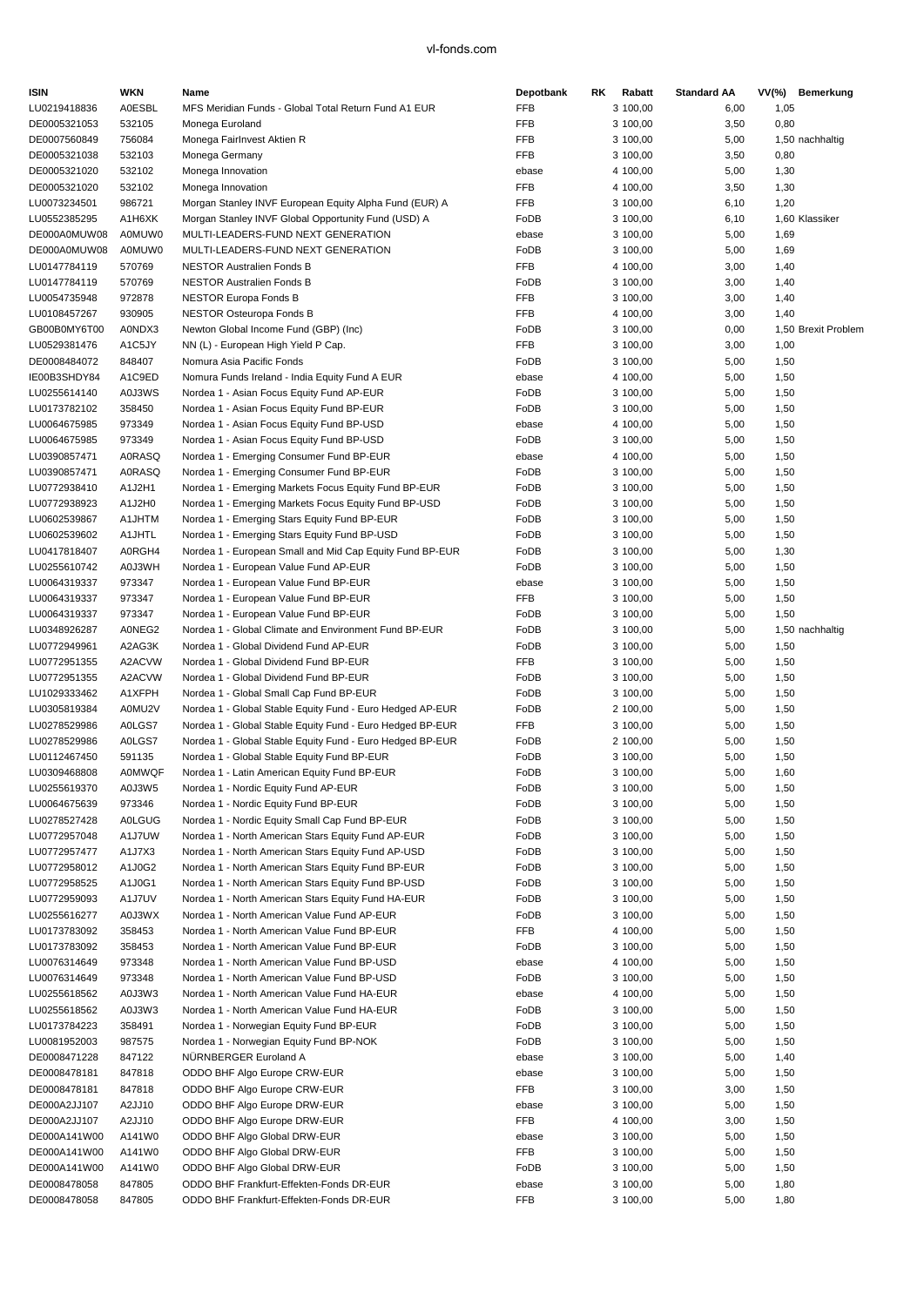| ISIN | WKN | Name | Depotbank | RK | Rabatt | Standard AA | VV(%) | Bemerkung |
|---|---|---|---|---|---|---|---|---|
| LU0219418836 | A0ESBL | MFS Meridian Funds - Global Total Return Fund A1 EUR | FFB | 3 | 100,00 | 6,00 | 1,05 | |
| DE0005321053 | 532105 | Monega Euroland | FFB | 3 | 100,00 | 3,50 | 0,80 | |
| DE0007560849 | 756084 | Monega FairInvest Aktien R | FFB | 3 | 100,00 | 5,00 | 1,50 | nachhaltig |
| DE0005321038 | 532103 | Monega Germany | FFB | 3 | 100,00 | 3,50 | 0,80 | |
| DE0005321020 | 532102 | Monega Innovation | ebase | 4 | 100,00 | 5,00 | 1,30 | |
| DE0005321020 | 532102 | Monega Innovation | FFB | 4 | 100,00 | 3,50 | 1,30 | |
| LU0073234501 | 986721 | Morgan Stanley INVF European Equity Alpha Fund (EUR) A | FFB | 3 | 100,00 | 6,10 | 1,20 | |
| LU0552385295 | A1H6XK | Morgan Stanley INVF Global Opportunity Fund (USD) A | FoDB | 3 | 100,00 | 6,10 | 1,60 | Klassiker |
| DE000A0MUW08 | A0MUW0 | MULTI-LEADERS-FUND NEXT GENERATION | ebase | 3 | 100,00 | 5,00 | 1,69 | |
| DE000A0MUW08 | A0MUW0 | MULTI-LEADERS-FUND NEXT GENERATION | FoDB | 3 | 100,00 | 5,00 | 1,69 | |
| LU0147784119 | 570769 | NESTOR Australien Fonds B | FFB | 4 | 100,00 | 3,00 | 1,40 | |
| LU0147784119 | 570769 | NESTOR Australien Fonds B | FoDB | 3 | 100,00 | 3,00 | 1,40 | |
| LU0054735948 | 972878 | NESTOR Europa Fonds B | FFB | 3 | 100,00 | 3,00 | 1,40 | |
| LU0108457267 | 930905 | NESTOR Osteuropa Fonds B | FFB | 4 | 100,00 | 3,00 | 1,40 | |
| GB00B0MY6T00 | A0NDX3 | Newton Global Income Fund (GBP) (Inc) | FoDB | 3 | 100,00 | 0,00 | 1,50 | Brexit Problem |
| LU0529381476 | A1C5JY | NN (L) - European High Yield P Cap. | FFB | 3 | 100,00 | 3,00 | 1,00 | |
| DE0008484072 | 848407 | Nomura Asia Pacific Fonds | FoDB | 3 | 100,00 | 5,00 | 1,50 | |
| IE00B3SHDY84 | A1C9ED | Nomura Funds Ireland - India Equity Fund A EUR | ebase | 4 | 100,00 | 5,00 | 1,50 | |
| LU0255614140 | A0J3WS | Nordea 1 - Asian Focus Equity Fund AP-EUR | FoDB | 3 | 100,00 | 5,00 | 1,50 | |
| LU0173782102 | 358450 | Nordea 1 - Asian Focus Equity Fund BP-EUR | FoDB | 3 | 100,00 | 5,00 | 1,50 | |
| LU0064675985 | 973349 | Nordea 1 - Asian Focus Equity Fund BP-USD | ebase | 4 | 100,00 | 5,00 | 1,50 | |
| LU0064675985 | 973349 | Nordea 1 - Asian Focus Equity Fund BP-USD | FoDB | 3 | 100,00 | 5,00 | 1,50 | |
| LU0390857471 | A0RASQ | Nordea 1 - Emerging Consumer Fund BP-EUR | ebase | 4 | 100,00 | 5,00 | 1,50 | |
| LU0390857471 | A0RASQ | Nordea 1 - Emerging Consumer Fund BP-EUR | FoDB | 3 | 100,00 | 5,00 | 1,50 | |
| LU0772938410 | A1J2H1 | Nordea 1 - Emerging Markets Focus Equity Fund BP-EUR | FoDB | 3 | 100,00 | 5,00 | 1,50 | |
| LU0772938923 | A1J2H0 | Nordea 1 - Emerging Markets Focus Equity Fund BP-USD | FoDB | 3 | 100,00 | 5,00 | 1,50 | |
| LU0602539867 | A1JHTM | Nordea 1 - Emerging Stars Equity Fund BP-EUR | FoDB | 3 | 100,00 | 5,00 | 1,50 | |
| LU0602539602 | A1JHTL | Nordea 1 - Emerging Stars Equity Fund BP-USD | FoDB | 3 | 100,00 | 5,00 | 1,50 | |
| LU0417818407 | A0RGH4 | Nordea 1 - European Small and Mid Cap Equity Fund BP-EUR | FoDB | 3 | 100,00 | 5,00 | 1,30 | |
| LU0255610742 | A0J3WH | Nordea 1 - European Value Fund AP-EUR | FoDB | 3 | 100,00 | 5,00 | 1,50 | |
| LU0064319337 | 973347 | Nordea 1 - European Value Fund BP-EUR | ebase | 3 | 100,00 | 5,00 | 1,50 | |
| LU0064319337 | 973347 | Nordea 1 - European Value Fund BP-EUR | FFB | 3 | 100,00 | 5,00 | 1,50 | |
| LU0064319337 | 973347 | Nordea 1 - European Value Fund BP-EUR | FoDB | 3 | 100,00 | 5,00 | 1,50 | |
| LU0348926287 | A0NEG2 | Nordea 1 - Global Climate and Environment Fund BP-EUR | FoDB | 3 | 100,00 | 5,00 | 1,50 | nachhaltig |
| LU0772949961 | A2AG3K | Nordea 1 - Global Dividend Fund AP-EUR | FoDB | 3 | 100,00 | 5,00 | 1,50 | |
| LU0772951355 | A2ACVW | Nordea 1 - Global Dividend Fund BP-EUR | FFB | 3 | 100,00 | 5,00 | 1,50 | |
| LU0772951355 | A2ACVW | Nordea 1 - Global Dividend Fund BP-EUR | FoDB | 3 | 100,00 | 5,00 | 1,50 | |
| LU1029333462 | A1XFPH | Nordea 1 - Global Small Cap Fund BP-EUR | FoDB | 3 | 100,00 | 5,00 | 1,50 | |
| LU0305819384 | A0MU2V | Nordea 1 - Global Stable Equity Fund - Euro Hedged AP-EUR | FoDB | 2 | 100,00 | 5,00 | 1,50 | |
| LU0278529986 | A0LGS7 | Nordea 1 - Global Stable Equity Fund - Euro Hedged BP-EUR | FFB | 3 | 100,00 | 5,00 | 1,50 | |
| LU0278529986 | A0LGS7 | Nordea 1 - Global Stable Equity Fund - Euro Hedged BP-EUR | FoDB | 2 | 100,00 | 5,00 | 1,50 | |
| LU0112467450 | 591135 | Nordea 1 - Global Stable Equity Fund BP-EUR | FoDB | 3 | 100,00 | 5,00 | 1,50 | |
| LU0309468808 | A0MWQF | Nordea 1 - Latin American Equity Fund BP-EUR | FoDB | 3 | 100,00 | 5,00 | 1,60 | |
| LU0255619370 | A0J3W5 | Nordea 1 - Nordic Equity Fund AP-EUR | FoDB | 3 | 100,00 | 5,00 | 1,50 | |
| LU0064675639 | 973346 | Nordea 1 - Nordic Equity Fund BP-EUR | FoDB | 3 | 100,00 | 5,00 | 1,50 | |
| LU0278527428 | A0LGUG | Nordea 1 - Nordic Equity Small Cap Fund BP-EUR | FoDB | 3 | 100,00 | 5,00 | 1,50 | |
| LU0772957048 | A1J7UW | Nordea 1 - North American Stars Equity Fund AP-EUR | FoDB | 3 | 100,00 | 5,00 | 1,50 | |
| LU0772957477 | A1J7X3 | Nordea 1 - North American Stars Equity Fund AP-USD | FoDB | 3 | 100,00 | 5,00 | 1,50 | |
| LU0772958012 | A1J0G2 | Nordea 1 - North American Stars Equity Fund BP-EUR | FoDB | 3 | 100,00 | 5,00 | 1,50 | |
| LU0772958525 | A1J0G1 | Nordea 1 - North American Stars Equity Fund BP-USD | FoDB | 3 | 100,00 | 5,00 | 1,50 | |
| LU0772959093 | A1J7UV | Nordea 1 - North American Stars Equity Fund HA-EUR | FoDB | 3 | 100,00 | 5,00 | 1,50 | |
| LU0255616277 | A0J3WX | Nordea 1 - North American Value Fund AP-EUR | FoDB | 3 | 100,00 | 5,00 | 1,50 | |
| LU0173783092 | 358453 | Nordea 1 - North American Value Fund BP-EUR | FFB | 4 | 100,00 | 5,00 | 1,50 | |
| LU0173783092 | 358453 | Nordea 1 - North American Value Fund BP-EUR | FoDB | 3 | 100,00 | 5,00 | 1,50 | |
| LU0076314649 | 973348 | Nordea 1 - North American Value Fund BP-USD | ebase | 4 | 100,00 | 5,00 | 1,50 | |
| LU0076314649 | 973348 | Nordea 1 - North American Value Fund BP-USD | FoDB | 3 | 100,00 | 5,00 | 1,50 | |
| LU0255618562 | A0J3W3 | Nordea 1 - North American Value Fund HA-EUR | ebase | 4 | 100,00 | 5,00 | 1,50 | |
| LU0255618562 | A0J3W3 | Nordea 1 - North American Value Fund HA-EUR | FoDB | 3 | 100,00 | 5,00 | 1,50 | |
| LU0173784223 | 358491 | Nordea 1 - Norwegian Equity Fund BP-EUR | FoDB | 3 | 100,00 | 5,00 | 1,50 | |
| LU0081952003 | 987575 | Nordea 1 - Norwegian Equity Fund BP-NOK | FoDB | 3 | 100,00 | 5,00 | 1,50 | |
| DE0008471228 | 847122 | NÜRNBERGER Euroland A | ebase | 3 | 100,00 | 5,00 | 1,40 | |
| DE0008478181 | 847818 | ODDO BHF Algo Europe CRW-EUR | ebase | 3 | 100,00 | 5,00 | 1,50 | |
| DE0008478181 | 847818 | ODDO BHF Algo Europe CRW-EUR | FFB | 3 | 100,00 | 3,00 | 1,50 | |
| DE000A2JJ107 | A2JJ10 | ODDO BHF Algo Europe DRW-EUR | ebase | 3 | 100,00 | 5,00 | 1,50 | |
| DE000A2JJ107 | A2JJ10 | ODDO BHF Algo Europe DRW-EUR | FFB | 4 | 100,00 | 3,00 | 1,50 | |
| DE000A141W00 | A141W0 | ODDO BHF Algo Global DRW-EUR | ebase | 3 | 100,00 | 5,00 | 1,50 | |
| DE000A141W00 | A141W0 | ODDO BHF Algo Global DRW-EUR | FFB | 3 | 100,00 | 5,00 | 1,50 | |
| DE000A141W00 | A141W0 | ODDO BHF Algo Global DRW-EUR | FoDB | 3 | 100,00 | 5,00 | 1,50 | |
| DE0008478058 | 847805 | ODDO BHF Frankfurt-Effekten-Fonds DR-EUR | ebase | 3 | 100,00 | 5,00 | 1,80 | |
| DE0008478058 | 847805 | ODDO BHF Frankfurt-Effekten-Fonds DR-EUR | FFB | 3 | 100,00 | 5,00 | 1,80 | |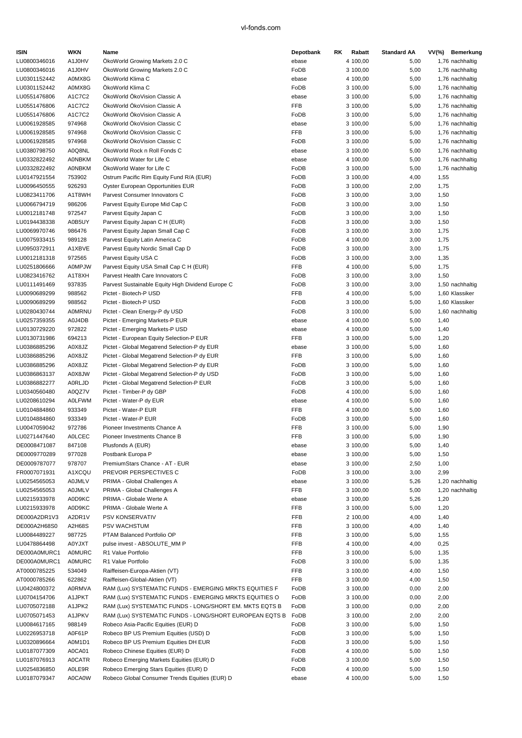| ISIN | WKN | Name | Depotbank | RK | Rabatt | Standard AA | VV(%) | Bemerkung |
|---|---|---|---|---|---|---|---|---|
| LU0800346016 | A1J0HV | ÖkoWorld Growing Markets 2.0 C | ebase | 4 | 100,00 | 5,00 | 1,76 | nachhaltig |
| LU0800346016 | A1J0HV | ÖkoWorld Growing Markets 2.0 C | FoDB | 3 | 100,00 | 5,00 | 1,76 | nachhaltig |
| LU0301152442 | A0MX8G | ÖkoWorld Klima C | ebase | 4 | 100,00 | 5,00 | 1,76 | nachhaltig |
| LU0301152442 | A0MX8G | ÖkoWorld Klima C | FoDB | 3 | 100,00 | 5,00 | 1,76 | nachhaltig |
| LU0551476806 | A1C7C2 | ÖkoWorld ÖkoVision Classic A | ebase | 3 | 100,00 | 5,00 | 1,76 | nachhaltig |
| LU0551476806 | A1C7C2 | ÖkoWorld ÖkoVision Classic A | FFB | 3 | 100,00 | 5,00 | 1,76 | nachhaltig |
| LU0551476806 | A1C7C2 | ÖkoWorld ÖkoVision Classic A | FoDB | 3 | 100,00 | 5,00 | 1,76 | nachhaltig |
| LU0061928585 | 974968 | ÖkoWorld ÖkoVision Classic C | ebase | 3 | 100,00 | 5,00 | 1,76 | nachhaltig |
| LU0061928585 | 974968 | ÖkoWorld ÖkoVision Classic C | FFB | 3 | 100,00 | 5,00 | 1,76 | nachhaltig |
| LU0061928585 | 974968 | ÖkoWorld ÖkoVision Classic C | FoDB | 3 | 100,00 | 5,00 | 1,76 | nachhaltig |
| LU0380798750 | A0Q8NL | ÖkoWorld Rock n Roll Fonds C | ebase | 3 | 100,00 | 5,00 | 1,76 | nachhaltig |
| LU0332822492 | A0NBKM | ÖkoWorld Water for Life C | ebase | 4 | 100,00 | 5,00 | 1,76 | nachhaltig |
| LU0332822492 | A0NBKM | ÖkoWorld Water for Life C | FoDB | 3 | 100,00 | 5,00 | 1,76 | nachhaltig |
| LU0147921554 | 753902 | Ostrum Pacific Rim Equity Fund R/A (EUR) | FoDB | 3 | 100,00 | 4,00 | 1,55 | |
| LU0096450555 | 926293 | Oyster European Opportunities EUR | FoDB | 3 | 100,00 | 2,00 | 1,75 | |
| LU0823411706 | A1T8WH | Parvest Consumer Innovators C | FoDB | 3 | 100,00 | 3,00 | 1,50 | |
| LU0066794719 | 986206 | Parvest Equity Europe Mid Cap C | FoDB | 3 | 100,00 | 3,00 | 1,50 | |
| LU0012181748 | 972547 | Parvest Equity Japan C | FoDB | 3 | 100,00 | 3,00 | 1,50 | |
| LU0194438338 | A0B5UY | Parvest Equity Japan C H (EUR) | FoDB | 3 | 100,00 | 3,00 | 1,50 | |
| LU0069970746 | 986476 | Parvest Equity Japan Small Cap C | FoDB | 3 | 100,00 | 3,00 | 1,75 | |
| LU0075933415 | 989128 | Parvest Equity Latin America C | FoDB | 4 | 100,00 | 3,00 | 1,75 | |
| LU0950372911 | A1XBVE | Parvest Equity Nordic Small Cap D | FoDB | 3 | 100,00 | 3,00 | 1,75 | |
| LU0012181318 | 972565 | Parvest Equity USA C | FoDB | 3 | 100,00 | 3,00 | 1,35 | |
| LU0251806666 | A0MPJW | Parvest Equity USA Small Cap C H (EUR) | FFB | 4 | 100,00 | 5,00 | 1,75 | |
| LU0823416762 | A1T8XH | Parvest Health Care Innovators C | FoDB | 3 | 100,00 | 3,00 | 1,50 | |
| LU0111491469 | 937835 | Parvest Sustainable Equity High Dividend Europe C | FoDB | 3 | 100,00 | 3,00 | 1,50 | nachhaltig |
| LU0090689299 | 988562 | Pictet - Biotech-P USD | FFB | 4 | 100,00 | 5,00 | 1,60 | Klassiker |
| LU0090689299 | 988562 | Pictet - Biotech-P USD | FoDB | 3 | 100,00 | 5,00 | 1,60 | Klassiker |
| LU0280430744 | A0MRNU | Pictet - Clean Energy-P dy USD | FoDB | 3 | 100,00 | 5,00 | 1,60 | nachhaltig |
| LU0257359355 | A0J4DB | Pictet - Emerging Markets-P EUR | ebase | 4 | 100,00 | 5,00 | 1,40 | |
| LU0130729220 | 972822 | Pictet - Emerging Markets-P USD | ebase | 4 | 100,00 | 5,00 | 1,40 | |
| LU0130731986 | 694213 | Pictet - European Equity Selection-P EUR | FFB | 3 | 100,00 | 5,00 | 1,20 | |
| LU0386885296 | A0X8JZ | Pictet - Global Megatrend Selection-P dy EUR | ebase | 3 | 100,00 | 5,00 | 1,60 | |
| LU0386885296 | A0X8JZ | Pictet - Global Megatrend Selection-P dy EUR | FFB | 3 | 100,00 | 5,00 | 1,60 | |
| LU0386885296 | A0X8JZ | Pictet - Global Megatrend Selection-P dy EUR | FoDB | 3 | 100,00 | 5,00 | 1,60 | |
| LU0386863137 | A0X8JW | Pictet - Global Megatrend Selection-P dy USD | FoDB | 3 | 100,00 | 5,00 | 1,60 | |
| LU0386882277 | A0RLJD | Pictet - Global Megatrend Selection-P EUR | FoDB | 3 | 100,00 | 5,00 | 1,60 | |
| LU0340560480 | A0QZ7V | Pictet - Timber-P dy GBP | FoDB | 4 | 100,00 | 5,00 | 1,60 | |
| LU0208610294 | A0LFWM | Pictet - Water-P dy EUR | ebase | 4 | 100,00 | 5,00 | 1,60 | |
| LU0104884860 | 933349 | Pictet - Water-P EUR | FFB | 4 | 100,00 | 5,00 | 1,60 | |
| LU0104884860 | 933349 | Pictet - Water-P EUR | FoDB | 3 | 100,00 | 5,00 | 1,60 | |
| LU0047059042 | 972786 | Pioneer Investments Chance A | FFB | 3 | 100,00 | 5,00 | 1,90 | |
| LU0271447640 | A0LCEC | Pioneer Investments Chance B | FFB | 3 | 100,00 | 5,00 | 1,90 | |
| DE0008471087 | 847108 | Plusfonds A (EUR) | ebase | 3 | 100,00 | 5,00 | 1,40 | |
| DE0009770289 | 977028 | Postbank Europa P | ebase | 3 | 100,00 | 5,00 | 1,50 | |
| DE0009787077 | 978707 | PremiumStars Chance - AT - EUR | ebase | 3 | 100,00 | 2,50 | 1,00 | |
| FR0007071931 | A1XCQU | PREVOIR PERSPECTIVES C | FoDB | 3 | 100,00 | 3,00 | 2,99 | |
| LU0254565053 | A0JMLV | PRIMA - Global Challenges A | ebase | 3 | 100,00 | 5,26 | 1,20 | nachhaltig |
| LU0254565053 | A0JMLV | PRIMA - Global Challenges A | FFB | 3 | 100,00 | 5,00 | 1,20 | nachhaltig |
| LU0215933978 | A0D9KC | PRIMA - Globale Werte A | ebase | 3 | 100,00 | 5,26 | 1,20 | |
| LU0215933978 | A0D9KC | PRIMA - Globale Werte A | FFB | 3 | 100,00 | 5,00 | 1,20 | |
| DE000A2DR1V3 | A2DR1V | PSV KONSERVATIV | FFB | 2 | 100,00 | 4,00 | 1,40 | |
| DE000A2H68S0 | A2H68S | PSV WACHSTUM | FFB | 3 | 100,00 | 4,00 | 1,40 | |
| LU0084489227 | 987725 | PTAM Balanced Portfolio OP | FFB | 3 | 100,00 | 5,00 | 1,55 | |
| LU0478864498 | A0YJXT | pulse invest - ABSOLUTE_MM P | FFB | 4 | 100,00 | 4,00 | 0,25 | |
| DE000A0MURC1 | A0MURC | R1 Value Portfolio | FFB | 3 | 100,00 | 5,00 | 1,35 | |
| DE000A0MURC1 | A0MURC | R1 Value Portfolio | FoDB | 3 | 100,00 | 5,00 | 1,35 | |
| AT0000785225 | 534049 | Raiffeisen-Europa-Aktien (VT) | FFB | 3 | 100,00 | 4,00 | 1,50 | |
| AT0000785266 | 622862 | Raiffeisen-Global-Aktien (VT) | FFB | 3 | 100,00 | 4,00 | 1,50 | |
| LU0424800372 | A0RMVA | RAM (Lux) SYSTEMATIC FUNDS - EMERGING MRKTS EQUITIES F | FoDB | 3 | 100,00 | 0,00 | 2,00 | |
| LU0704154706 | A1JPKT | RAM (Lux) SYSTEMATIC FUNDS - EMERGING MRKTS EQUITIES O | FoDB | 3 | 100,00 | 0,00 | 2,00 | |
| LU0705072188 | A1JPK2 | RAM (Lux) SYSTEMATIC FUNDS - LONG/SHORT EM. MKTS EQTS B | FoDB | 3 | 100,00 | 0,00 | 2,00 | |
| LU0705071453 | A1JPKV | RAM (Lux) SYSTEMATIC FUNDS - LONG/SHORT EUROPEAN EQTS B | FoDB | 3 | 100,00 | 2,00 | 2,00 | |
| LU0084617165 | 988149 | Robeco Asia-Pacific Equities (EUR) D | FoDB | 3 | 100,00 | 5,00 | 1,50 | |
| LU0226953718 | A0F61P | Robeco BP US Premium Equities (USD) D | FoDB | 3 | 100,00 | 5,00 | 1,50 | |
| LU0320896664 | A0M1D1 | Robeco BP US Premium Equities DH EUR | FoDB | 3 | 100,00 | 5,00 | 1,50 | |
| LU0187077309 | A0CA01 | Robeco Chinese Equities (EUR) D | FoDB | 4 | 100,00 | 5,00 | 1,50 | |
| LU0187076913 | A0CATR | Robeco Emerging Markets Equities (EUR) D | FoDB | 3 | 100,00 | 5,00 | 1,50 | |
| LU0254836850 | A0LE9R | Robeco Emerging Stars Equities (EUR) D | FoDB | 4 | 100,00 | 5,00 | 1,50 | |
| LU0187079347 | A0CA0W | Robeco Global Consumer Trends Equities (EUR) D | ebase | 4 | 100,00 | 5,00 | 1,50 | |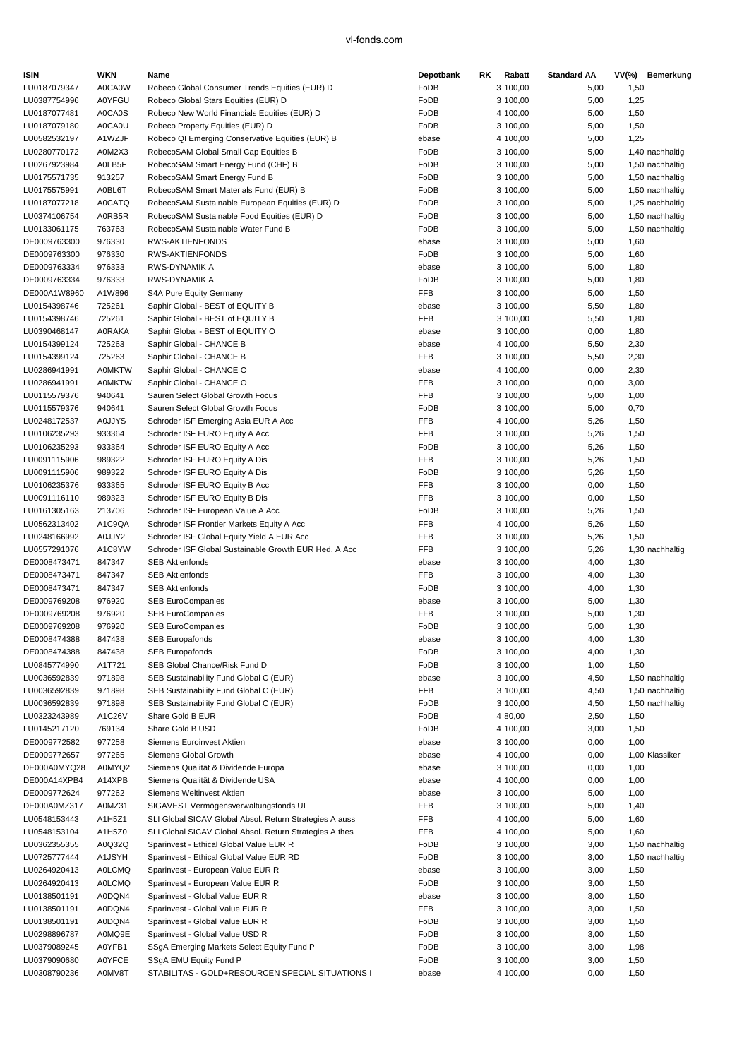| ISIN | WKN | Name | Depotbank | RK | Rabatt | Standard AA | VV(%) | Bemerkung |
|---|---|---|---|---|---|---|---|---|
| LU0187079347 | A0CA0W | Robeco Global Consumer Trends Equities (EUR) D | FoDB | 3 | 100,00 | 5,00 | 1,50 | |
| LU0387754996 | A0YFGU | Robeco Global Stars Equities (EUR) D | FoDB | 3 | 100,00 | 5,00 | 1,25 | |
| LU0187077481 | A0CA0S | Robeco New World Financials Equities (EUR) D | FoDB | 4 | 100,00 | 5,00 | 1,50 | |
| LU0187079180 | A0CA0U | Robeco Property Equities (EUR) D | FoDB | 3 | 100,00 | 5,00 | 1,50 | |
| LU0582532197 | A1WZJF | Robeco QI Emerging Conservative Equities (EUR) B | ebase | 4 | 100,00 | 5,00 | 1,25 | |
| LU0280770172 | A0M2X3 | RobecoSAM Global Small Cap Equities B | FoDB | 3 | 100,00 | 5,00 | 1,40 | nachhaltig |
| LU0267923984 | A0LB5F | RobecoSAM Smart Energy Fund (CHF) B | FoDB | 3 | 100,00 | 5,00 | 1,50 | nachhaltig |
| LU0175571735 | 913257 | RobecoSAM Smart Energy Fund B | FoDB | 3 | 100,00 | 5,00 | 1,50 | nachhaltig |
| LU0175575991 | A0BL6T | RobecoSAM Smart Materials Fund (EUR) B | FoDB | 3 | 100,00 | 5,00 | 1,50 | nachhaltig |
| LU0187077218 | A0CATQ | RobecoSAM Sustainable European Equities (EUR) D | FoDB | 3 | 100,00 | 5,00 | 1,25 | nachhaltig |
| LU0374106754 | A0RB5R | RobecoSAM Sustainable Food Equities (EUR) D | FoDB | 3 | 100,00 | 5,00 | 1,50 | nachhaltig |
| LU0133061175 | 763763 | RobecoSAM Sustainable Water Fund B | FoDB | 3 | 100,00 | 5,00 | 1,50 | nachhaltig |
| DE0009763300 | 976330 | RWS-AKTIENFONDS | ebase | 3 | 100,00 | 5,00 | 1,60 | |
| DE0009763300 | 976330 | RWS-AKTIENFONDS | FoDB | 3 | 100,00 | 5,00 | 1,60 | |
| DE0009763334 | 976333 | RWS-DYNAMIK A | ebase | 3 | 100,00 | 5,00 | 1,80 | |
| DE0009763334 | 976333 | RWS-DYNAMIK A | FoDB | 3 | 100,00 | 5,00 | 1,80 | |
| DE000A1W8960 | A1W896 | S4A Pure Equity Germany | FFB | 3 | 100,00 | 5,00 | 1,50 | |
| LU0154398746 | 725261 | Saphir Global - BEST of EQUITY B | ebase | 3 | 100,00 | 5,50 | 1,80 | |
| LU0154398746 | 725261 | Saphir Global - BEST of EQUITY B | FFB | 3 | 100,00 | 5,50 | 1,80 | |
| LU0390468147 | A0RAKA | Saphir Global - BEST of EQUITY O | ebase | 3 | 100,00 | 0,00 | 1,80 | |
| LU0154399124 | 725263 | Saphir Global - CHANCE B | ebase | 4 | 100,00 | 5,50 | 2,30 | |
| LU0154399124 | 725263 | Saphir Global - CHANCE B | FFB | 3 | 100,00 | 5,50 | 2,30 | |
| LU0286941991 | A0MKTW | Saphir Global - CHANCE O | ebase | 4 | 100,00 | 0,00 | 2,30 | |
| LU0286941991 | A0MKTW | Saphir Global - CHANCE O | FFB | 3 | 100,00 | 0,00 | 3,00 | |
| LU0115579376 | 940641 | Sauren Select Global Growth Focus | FFB | 3 | 100,00 | 5,00 | 1,00 | |
| LU0115579376 | 940641 | Sauren Select Global Growth Focus | FoDB | 3 | 100,00 | 5,00 | 0,70 | |
| LU0248172537 | A0JJYS | Schroder ISF Emerging Asia EUR A Acc | FFB | 4 | 100,00 | 5,26 | 1,50 | |
| LU0106235293 | 933364 | Schroder ISF EURO Equity A Acc | FFB | 3 | 100,00 | 5,26 | 1,50 | |
| LU0106235293 | 933364 | Schroder ISF EURO Equity A Acc | FoDB | 3 | 100,00 | 5,26 | 1,50 | |
| LU0091115906 | 989322 | Schroder ISF EURO Equity A Dis | FFB | 3 | 100,00 | 5,26 | 1,50 | |
| LU0091115906 | 989322 | Schroder ISF EURO Equity A Dis | FoDB | 3 | 100,00 | 5,26 | 1,50 | |
| LU0106235376 | 933365 | Schroder ISF EURO Equity B Acc | FFB | 3 | 100,00 | 0,00 | 1,50 | |
| LU0091116110 | 989323 | Schroder ISF EURO Equity B Dis | FFB | 3 | 100,00 | 0,00 | 1,50 | |
| LU0161305163 | 213706 | Schroder ISF European Value A Acc | FoDB | 3 | 100,00 | 5,26 | 1,50 | |
| LU0562313402 | A1C9QA | Schroder ISF Frontier Markets Equity A Acc | FFB | 4 | 100,00 | 5,26 | 1,50 | |
| LU0248166992 | A0JJY2 | Schroder ISF Global Equity Yield A EUR Acc | FFB | 3 | 100,00 | 5,26 | 1,50 | |
| LU0557291076 | A1C8YW | Schroder ISF Global Sustainable Growth EUR Hed. A Acc | FFB | 3 | 100,00 | 5,26 | 1,30 | nachhaltig |
| DE0008473471 | 847347 | SEB Aktienfonds | ebase | 3 | 100,00 | 4,00 | 1,30 | |
| DE0008473471 | 847347 | SEB Aktienfonds | FFB | 3 | 100,00 | 4,00 | 1,30 | |
| DE0008473471 | 847347 | SEB Aktienfonds | FoDB | 3 | 100,00 | 4,00 | 1,30 | |
| DE0009769208 | 976920 | SEB EuroCompanies | ebase | 3 | 100,00 | 5,00 | 1,30 | |
| DE0009769208 | 976920 | SEB EuroCompanies | FFB | 3 | 100,00 | 5,00 | 1,30 | |
| DE0009769208 | 976920 | SEB EuroCompanies | FoDB | 3 | 100,00 | 5,00 | 1,30 | |
| DE0008474388 | 847438 | SEB Europafonds | ebase | 3 | 100,00 | 4,00 | 1,30 | |
| DE0008474388 | 847438 | SEB Europafonds | FoDB | 3 | 100,00 | 4,00 | 1,30 | |
| LU0845774990 | A1T721 | SEB Global Chance/Risk Fund D | FoDB | 3 | 100,00 | 1,00 | 1,50 | |
| LU0036592839 | 971898 | SEB Sustainability Fund Global C (EUR) | ebase | 3 | 100,00 | 4,50 | 1,50 | nachhaltig |
| LU0036592839 | 971898 | SEB Sustainability Fund Global C (EUR) | FFB | 3 | 100,00 | 4,50 | 1,50 | nachhaltig |
| LU0036592839 | 971898 | SEB Sustainability Fund Global C (EUR) | FoDB | 3 | 100,00 | 4,50 | 1,50 | nachhaltig |
| LU0323243989 | A1C26V | Share Gold B EUR | FoDB | 4 | 80,00 | 2,50 | 1,50 | |
| LU0145217120 | 769134 | Share Gold B USD | FoDB | 4 | 100,00 | 3,00 | 1,50 | |
| DE0009772582 | 977258 | Siemens Euroinvest Aktien | ebase | 3 | 100,00 | 0,00 | 1,00 | |
| DE0009772657 | 977265 | Siemens Global Growth | ebase | 4 | 100,00 | 0,00 | 1,00 | Klassiker |
| DE000A0MYQ28 | A0MYQ2 | Siemens Qualität & Dividende Europa | ebase | 3 | 100,00 | 0,00 | 1,00 | |
| DE000A14XPB4 | A14XPB | Siemens Qualität & Dividende USA | ebase | 4 | 100,00 | 0,00 | 1,00 | |
| DE0009772624 | 977262 | Siemens Weltinvest Aktien | ebase | 3 | 100,00 | 5,00 | 1,00 | |
| DE000A0MZ317 | A0MZ31 | SIGAVEST Vermögensverwaltungsfonds UI | FFB | 3 | 100,00 | 5,00 | 1,40 | |
| LU0548153443 | A1H5Z1 | SLI Global SICAV Global Absol. Return Strategies A auss | FFB | 4 | 100,00 | 5,00 | 1,60 | |
| LU0548153104 | A1H5Z0 | SLI Global SICAV Global Absol. Return Strategies A thes | FFB | 4 | 100,00 | 5,00 | 1,60 | |
| LU0362355355 | A0Q32Q | Sparinvest - Ethical Global Value EUR R | FoDB | 3 | 100,00 | 3,00 | 1,50 | nachhaltig |
| LU0725777444 | A1JSYH | Sparinvest - Ethical Global Value EUR RD | FoDB | 3 | 100,00 | 3,00 | 1,50 | nachhaltig |
| LU0264920413 | A0LCMQ | Sparinvest - European Value EUR R | ebase | 3 | 100,00 | 3,00 | 1,50 | |
| LU0264920413 | A0LCMQ | Sparinvest - European Value EUR R | FoDB | 3 | 100,00 | 3,00 | 1,50 | |
| LU0138501191 | A0DQN4 | Sparinvest - Global Value EUR R | ebase | 3 | 100,00 | 3,00 | 1,50 | |
| LU0138501191 | A0DQN4 | Sparinvest - Global Value EUR R | FFB | 3 | 100,00 | 3,00 | 1,50 | |
| LU0138501191 | A0DQN4 | Sparinvest - Global Value EUR R | FoDB | 3 | 100,00 | 3,00 | 1,50 | |
| LU0298896787 | A0MQ9E | Sparinvest - Global Value USD R | FoDB | 3 | 100,00 | 3,00 | 1,50 | |
| LU0379089245 | A0YFB1 | SSgA Emerging Markets Select Equity Fund P | FoDB | 3 | 100,00 | 3,00 | 1,98 | |
| LU0379090680 | A0YFCE | SSgA EMU Equity Fund P | FoDB | 3 | 100,00 | 3,00 | 1,50 | |
| LU0308790236 | A0MV8T | STABILITAS - GOLD+RESOURCEN SPECIAL SITUATIONS I | ebase | 4 | 100,00 | 0,00 | 1,50 | |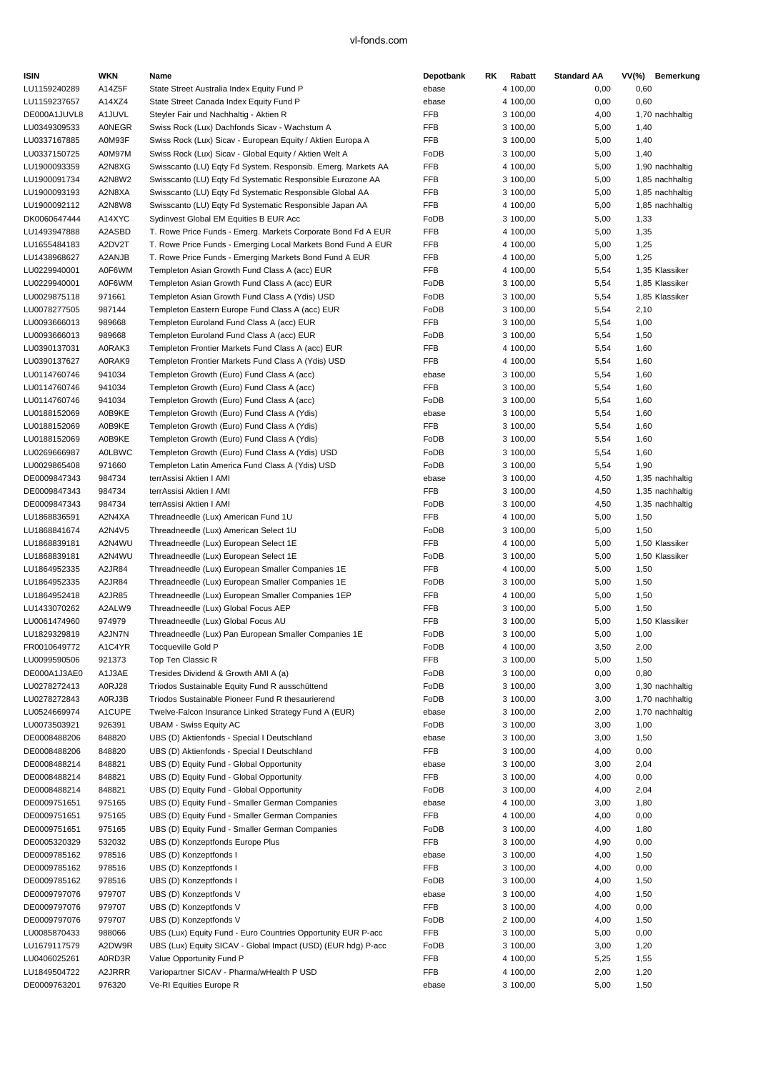| ISIN | WKN | Name | Depotbank | RK | Rabatt | Standard AA | VV(%) | Bemerkung |
|---|---|---|---|---|---|---|---|---|
| LU1159240289 | A14Z5F | State Street Australia Index Equity Fund P | ebase | 4 | 100,00 | 0,00 | 0,60 | |
| LU1159237657 | A14XZ4 | State Street Canada Index Equity Fund P | ebase | 4 | 100,00 | 0,00 | 0,60 | |
| DE000A1JUVL8 | A1JUVL | Steyler Fair und Nachhaltig - Aktien R | FFB | 3 | 100,00 | 4,00 | 1,70 | nachhaltig |
| LU0349309533 | A0NEGR | Swiss Rock (Lux) Dachfonds Sicav - Wachstum A | FFB | 3 | 100,00 | 5,00 | 1,40 | |
| LU0337167885 | A0M93F | Swiss Rock (Lux) Sicav - European Equity / Aktien Europa A | FFB | 3 | 100,00 | 5,00 | 1,40 | |
| LU0337150725 | A0M97M | Swiss Rock (Lux) Sicav - Global Equity / Aktien Welt A | FoDB | 3 | 100,00 | 5,00 | 1,40 | |
| LU1900093359 | A2N8XG | Swisscanto (LU) Eqty Fd System. Responsib. Emerg. Markets AA | FFB | 4 | 100,00 | 5,00 | 1,90 | nachhaltig |
| LU1900091734 | A2N8W2 | Swisscanto (LU) Eqty Fd Systematic Responsible Eurozone AA | FFB | 3 | 100,00 | 5,00 | 1,85 | nachhaltig |
| LU1900093193 | A2N8XA | Swisscanto (LU) Eqty Fd Systematic Responsible Global AA | FFB | 3 | 100,00 | 5,00 | 1,85 | nachhaltig |
| LU1900092112 | A2N8W8 | Swisscanto (LU) Eqty Fd Systematic Responsible Japan AA | FFB | 4 | 100,00 | 5,00 | 1,85 | nachhaltig |
| DK0060647444 | A14XYC | Sydinvest Global EM Equities B EUR Acc | FoDB | 3 | 100,00 | 5,00 | 1,33 | |
| LU1493947888 | A2ASBD | T. Rowe Price Funds - Emerg. Markets Corporate Bond Fd A EUR | FFB | 4 | 100,00 | 5,00 | 1,35 | |
| LU1655484183 | A2DV2T | T. Rowe Price Funds - Emerging Local Markets Bond Fund A EUR | FFB | 4 | 100,00 | 5,00 | 1,25 | |
| LU1438968627 | A2ANJB | T. Rowe Price Funds - Emerging Markets Bond Fund A EUR | FFB | 4 | 100,00 | 5,00 | 1,25 | |
| LU0229940001 | A0F6WM | Templeton Asian Growth Fund Class A (acc) EUR | FFB | 4 | 100,00 | 5,54 | 1,35 | Klassiker |
| LU0229940001 | A0F6WM | Templeton Asian Growth Fund Class A (acc) EUR | FoDB | 3 | 100,00 | 5,54 | 1,85 | Klassiker |
| LU0029875118 | 971661 | Templeton Asian Growth Fund Class A (Ydis) USD | FoDB | 3 | 100,00 | 5,54 | 1,85 | Klassiker |
| LU0078277505 | 987144 | Templeton Eastern Europe Fund Class A (acc) EUR | FoDB | 3 | 100,00 | 5,54 | 2,10 | |
| LU0093666013 | 989668 | Templeton Euroland Fund Class A (acc) EUR | FFB | 3 | 100,00 | 5,54 | 1,00 | |
| LU0093666013 | 989668 | Templeton Euroland Fund Class A (acc) EUR | FoDB | 3 | 100,00 | 5,54 | 1,50 | |
| LU0390137031 | A0RAK3 | Templeton Frontier Markets Fund Class A (acc) EUR | FFB | 4 | 100,00 | 5,54 | 1,60 | |
| LU0390137627 | A0RAK9 | Templeton Frontier Markets Fund Class A (Ydis) USD | FFB | 4 | 100,00 | 5,54 | 1,60 | |
| LU0114760746 | 941034 | Templeton Growth (Euro) Fund Class A (acc) | ebase | 3 | 100,00 | 5,54 | 1,60 | |
| LU0114760746 | 941034 | Templeton Growth (Euro) Fund Class A (acc) | FFB | 3 | 100,00 | 5,54 | 1,60 | |
| LU0114760746 | 941034 | Templeton Growth (Euro) Fund Class A (acc) | FoDB | 3 | 100,00 | 5,54 | 1,60 | |
| LU0188152069 | A0B9KE | Templeton Growth (Euro) Fund Class A (Ydis) | ebase | 3 | 100,00 | 5,54 | 1,60 | |
| LU0188152069 | A0B9KE | Templeton Growth (Euro) Fund Class A (Ydis) | FFB | 3 | 100,00 | 5,54 | 1,60 | |
| LU0188152069 | A0B9KE | Templeton Growth (Euro) Fund Class A (Ydis) | FoDB | 3 | 100,00 | 5,54 | 1,60 | |
| LU0269666987 | A0LBWC | Templeton Growth (Euro) Fund Class A (Ydis) USD | FoDB | 3 | 100,00 | 5,54 | 1,60 | |
| LU0029865408 | 971660 | Templeton Latin America Fund Class A (Ydis) USD | FoDB | 3 | 100,00 | 5,54 | 1,90 | |
| DE0009847343 | 984734 | terrAssisi Aktien I AMI | ebase | 3 | 100,00 | 4,50 | 1,35 | nachhaltig |
| DE0009847343 | 984734 | terrAssisi Aktien I AMI | FFB | 3 | 100,00 | 4,50 | 1,35 | nachhaltig |
| DE0009847343 | 984734 | terrAssisi Aktien I AMI | FoDB | 3 | 100,00 | 4,50 | 1,35 | nachhaltig |
| LU1868836591 | A2N4XA | Threadneedle (Lux) American Fund 1U | FFB | 4 | 100,00 | 5,00 | 1,50 | |
| LU1868841674 | A2N4V5 | Threadneedle (Lux) American Select 1U | FoDB | 3 | 100,00 | 5,00 | 1,50 | |
| LU1868839181 | A2N4WU | Threadneedle (Lux) European Select 1E | FFB | 4 | 100,00 | 5,00 | 1,50 | Klassiker |
| LU1868839181 | A2N4WU | Threadneedle (Lux) European Select 1E | FoDB | 3 | 100,00 | 5,00 | 1,50 | Klassiker |
| LU1864952335 | A2JR84 | Threadneedle (Lux) European Smaller Companies 1E | FFB | 4 | 100,00 | 5,00 | 1,50 | |
| LU1864952335 | A2JR84 | Threadneedle (Lux) European Smaller Companies 1E | FoDB | 3 | 100,00 | 5,00 | 1,50 | |
| LU1864952418 | A2JR85 | Threadneedle (Lux) European Smaller Companies 1EP | FFB | 4 | 100,00 | 5,00 | 1,50 | |
| LU1433070262 | A2ALW9 | Threadneedle (Lux) Global Focus AEP | FFB | 3 | 100,00 | 5,00 | 1,50 | |
| LU0061474960 | 974979 | Threadneedle (Lux) Global Focus AU | FFB | 3 | 100,00 | 5,00 | 1,50 | Klassiker |
| LU1829329819 | A2JN7N | Threadneedle (Lux) Pan European Smaller Companies 1E | FoDB | 3 | 100,00 | 5,00 | 1,00 | |
| FR0010649772 | A1C4YR | Tocqueville Gold P | FoDB | 4 | 100,00 | 3,50 | 2,00 | |
| LU0099590506 | 921373 | Top Ten Classic R | FFB | 3 | 100,00 | 5,00 | 1,50 | |
| DE000A1J3AE0 | A1J3AE | Tresides Dividend & Growth AMI A (a) | FoDB | 3 | 100,00 | 0,00 | 0,80 | |
| LU0278272413 | A0RJ28 | Triodos Sustainable Equity Fund R ausschüttend | FoDB | 3 | 100,00 | 3,00 | 1,30 | nachhaltig |
| LU0278272843 | A0RJ3B | Triodos Sustainable Pioneer Fund R thesaurierend | FoDB | 3 | 100,00 | 3,00 | 1,70 | nachhaltig |
| LU0524669974 | A1CUPE | Twelve-Falcon Insurance Linked Strategy Fund A (EUR) | ebase | 3 | 100,00 | 2,00 | 1,70 | nachhaltig |
| LU0073503921 | 926391 | UBAM - Swiss Equity AC | FoDB | 3 | 100,00 | 3,00 | 1,00 | |
| DE0008488206 | 848820 | UBS (D) Aktienfonds - Special I Deutschland | ebase | 3 | 100,00 | 3,00 | 1,50 | |
| DE0008488206 | 848820 | UBS (D) Aktienfonds - Special I Deutschland | FFB | 3 | 100,00 | 4,00 | 0,00 | |
| DE0008488214 | 848821 | UBS (D) Equity Fund - Global Opportunity | ebase | 3 | 100,00 | 3,00 | 2,04 | |
| DE0008488214 | 848821 | UBS (D) Equity Fund - Global Opportunity | FFB | 3 | 100,00 | 4,00 | 0,00 | |
| DE0008488214 | 848821 | UBS (D) Equity Fund - Global Opportunity | FoDB | 3 | 100,00 | 4,00 | 2,04 | |
| DE0009751651 | 975165 | UBS (D) Equity Fund - Smaller German Companies | ebase | 4 | 100,00 | 3,00 | 1,80 | |
| DE0009751651 | 975165 | UBS (D) Equity Fund - Smaller German Companies | FFB | 4 | 100,00 | 4,00 | 0,00 | |
| DE0009751651 | 975165 | UBS (D) Equity Fund - Smaller German Companies | FoDB | 3 | 100,00 | 4,00 | 1,80 | |
| DE0005320329 | 532032 | UBS (D) Konzeptfonds Europe Plus | FFB | 3 | 100,00 | 4,90 | 0,00 | |
| DE0009785162 | 978516 | UBS (D) Konzeptfonds I | ebase | 3 | 100,00 | 4,00 | 1,50 | |
| DE0009785162 | 978516 | UBS (D) Konzeptfonds I | FFB | 3 | 100,00 | 4,00 | 0,00 | |
| DE0009785162 | 978516 | UBS (D) Konzeptfonds I | FoDB | 3 | 100,00 | 4,00 | 1,50 | |
| DE0009797076 | 979707 | UBS (D) Konzeptfonds V | ebase | 3 | 100,00 | 4,00 | 1,50 | |
| DE0009797076 | 979707 | UBS (D) Konzeptfonds V | FFB | 3 | 100,00 | 4,00 | 0,00 | |
| DE0009797076 | 979707 | UBS (D) Konzeptfonds V | FoDB | 2 | 100,00 | 4,00 | 1,50 | |
| LU0085870433 | 988066 | UBS (Lux) Equity Fund - Euro Countries Opportunity EUR P-acc | FFB | 3 | 100,00 | 5,00 | 0,00 | |
| LU1679117579 | A2DW9R | UBS (Lux) Equity SICAV - Global Impact (USD) (EUR hdg) P-acc | FoDB | 3 | 100,00 | 3,00 | 1,20 | |
| LU0406025261 | A0RD3R | Value Opportunity Fund P | FFB | 4 | 100,00 | 5,25 | 1,55 | |
| LU1849504722 | A2JRRR | Variopartner SICAV - Pharma/wHealth P USD | FFB | 4 | 100,00 | 2,00 | 1,20 | |
| DE0009763201 | 976320 | Ve-RI Equities Europe R | ebase | 3 | 100,00 | 5,00 | 1,50 | |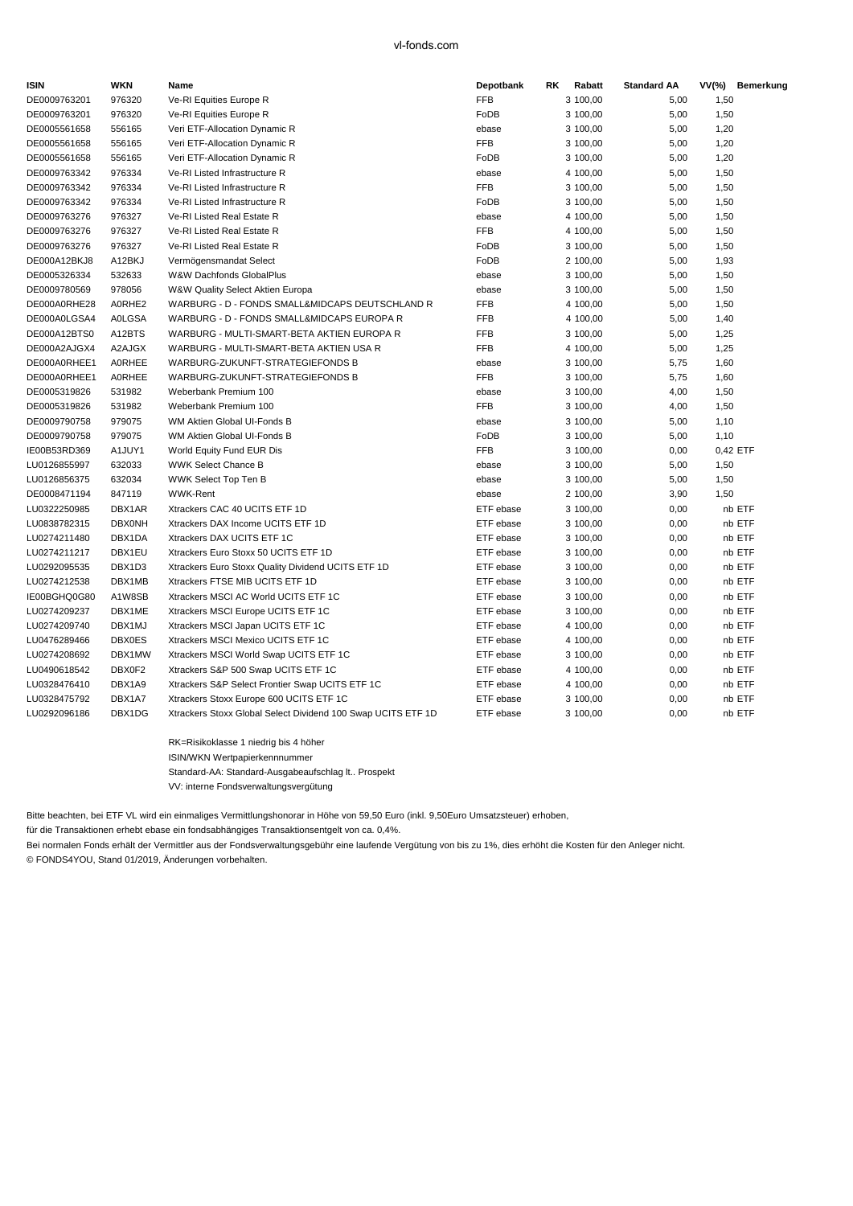| ISIN | WKN | Name | Depotbank | RK | Rabatt | Standard AA | VV(%) | Bemerkung |
|---|---|---|---|---|---|---|---|---|
| DE0009763201 | 976320 | Ve-RI Equities Europe R | FFB | 3 | 100,00 | 5,00 | 1,50 | |
| DE0009763201 | 976320 | Ve-RI Equities Europe R | FoDB | 3 | 100,00 | 5,00 | 1,50 | |
| DE0005561658 | 556165 | Veri ETF-Allocation Dynamic R | ebase | 3 | 100,00 | 5,00 | 1,20 | |
| DE0005561658 | 556165 | Veri ETF-Allocation Dynamic R | FFB | 3 | 100,00 | 5,00 | 1,20 | |
| DE0005561658 | 556165 | Veri ETF-Allocation Dynamic R | FoDB | 3 | 100,00 | 5,00 | 1,20 | |
| DE0009763342 | 976334 | Ve-RI Listed Infrastructure R | ebase | 4 | 100,00 | 5,00 | 1,50 | |
| DE0009763342 | 976334 | Ve-RI Listed Infrastructure R | FFB | 3 | 100,00 | 5,00 | 1,50 | |
| DE0009763342 | 976334 | Ve-RI Listed Infrastructure R | FoDB | 3 | 100,00 | 5,00 | 1,50 | |
| DE0009763276 | 976327 | Ve-RI Listed Real Estate R | ebase | 4 | 100,00 | 5,00 | 1,50 | |
| DE0009763276 | 976327 | Ve-RI Listed Real Estate R | FFB | 4 | 100,00 | 5,00 | 1,50 | |
| DE0009763276 | 976327 | Ve-RI Listed Real Estate R | FoDB | 3 | 100,00 | 5,00 | 1,50 | |
| DE000A12BKJ8 | A12BKJ | Vermögensmandat Select | FoDB | 2 | 100,00 | 5,00 | 1,93 | |
| DE0005326334 | 532633 | W&W Dachfonds GlobalPlus | ebase | 3 | 100,00 | 5,00 | 1,50 | |
| DE0009780569 | 978056 | W&W Quality Select Aktien Europa | ebase | 3 | 100,00 | 5,00 | 1,50 | |
| DE000A0RHE28 | A0RHE2 | WARBURG - D - FONDS SMALL&MIDCAPS DEUTSCHLAND R | FFB | 4 | 100,00 | 5,00 | 1,50 | |
| DE000A0LGSA4 | A0LGSA | WARBURG - D - FONDS SMALL&MIDCAPS EUROPA R | FFB | 4 | 100,00 | 5,00 | 1,40 | |
| DE000A12BTS0 | A12BTS | WARBURG - MULTI-SMART-BETA AKTIEN EUROPA R | FFB | 3 | 100,00 | 5,00 | 1,25 | |
| DE000A2AJGX4 | A2AJGX | WARBURG - MULTI-SMART-BETA AKTIEN USA R | FFB | 4 | 100,00 | 5,00 | 1,25 | |
| DE000A0RHEE1 | A0RHEE | WARBURG-ZUKUNFT-STRATEGIEFONDS B | ebase | 3 | 100,00 | 5,75 | 1,60 | |
| DE000A0RHEE1 | A0RHEE | WARBURG-ZUKUNFT-STRATEGIEFONDS B | FFB | 3 | 100,00 | 5,75 | 1,60 | |
| DE0005319826 | 531982 | Weberbank Premium 100 | ebase | 3 | 100,00 | 4,00 | 1,50 | |
| DE0005319826 | 531982 | Weberbank Premium 100 | FFB | 3 | 100,00 | 4,00 | 1,50 | |
| DE0009790758 | 979075 | WM Aktien Global UI-Fonds B | ebase | 3 | 100,00 | 5,00 | 1,10 | |
| DE0009790758 | 979075 | WM Aktien Global UI-Fonds B | FoDB | 3 | 100,00 | 5,00 | 1,10 | |
| IE00B53RD369 | A1JUY1 | World Equity Fund EUR Dis | FFB | 3 | 100,00 | 0,00 | 0,42 | ETF |
| LU0126855997 | 632033 | WWK Select Chance B | ebase | 3 | 100,00 | 5,00 | 1,50 | |
| LU0126856375 | 632034 | WWK Select Top Ten B | ebase | 3 | 100,00 | 5,00 | 1,50 | |
| DE0008471194 | 847119 | WWK-Rent | ebase | 2 | 100,00 | 3,90 | 1,50 | |
| LU0322250985 | DBX1AR | Xtrackers CAC 40 UCITS ETF 1D | ETF ebase | 3 | 100,00 | 0,00 | nb | ETF |
| LU0838782315 | DBX0NH | Xtrackers DAX Income UCITS ETF 1D | ETF ebase | 3 | 100,00 | 0,00 | nb | ETF |
| LU0274211480 | DBX1DA | Xtrackers DAX UCITS ETF 1C | ETF ebase | 3 | 100,00 | 0,00 | nb | ETF |
| LU0274211217 | DBX1EU | Xtrackers Euro Stoxx 50 UCITS ETF 1D | ETF ebase | 3 | 100,00 | 0,00 | nb | ETF |
| LU0292095535 | DBX1D3 | Xtrackers Euro Stoxx Quality Dividend UCITS ETF 1D | ETF ebase | 3 | 100,00 | 0,00 | nb | ETF |
| LU0274212538 | DBX1MB | Xtrackers FTSE MIB UCITS ETF 1D | ETF ebase | 3 | 100,00 | 0,00 | nb | ETF |
| IE00BGHQ0G80 | A1W8SB | Xtrackers MSCI AC World UCITS ETF 1C | ETF ebase | 3 | 100,00 | 0,00 | nb | ETF |
| LU0274209237 | DBX1ME | Xtrackers MSCI Europe UCITS ETF 1C | ETF ebase | 3 | 100,00 | 0,00 | nb | ETF |
| LU0274209740 | DBX1MJ | Xtrackers MSCI Japan UCITS ETF 1C | ETF ebase | 4 | 100,00 | 0,00 | nb | ETF |
| LU0476289466 | DBX0ES | Xtrackers MSCI Mexico UCITS ETF 1C | ETF ebase | 4 | 100,00 | 0,00 | nb | ETF |
| LU0274208692 | DBX1MW | Xtrackers MSCI World Swap UCITS ETF 1C | ETF ebase | 3 | 100,00 | 0,00 | nb | ETF |
| LU0490618542 | DBX0F2 | Xtrackers S&P 500 Swap UCITS ETF 1C | ETF ebase | 4 | 100,00 | 0,00 | nb | ETF |
| LU0328476410 | DBX1A9 | Xtrackers S&P Select Frontier Swap UCITS ETF 1C | ETF ebase | 4 | 100,00 | 0,00 | nb | ETF |
| LU0328475792 | DBX1A7 | Xtrackers Stoxx Europe 600 UCITS ETF 1C | ETF ebase | 3 | 100,00 | 0,00 | nb | ETF |
| LU0292096186 | DBX1DG | Xtrackers Stoxx Global Select Dividend 100 Swap UCITS ETF 1D | ETF ebase | 3 | 100,00 | 0,00 | nb | ETF |

RK=Risikoklasse 1 niedrig bis 4 höher

ISIN/WKN Wertpapierkennnummer

Standard-AA: Standard-Ausgabeaufschlag lt.. Prospekt

VV: interne Fondsverwaltungsvergütung

Bitte beachten, bei ETF VL wird ein einmaliges Vermittlungshonorar in Höhe von 59,50 Euro (inkl. 9,50Euro Umsatzsteuer) erhoben,

für die Transaktionen erhebt ebase ein fondsabhängiges Transaktionsentgelt von ca. 0,4%.

Bei normalen Fonds erhält der Vermittler aus der Fondsverwaltungsgebühr eine laufende Vergütung von bis zu 1%, dies erhöht die Kosten für den Anleger nicht.

© FONDS4YOU, Stand 01/2019, Änderungen vorbehalten.